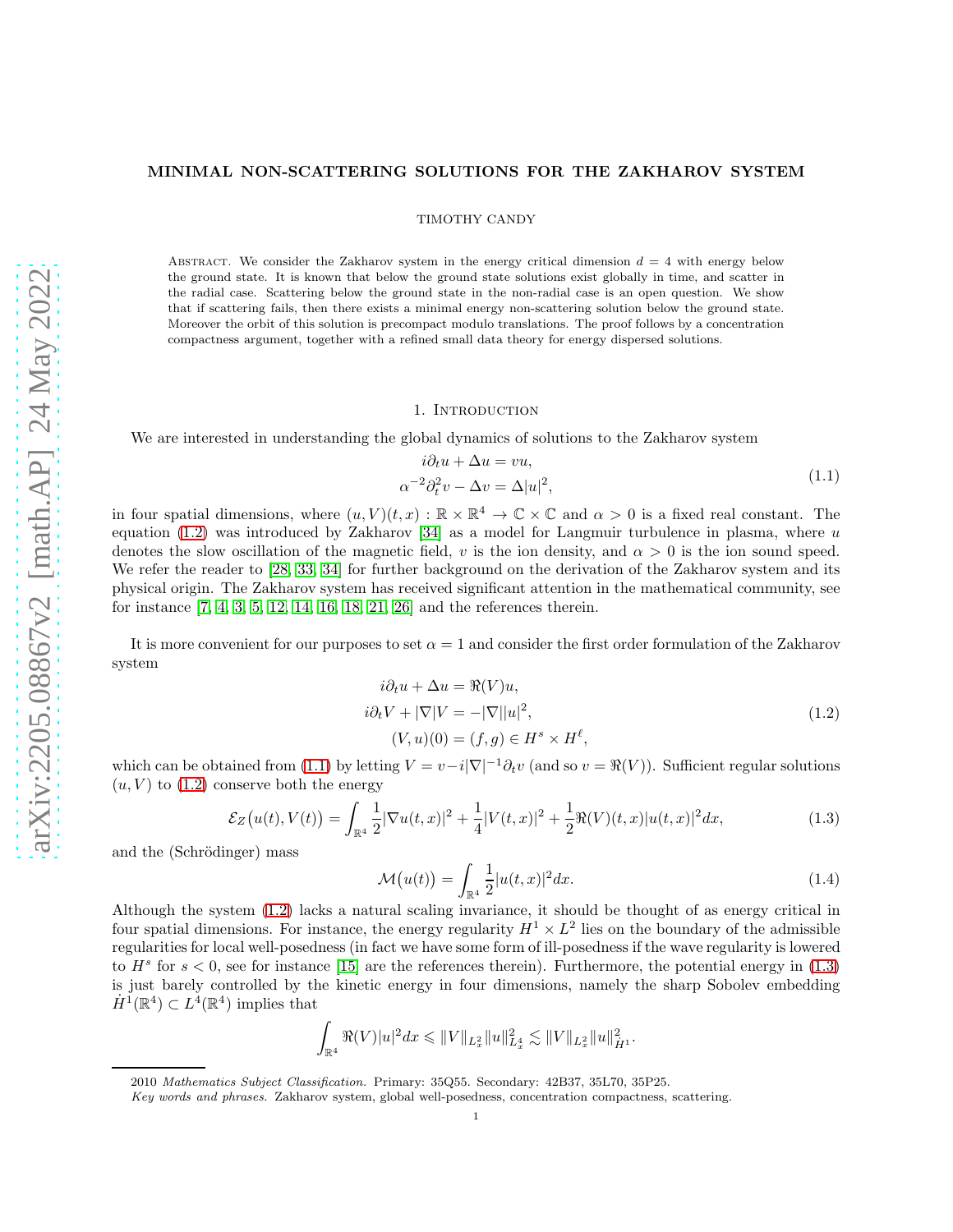# MINIMAL NON-SCATTERING SOLUTIONS FOR THE ZAKHAROV SYSTEM

TIMOTHY CANDY

Abstract. We consider the Zakharov system in the energy critical dimension $d = 4$ with energy below the ground state. It is known that below the ground state solutions exist globally in time, and scatter in the radial case. Scattering below the ground state in the non-radial case is an open question. We show that if scattering fails, then there exists a minimal energy non-scattering solution below the ground state. Moreover the orbit of this solution is precompact modulo translations. The proof follows by a concentration compactness argument, together with a refined small data theory for energy dispersed solutions.

## 1. Introduction

We are interested in understanding the global dynamics of solutions to the Zakharov system

$$
\begin{aligned}
i\partial_t u + \Delta u &= vu, \\
\alpha^{-2}\partial_t^2 v - \Delta v &= \Delta |u|^2,
\end{aligned}
\tag{1.1}
$$

in four spatial dimensions, where $(u, V)(t, x) : \mathbb{R} \times \mathbb{R}^4 \to \mathbb{C} \times \mathbb{C}$ and $\alpha > 0$ is a fixed real constant. The equation (1.2) was introduced by Zakharov [34] as a model for Langmuir turbulence in plasma, where $u$ denotes the slow oscillation of the magnetic field, $v$ is the ion density, and $\alpha > 0$ is the ion sound speed. We refer the reader to [28, 33, 34] for further background on the derivation of the Zakharov system and its physical origin. The Zakharov system has received significant attention in the mathematical community, see for instance [7, 4, 3, 5, 12, 14, 16, 18, 21, 26] and the references therein.

It is more convenient for our purposes to set $\alpha = 1$ and consider the first order formulation of the Zakharov system

$$
\begin{aligned}
i\partial_t u + \Delta u &= \Re(V)u, \\
i\partial_t V + |\nabla| V &= -|\nabla||u|^2, \\
(V, u)(0) &= (f, g) \in H^s \times H^\ell,
\end{aligned}
\tag{1.2}
$$

which can be obtained from (1.1) by letting $V = v - i|\nabla|^{-1}\partial_t v$ (and so $v = \Re(V)$). Sufficient regular solutions $(u, V)$ to (1.2) conserve both the energy

$$
\mathcal{E}_Z\big(u(t), V(t)\big) = \int_{\mathbb{R}^4} \frac{1}{2}|\nabla u(t,x)|^2 + \frac{1}{4}|V(t,x)|^2 + \frac{1}{2}\Re(V)(t,x)|u(t,x)|^2 dx,
\tag{1.3}
$$

and the (Schrödinger) mass

$$
\mathcal{M}\big(u(t)\big) = \int_{\mathbb{R}^4} \frac{1}{2}|u(t,x)|^2 dx.
\tag{1.4}
$$

Although the system (1.2) lacks a natural scaling invariance, it should be thought of as energy critical in four spatial dimensions. For instance, the energy regularity $H^1 \times L^2$ lies on the boundary of the admissible regularities for local well-posedness (in fact we have some form of ill-posedness if the wave regularity is lowered to $H^s$ for $s < 0$, see for instance [15] are the references therein). Furthermore, the potential energy in (1.3) is just barely controlled by the kinetic energy in four dimensions, namely the sharp Sobolev embedding $\dot{H}^1(\mathbb{R}^4) \subset L^4(\mathbb{R}^4)$ implies that

$$
\int_{\mathbb{R}^4} \Re(V)|u|^2 dx \leqslant \|V\|_{L^2_x}\|u\|^2_{L^4_x} \lesssim \|V\|_{L^2_x}\|u\|^2_{\dot{H}^1}.
$$

2010 *Mathematics Subject Classification.* Primary: 35Q55. Secondary: 42B37, 35L70, 35P25.

*Key words and phrases.* Zakharov system, global well-posedness, concentration compactness, scattering.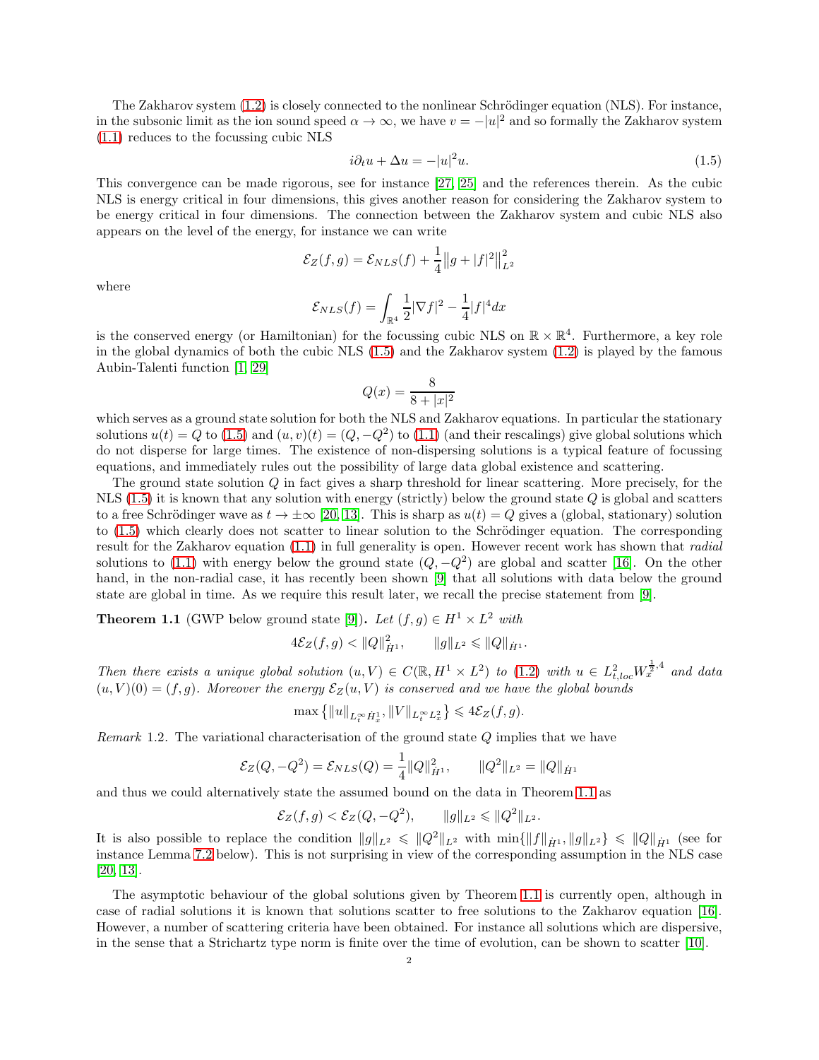The Zakharov system (1.2) is closely connected to the nonlinear Schrödinger equation (NLS). For instance, in the subsonic limit as the ion sound speed $\alpha \to \infty$, we have $v = -|u|^2$ and so formally the Zakharov system (1.1) reduces to the focussing cubic NLS

$$i\partial_t u + \Delta u = -|u|^2 u. \tag{1.5}$$

This convergence can be made rigorous, see for instance [27, 25] and the references therein. As the cubic NLS is energy critical in four dimensions, this gives another reason for considering the Zakharov system to be energy critical in four dimensions. The connection between the Zakharov system and cubic NLS also appears on the level of the energy, for instance we can write

$$\mathcal{E}_Z(f,g) = \mathcal{E}_{NLS}(f) + \frac{1}{4}\big\|g + |f|^2\big\|_{L^2}^2$$

where

$$\mathcal{E}_{NLS}(f) = \int_{\mathbb{R}^4} \frac{1}{2}|\nabla f|^2 - \frac{1}{4}|f|^4 dx$$

is the conserved energy (or Hamiltonian) for the focussing cubic NLS on $\mathbb{R}\times\mathbb{R}^4$. Furthermore, a key role in the global dynamics of both the cubic NLS (1.5) and the Zakharov system (1.2) is played by the famous Aubin-Talenti function [1, 29]

$$Q(x) = \frac{8}{8+|x|^2}$$

which serves as a ground state solution for both the NLS and Zakharov equations. In particular the stationary solutions $u(t) = Q$ to (1.5) and $(u,v)(t) = (Q, -Q^2)$ to (1.1) (and their rescalings) give global solutions which do not disperse for large times. The existence of non-dispersing solutions is a typical feature of focussing equations, and immediately rules out the possibility of large data global existence and scattering.

The ground state solution $Q$ in fact gives a sharp threshold for linear scattering. More precisely, for the NLS (1.5) it is known that any solution with energy (strictly) below the ground state $Q$ is global and scatters to a free Schrödinger wave as $t \to \pm\infty$ [20, 13]. This is sharp as $u(t) = Q$ gives a (global, stationary) solution to (1.5) which clearly does not scatter to linear solution to the Schrödinger equation. The corresponding result for the Zakharov equation (1.1) in full generality is open. However recent work has shown that *radial* solutions to (1.1) with energy below the ground state $(Q, -Q^2)$ are global and scatter [16]. On the other hand, in the non-radial case, it has recently been shown [9] that all solutions with data below the ground state are global in time. As we require this result later, we recall the precise statement from [9].

**Theorem 1.1** (GWP below ground state [9])**.** *Let $(f,g) \in H^1 \times L^2$ with*

$$4\mathcal{E}_Z(f,g) < \|Q\|_{\dot{H}^1}^2, \qquad \|g\|_{L^2} \leqslant \|Q\|_{\dot{H}^1}.$$

*Then there exists a unique global solution $(u,V) \in C(\mathbb{R}, H^1 \times L^2)$ to (1.2) with $u \in L^2_{t,loc} W^{\frac{1}{2},4}_x$ and data $(u,V)(0) = (f,g)$. Moreover the energy $\mathcal{E}_Z(u,V)$ is conserved and we have the global bounds*

$$\max\big\{\|u\|_{L^\infty_t \dot{H}^1_x}, \|V\|_{L^\infty_t L^2_x}\big\} \leqslant 4\mathcal{E}_Z(f,g).$$

*Remark* 1.2. The variational characterisation of the ground state $Q$ implies that we have

$$\mathcal{E}_Z(Q,-Q^2) = \mathcal{E}_{NLS}(Q) = \frac{1}{4}\|Q\|_{\dot{H}^1}^2, \qquad \|Q^2\|_{L^2} = \|Q\|_{\dot{H}^1}$$

and thus we could alternatively state the assumed bound on the data in Theorem 1.1 as

$$\mathcal{E}_Z(f,g) < \mathcal{E}_Z(Q,-Q^2), \qquad \|g\|_{L^2} \leqslant \|Q^2\|_{L^2}.$$

It is also possible to replace the condition $\|g\|_{L^2} \leqslant \|Q^2\|_{L^2}$ with $\min\{\|f\|_{\dot{H}^1}, \|g\|_{L^2}\} \leqslant \|Q\|_{\dot{H}^1}$ (see for instance Lemma 7.2 below). This is not surprising in view of the corresponding assumption in the NLS case [20, 13].

The asymptotic behaviour of the global solutions given by Theorem 1.1 is currently open, although in case of radial solutions it is known that solutions scatter to free solutions to the Zakharov equation [16]. However, a number of scattering criteria have been obtained. For instance all solutions which are dispersive, in the sense that a Strichartz type norm is finite over the time of evolution, can be shown to scatter [10].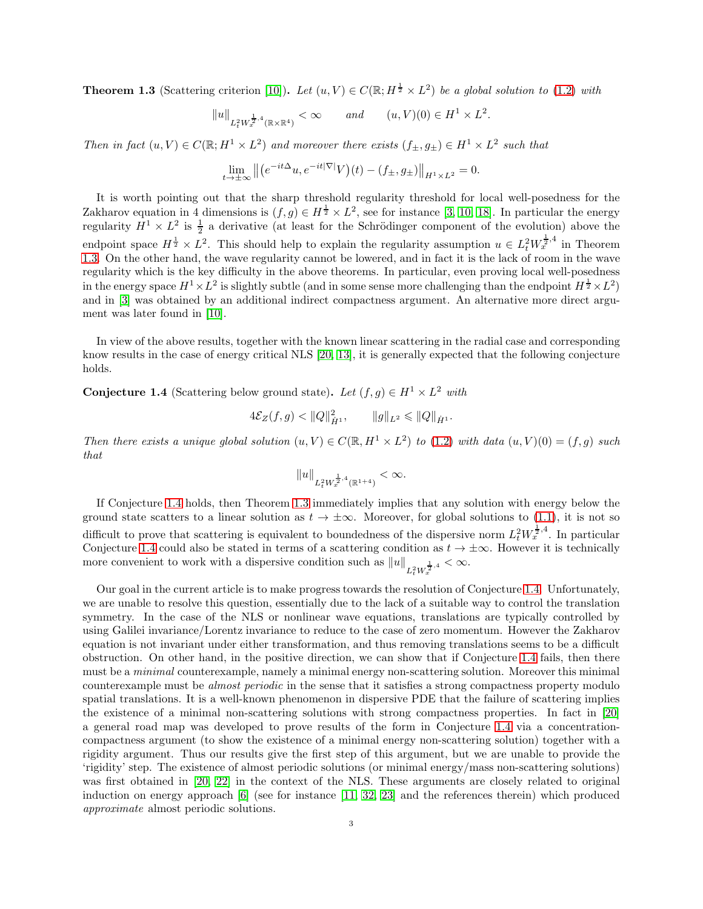**Theorem 1.3** (Scattering criterion [10])**.** *Let $(u,V) \in C(\mathbb{R}; H^{\frac{1}{2}} \times L^2)$ be a global solution to (1.2) with*

$$\|u\|_{L^2_t W^{\frac{1}{2},4}_x(\mathbb{R}\times\mathbb{R}^4)} < \infty \qquad \text{and} \qquad (u,V)(0) \in H^1 \times L^2.$$

*Then in fact $(u,V) \in C(\mathbb{R}; H^1 \times L^2)$ and moreover there exists $(f_\pm, g_\pm) \in H^1 \times L^2$ such that*

$$\lim_{t\to\pm\infty} \big\| \big(e^{-it\Delta} u, e^{-it|\nabla|} V\big)(t) - (f_\pm, g_\pm) \big\|_{H^1 \times L^2} = 0.$$

It is worth pointing out that the sharp threshold regularity threshold for local well-posedness for the Zakharov equation in 4 dimensions is $(f,g) \in H^{\frac{1}{2}} \times L^2$, see for instance [3, 10, 18]. In particular the energy regularity $H^1 \times L^2$ is $\frac{1}{2}$ a derivative (at least for the Schrödinger component of the evolution) above the endpoint space $H^{\frac{1}{2}} \times L^2$. This should help to explain the regularity assumption $u \in L^2_t W^{\frac{1}{2},4}_x$ in Theorem 1.3. On the other hand, the wave regularity cannot be lowered, and in fact it is the lack of room in the wave regularity which is the key difficulty in the above theorems. In particular, even proving local well-posedness in the energy space $H^1 \times L^2$ is slightly subtle (and in some sense more challenging than the endpoint $H^{\frac{1}{2}} \times L^2$) and in [3] was obtained by an additional indirect compactness argument. An alternative more direct argument was later found in [10].

In view of the above results, together with the known linear scattering in the radial case and corresponding know results in the case of energy critical NLS [20, 13], it is generally expected that the following conjecture holds.

**Conjecture 1.4** (Scattering below ground state)**.** *Let $(f,g) \in H^1 \times L^2$ with*

$$4\mathcal{E}_Z(f,g) < \|Q\|^2_{\dot{H}^1}, \qquad \|g\|_{L^2} \leqslant \|Q\|_{\dot{H}^1}.$$

*Then there exists a unique global solution $(u,V) \in C(\mathbb{R}, H^1 \times L^2)$ to (1.2) with data $(u,V)(0) = (f,g)$ such that*

$$\|u\|_{L^2_t W^{\frac{1}{2},4}_x(\mathbb{R}^{1+4})} < \infty.$$

If Conjecture 1.4 holds, then Theorem 1.3 immediately implies that any solution with energy below the ground state scatters to a linear solution as $t \to \pm\infty$. Moreover, for global solutions to (1.1), it is not so difficult to prove that scattering is equivalent to boundedness of the dispersive norm $L^2_t W^{\frac{1}{2},4}_x$. In particular Conjecture 1.4 could also be stated in terms of a scattering condition as $t \to \pm\infty$. However it is technically more convenient to work with a dispersive condition such as $\|u\|_{L^2_t W^{\frac{1}{2},4}_x} < \infty$.

Our goal in the current article is to make progress towards the resolution of Conjecture 1.4. Unfortunately, we are unable to resolve this question, essentially due to the lack of a suitable way to control the translation symmetry. In the case of the NLS or nonlinear wave equations, translations are typically controlled by using Galilei invariance/Lorentz invariance to reduce to the case of zero momentum. However the Zakharov equation is not invariant under either transformation, and thus removing translations seems to be a difficult obstruction. On other hand, in the positive direction, we can show that if Conjecture 1.4 fails, then there must be a *minimal* counterexample, namely a minimal energy non-scattering solution. Moreover this minimal counterexample must be *almost periodic* in the sense that it satisfies a strong compactness property modulo spatial translations. It is a well-known phenomenon in dispersive PDE that the failure of scattering implies the existence of a minimal non-scattering solutions with strong compactness properties. In fact in [20] a general road map was developed to prove results of the form in Conjecture 1.4 via a concentration-compactness argument (to show the existence of a minimal energy non-scattering solution) together with a rigidity argument. Thus our results give the first step of this argument, but we are unable to provide the 'rigidity' step. The existence of almost periodic solutions (or minimal energy/mass non-scattering solutions) was first obtained in [20, 22] in the context of the NLS. These arguments are closely related to original induction on energy approach [6] (see for instance [11, 32, 23] and the references therein) which produced *approximate* almost periodic solutions.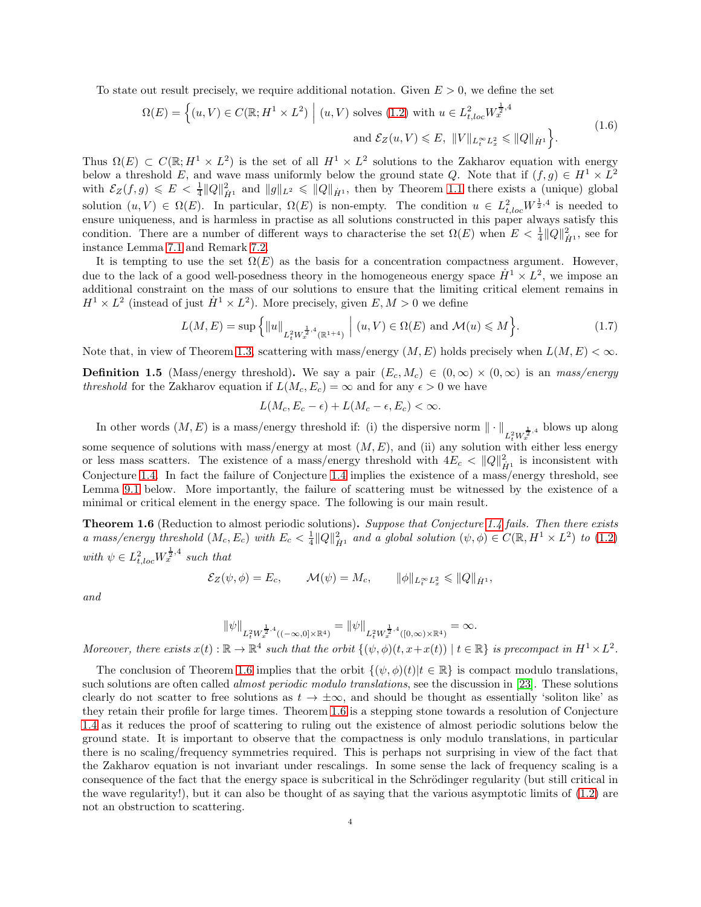To state out result precisely, we require additional notation. Given $E > 0$, we define the set

$$\Omega(E) = \Big\{ (u,V) \in C(\mathbb{R}; H^1 \times L^2) \;\Big|\; (u,V) \text{ solves (1.2) with } u \in L^2_{t,loc} W^{\frac{1}{2},4}_x \\ \text{and } \mathcal{E}_Z(u,V) \leqslant E, \ \|V\|_{L^\infty_t L^2_x} \leqslant \|Q\|_{\dot H^1} \Big\}. \tag{1.6}$$

Thus $\Omega(E) \subset C(\mathbb{R}; H^1 \times L^2)$ is the set of all $H^1 \times L^2$ solutions to the Zakharov equation with energy below a threshold $E$, and wave mass uniformly below the ground state $Q$. Note that if $(f,g) \in H^1 \times L^2$ with $\mathcal{E}_Z(f,g) \leqslant E < \frac{1}{4}\|Q\|^2_{\dot H^1}$ and $\|g\|_{L^2} \leqslant \|Q\|_{\dot H^1}$, then by Theorem 1.1 there exists a (unique) global solution $(u,V) \in \Omega(E)$. In particular, $\Omega(E)$ is non-empty. The condition $u \in L^2_{t,loc} W^{\frac{1}{2},4}_x$ is needed to ensure uniqueness, and is harmless in practise as all solutions constructed in this paper always satisfy this condition. There are a number of different ways to characterise the set $\Omega(E)$ when $E < \frac{1}{4}\|Q\|^2_{\dot H^1}$, see for instance Lemma 7.1 and Remark 7.2.

It is tempting to use the set $\Omega(E)$ as the basis for a concentration compactness argument. However, due to the lack of a good well-posedness theory in the homogeneous energy space $\dot H^1 \times L^2$, we impose an additional constraint on the mass of our solutions to ensure that the limiting critical element remains in $H^1 \times L^2$ (instead of just $\dot H^1 \times L^2$). More precisely, given $E, M > 0$ we define

$$L(M,E) = \sup \Big\{ \|u\|_{L^2_t W^{\frac{1}{2},4}_x(\mathbb{R}^{1+4})} \;\Big|\; (u,V) \in \Omega(E) \text{ and } \mathcal{M}(u) \leqslant M \Big\}. \tag{1.7}$$

Note that, in view of Theorem 1.3, scattering with mass/energy $(M,E)$ holds precisely when $L(M,E) < \infty$.

**Definition 1.5** (Mass/energy threshold)**.** *We say a pair $(E_c, M_c) \in (0,\infty) \times (0,\infty)$ is an mass/energy threshold for the Zakharov equation if $L(M_c, E_c) = \infty$ and for any $\epsilon > 0$ we have*

$$L(M_c, E_c - \epsilon) + L(M_c - \epsilon, E_c) < \infty.$$

In other words $(M,E)$ is a mass/energy threshold if: (i) the dispersive norm $\|\cdot\|_{L^2_t W^{\frac{1}{2},4}_x}$ blows up along some sequence of solutions with mass/energy at most $(M,E)$, and (ii) any solution with either less energy or less mass scatters. The existence of a mass/energy threshold with $4E_c < \|Q\|^2_{\dot H^1}$ is inconsistent with Conjecture 1.4. In fact the failure of Conjecture 1.4 implies the existence of a mass/energy threshold, see Lemma 9.1 below. More importantly, the failure of scattering must be witnessed by the existence of a minimal or critical element in the energy space. The following is our main result.

**Theorem 1.6** (Reduction to almost periodic solutions)**.** *Suppose that Conjecture 1.4 fails. Then there exists a mass/energy threshold $(M_c, E_c)$ with $E_c < \frac{1}{4}\|Q\|^2_{\dot H^1}$ and a global solution $(\psi,\phi) \in C(\mathbb{R}, H^1 \times L^2)$ to (1.2) with $\psi \in L^2_{t,loc} W^{\frac{1}{2},4}_x$ such that*

$$\mathcal{E}_Z(\psi,\phi) = E_c, \qquad \mathcal{M}(\psi) = M_c, \qquad \|\phi\|_{L^\infty_t L^2_x} \leqslant \|Q\|_{\dot H^1},$$

*and*

$$\|\psi\|_{L^2_t W^{\frac{1}{2},4}_x((-\infty,0] \times \mathbb{R}^4)} = \|\psi\|_{L^2_t W^{\frac{1}{2},4}_x([0,\infty) \times \mathbb{R}^4)} = \infty.$$

*Moreover, there exists $x(t) : \mathbb{R} \to \mathbb{R}^4$ such that the orbit $\{(\psi,\phi)(t, x + x(t)) \mid t \in \mathbb{R}\}$ is precompact in $H^1 \times L^2$.*

The conclusion of Theorem 1.6 implies that the orbit $\{(\psi,\phi)(t) | t \in \mathbb{R}\}$ is compact modulo translations, such solutions are often called *almost periodic modulo translations*, see the discussion in [23]. These solutions clearly do not scatter to free solutions as $t \to \pm\infty$, and should be thought as essentially 'soliton like' as they retain their profile for large times. Theorem 1.6 is a stepping stone towards a resolution of Conjecture 1.4 as it reduces the proof of scattering to ruling out the existence of almost periodic solutions below the ground state. It is important to observe that the compactness is only modulo translations, in particular there is no scaling/frequency symmetries required. This is perhaps not surprising in view of the fact that the Zakharov equation is not invariant under rescalings. In some sense the lack of frequency scaling is a consequence of the fact that the energy space is subcritical in the Schrödinger regularity (but still critical in the wave regularity!), but it can also be thought of as saying that the various asymptotic limits of (1.2) are not an obstruction to scattering.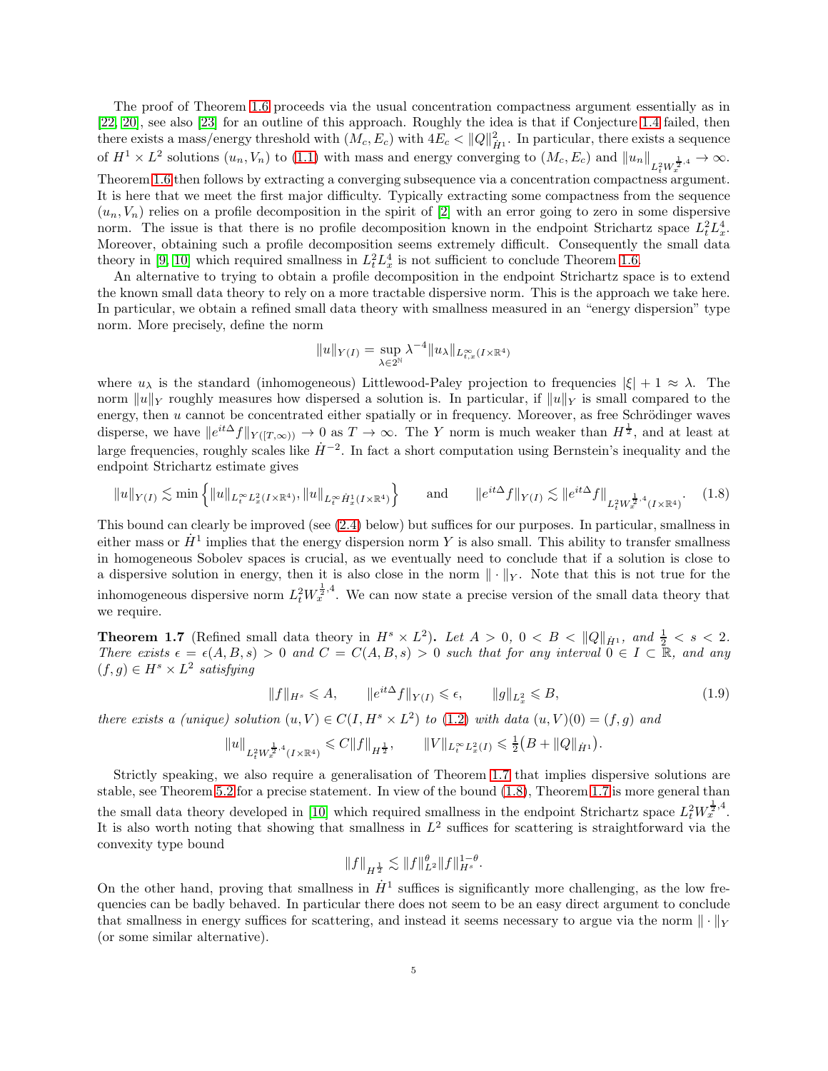The proof of Theorem 1.6 proceeds via the usual concentration compactness argument essentially as in [22, 20], see also [23] for an outline of this approach. Roughly the idea is that if Conjecture 1.4 failed, then there exists a mass/energy threshold with $(M_c, E_c)$ with $4E_c < \|Q\|^2_{\dot H^1}$. In particular, there exists a sequence of $H^1 \times L^2$ solutions $(u_n, V_n)$ to (1.1) with mass and energy converging to $(M_c, E_c)$ and $\|u_n\|_{L^2_t W^{\frac12,4}_x} \to \infty$. Theorem 1.6 then follows by extracting a converging subsequence via a concentration compactness argument. It is here that we meet the first major difficulty. Typically extracting some compactness from the sequence $(u_n, V_n)$ relies on a profile decomposition in the spirit of [2] with an error going to zero in some dispersive norm. The issue is that there is no profile decomposition known in the endpoint Strichartz space $L^2_t L^4_x$. Moreover, obtaining such a profile decomposition seems extremely difficult. Consequently the small data theory in [9, 10] which required smallness in $L^2_t L^4_x$ is not sufficient to conclude Theorem 1.6.

An alternative to trying to obtain a profile decomposition in the endpoint Strichartz space is to extend the known small data theory to rely on a more tractable dispersive norm. This is the approach we take here. In particular, we obtain a refined small data theory with smallness measured in an "energy dispersion" type norm. More precisely, define the norm

$$\|u\|_{Y(I)} = \sup_{\lambda \in 2^{\mathbb{N}}} \lambda^{-4} \|u_\lambda\|_{L^\infty_{t,x}(I\times\mathbb{R}^4)}$$

where $u_\lambda$ is the standard (inhomogeneous) Littlewood-Paley projection to frequencies $|\xi| + 1 \approx \lambda$. The norm $\|u\|_Y$ roughly measures how dispersed a solution is. In particular, if $\|u\|_Y$ is small compared to the energy, then $u$ cannot be concentrated either spatially or in frequency. Moreover, as free Schrödinger waves disperse, we have $\|e^{it\Delta} f\|_{Y([T,\infty))} \to 0$ as $T \to \infty$. The $Y$ norm is much weaker than $H^{\frac12}$, and at least at large frequencies, roughly scales like $\dot H^{-2}$. In fact a short computation using Bernstein's inequality and the endpoint Strichartz estimate gives

$$\|u\|_{Y(I)} \lesssim \min\Big\{ \|u\|_{L^\infty_t L^2_x(I\times\mathbb{R}^4)}, \|u\|_{L^\infty_t \dot H^1_x(I\times\mathbb{R}^4)} \Big\} \qquad \text{and} \qquad \|e^{it\Delta} f\|_{Y(I)} \lesssim \|e^{it\Delta} f\|_{L^2_t W^{\frac12,4}_x(I\times\mathbb{R}^4)}. \tag{1.8}$$

This bound can clearly be improved (see (2.4) below) but suffices for our purposes. In particular, smallness in either mass or $\dot H^1$ implies that the energy dispersion norm $Y$ is also small. This ability to transfer smallness in homogeneous Sobolev spaces is crucial, as we eventually need to conclude that if a solution is close to a dispersive solution in energy, then it is also close in the norm $\|\cdot\|_Y$. Note that this is not true for the inhomogeneous dispersive norm $L^2_t W^{\frac12,4}_x$. We can now state a precise version of the small data theory that we require.

**Theorem 1.7** (Refined small data theory in $H^s \times L^2$). *Let $A > 0$, $0 < B < \|Q\|_{\dot H^1}$, and $\frac12 < s < 2$. There exists $\epsilon = \epsilon(A, B, s) > 0$ and $C = C(A, B, s) > 0$ such that for any interval $0 \in I \subset \mathbb{R}$, and any $(f, g) \in H^s \times L^2$ satisfying*

$$\|f\|_{H^s} \leqslant A, \qquad \|e^{it\Delta} f\|_{Y(I)} \leqslant \epsilon, \qquad \|g\|_{L^2_x} \leqslant B, \tag{1.9}$$

*there exists a (unique) solution $(u, V) \in C(I, H^s \times L^2)$ to (1.2) with data $(u, V)(0) = (f, g)$ and*

$$\|u\|_{L^2_t W^{\frac12,4}_x(I\times\mathbb{R}^4)} \leqslant C\|f\|_{H^{\frac12}}, \qquad \|V\|_{L^\infty_t L^2_x(I)} \leqslant \tfrac12\big(B + \|Q\|_{\dot H^1}\big).$$

Strictly speaking, we also require a generalisation of Theorem 1.7 that implies dispersive solutions are stable, see Theorem 5.2 for a precise statement. In view of the bound (1.8), Theorem 1.7 is more general than the small data theory developed in [10] which required smallness in the endpoint Strichartz space $L^2_t W^{\frac12,4}_x$. It is also worth noting that showing that smallness in $L^2$ suffices for scattering is straightforward via the convexity type bound

$$\|f\|_{H^{\frac12}} \lesssim \|f\|^\theta_{L^2} \|f\|^{1-\theta}_{H^s}.$$

On the other hand, proving that smallness in $\dot H^1$ suffices is significantly more challenging, as the low frequencies can be badly behaved. In particular there does not seem to be an easy direct argument to conclude that smallness in energy suffices for scattering, and instead it seems necessary to argue via the norm $\|\cdot\|_Y$ (or some similar alternative).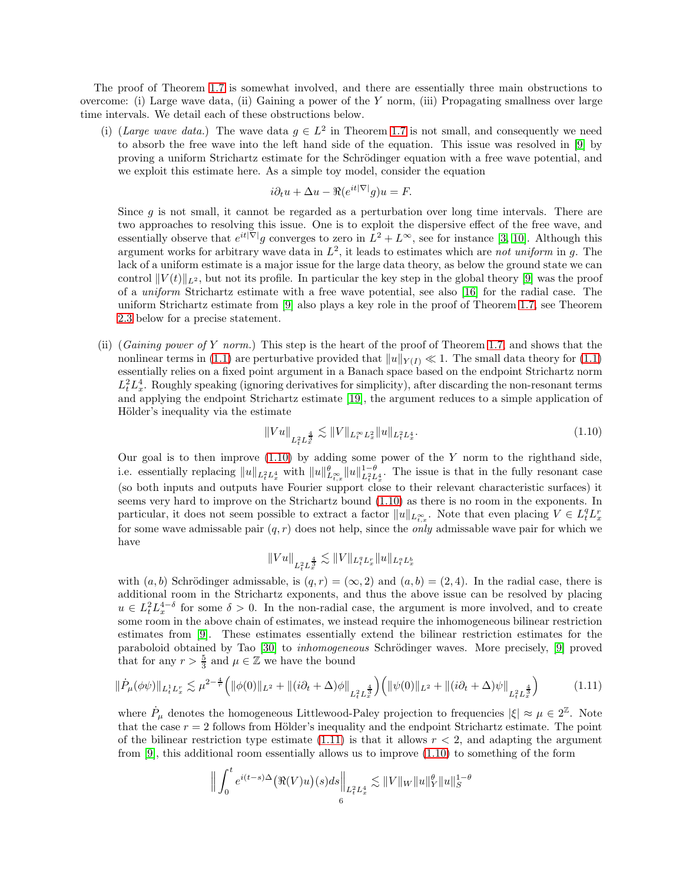The proof of Theorem 1.7 is somewhat involved, and there are essentially three main obstructions to overcome: (i) Large wave data, (ii) Gaining a power of the $Y$ norm, (iii) Propagating smallness over large time intervals. We detail each of these obstructions below.

(i) (*Large wave data.*) The wave data $g \in L^2$ in Theorem 1.7 is not small, and consequently we need to absorb the free wave into the left hand side of the equation. This issue was resolved in [9] by proving a uniform Strichartz estimate for the Schrödinger equation with a free wave potential, and we exploit this estimate here. As a simple toy model, consider the equation

$$i\partial_t u + \Delta u - \Re(e^{it|\nabla|}g)u = F.$$

Since $g$ is not small, it cannot be regarded as a perturbation over long time intervals. There are two approaches to resolving this issue. One is to exploit the dispersive effect of the free wave, and essentially observe that $e^{it|\nabla|}g$ converges to zero in $L^2 + L^\infty$, see for instance [3, 10]. Although this argument works for arbitrary wave data in $L^2$, it leads to estimates which are *not uniform* in $g$. The lack of a uniform estimate is a major issue for the large data theory, as below the ground state we can control $\|V(t)\|_{L^2}$, but not its profile. In particular the key step in the global theory [9] was the proof of a *uniform* Strichartz estimate with a free wave potential, see also [16] for the radial case. The uniform Strichartz estimate from [9] also plays a key role in the proof of Theorem 1.7, see Theorem 2.3 below for a precise statement.

(ii) (*Gaining power of Y norm.*) This step is the heart of the proof of Theorem 1.7, and shows that the nonlinear terms in (1.1) are perturbative provided that $\|u\|_{Y(I)} \ll 1$. The small data theory for (1.1) essentially relies on a fixed point argument in a Banach space based on the endpoint Strichartz norm $L^2_t L^4_x$. Roughly speaking (ignoring derivatives for simplicity), after discarding the non-resonant terms and applying the endpoint Strichartz estimate [19], the argument reduces to a simple application of Hölder's inequality via the estimate

$$\|Vu\|_{L^2_t L^{\frac{4}{3}}_x} \lesssim \|V\|_{L^\infty_t L^2_x} \|u\|_{L^2_t L^4_x}. \tag{1.10}$$

Our goal is to then improve (1.10) by adding some power of the $Y$ norm to the righthand side, i.e. essentially replacing $\|u\|_{L^2_t L^4_x}$ with $\|u\|^\theta_{L^\infty_{t,x}} \|u\|^{1-\theta}_{L^2_t L^4_x}$. The issue is that in the fully resonant case (so both inputs and outputs have Fourier support close to their relevant characteristic surfaces) it seems very hard to improve on the Strichartz bound (1.10) as there is no room in the exponents. In particular, it does not seem possible to extract a factor $\|u\|_{L^\infty_{t,x}}$. Note that even placing $V \in L^q_t L^r_x$ for some wave admissable pair $(q, r)$ does not help, since the *only* admissable wave pair for which we have

$$\|Vu\|_{L^2_t L^{\frac{4}{3}}_x} \lesssim \|V\|_{L^q_t L^r_x} \|u\|_{L^a_t L^b_x}$$

with $(a, b)$ Schrödinger admissable, is $(q, r) = (\infty, 2)$ and $(a, b) = (2, 4)$. In the radial case, there is additional room in the Strichartz exponents, and thus the above issue can be resolved by placing $u \in L^2_t L^{4-\delta}_x$ for some $\delta > 0$. In the non-radial case, the argument is more involved, and to create some room in the above chain of estimates, we instead require the inhomogeneous bilinear restriction estimates from [9]. These estimates essentially extend the bilinear restriction estimates for the paraboloid obtained by Tao [30] to *inhomogeneous* Schrödinger waves. More precisely, [9] proved that for any $r > \frac{5}{3}$ and $\mu \in \mathbb{Z}$ we have the bound

$$\|\dot{P}_\mu(\phi\psi)\|_{L^1_t L^r_x} \lesssim \mu^{2-\frac{4}{r}} \Big( \|\phi(0)\|_{L^2} + \|(i\partial_t + \Delta)\phi\|_{L^2_t L^{\frac{4}{3}}_x} \Big) \Big( \|\psi(0)\|_{L^2} + \|(i\partial_t + \Delta)\psi\|_{L^2_t L^{\frac{4}{3}}_x} \Big) \tag{1.11}$$

where $\dot{P}_\mu$ denotes the homogeneous Littlewood-Paley projection to frequencies $|\xi| \approx \mu \in 2^{\mathbb{Z}}$. Note that the case $r = 2$ follows from Hölder's inequality and the endpoint Strichartz estimate. The point of the bilinear restriction type estimate (1.11) is that it allows $r < 2$, and adapting the argument from [9], this additional room essentially allows us to improve (1.10) to something of the form

$$\Big\| \int_0^t e^{i(t-s)\Delta} \big(\Re(V)u\big)(s) ds \Big\|_{L^2_t L^4_x} \lesssim \|V\|_W \|u\|^\theta_Y \|u\|^{1-\theta}_S$$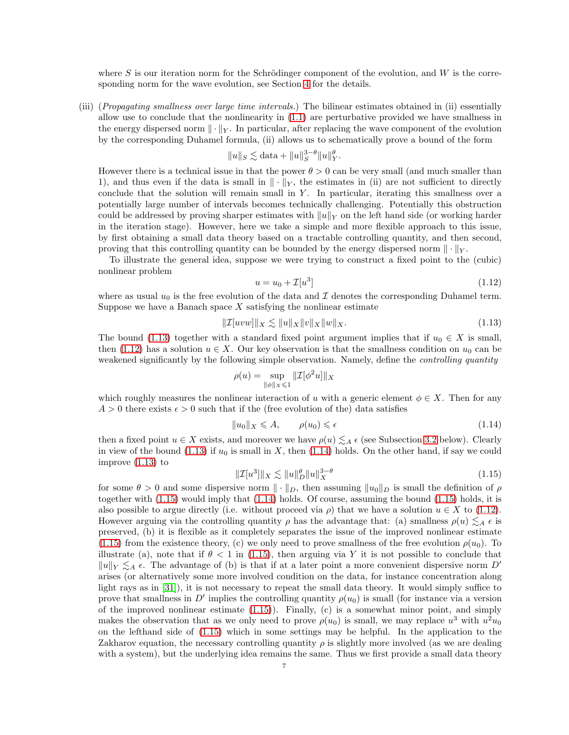where $S$ is our iteration norm for the Schrödinger component of the evolution, and $W$ is the corresponding norm for the wave evolution, see Section 4 for the details.

(iii) (*Propagating smallness over large time intervals.*) The bilinear estimates obtained in (ii) essentially allow use to conclude that the nonlinearity in (1.1) are perturbative provided we have smallness in the energy dispersed norm $\|\cdot\|_Y$. In particular, after replacing the wave component of the evolution by the corresponding Duhamel formula, (ii) allows us to schematically prove a bound of the form

$$\|u\|_S \lesssim \text{data} + \|u\|_S^{3-\theta}\|u\|_Y^\theta.$$

However there is a technical issue in that the power $\theta > 0$ can be very small (and much smaller than 1), and thus even if the data is small in $\|\cdot\|_Y$, the estimates in (ii) are not sufficient to directly conclude that the solution will remain small in $Y$. In particular, iterating this smallness over a potentially large number of intervals becomes technically challenging. Potentially this obstruction could be addressed by proving sharper estimates with $\|u\|_Y$ on the left hand side (or working harder in the iteration stage). However, here we take a simple and more flexible approach to this issue, by first obtaining a small data theory based on a tractable controlling quantity, and then second, proving that this controlling quantity can be bounded by the energy dispersed norm $\|\cdot\|_Y$.

To illustrate the general idea, suppose we were trying to construct a fixed point to the (cubic) nonlinear problem

$$u = u_0 + \mathcal{I}[u^3] \tag{1.12}$$

where as usual $u_0$ is the free evolution of the data and $\mathcal{I}$ denotes the corresponding Duhamel term. Suppose we have a Banach space $X$ satisfying the nonlinear estimate

$$\|\mathcal{I}[uvw]\|_X \lesssim \|u\|_X\|v\|_X\|w\|_X. \tag{1.13}$$

The bound (1.13) together with a standard fixed point argument implies that if $u_0 \in X$ is small, then (1.12) has a solution $u \in X$. Our key observation is that the smallness condition on $u_0$ can be weakened significantly by the following simple observation. Namely, define the *controlling quantity*

$$\rho(u) = \sup_{\|\phi\|_X \leqslant 1} \|\mathcal{I}[\phi^2 u]\|_X$$

which roughly measures the nonlinear interaction of $u$ with a generic element $\phi \in X$. Then for any $A > 0$ there exists $\epsilon > 0$ such that if the (free evolution of the) data satisfies

$$\|u_0\|_X \leqslant A, \qquad \rho(u_0) \leqslant \epsilon \tag{1.14}$$

then a fixed point $u \in X$ exists, and moreover we have $\rho(u) \lesssim_A \epsilon$ (see Subsection 3.2 below). Clearly in view of the bound (1.13) if $u_0$ is small in $X$, then (1.14) holds. On the other hand, if say we could improve (1.13) to

$$\|\mathcal{I}[u^3]\|_X \lesssim \|u\|_D^\theta \|u\|_X^{3-\theta} \tag{1.15}$$

for some $\theta > 0$ and some dispersive norm $\|\cdot\|_D$, then assuming $\|u_0\|_D$ is small the definition of $\rho$ together with (1.15) would imply that (1.14) holds. Of course, assuming the bound (1.15) holds, it is also possible to argue directly (i.e. without proceed via $\rho$) that we have a solution $u \in X$ to (1.12). However arguing via the controlling quantity $\rho$ has the advantage that: (a) smallness $\rho(u) \lesssim_A \epsilon$ is preserved, (b) it is flexible as it completely separates the issue of the improved nonlinear estimate (1.15) from the existence theory, (c) we only need to prove smallness of the free evolution $\rho(u_0)$. To illustrate (a), note that if $\theta < 1$ in (1.15), then arguing via $Y$ it is not possible to conclude that $\|u\|_Y \lesssim_A \epsilon$. The advantage of (b) is that if at a later point a more convenient dispersive norm $D'$ arises (or alternatively some more involved condition on the data, for instance concentration along light rays as in [31]), it is not necessary to repeat the small data theory. It would simply suffice to prove that smallness in $D'$ implies the controlling quantity $\rho(u_0)$ is small (for instance via a version of the improved nonlinear estimate (1.15)). Finally, (c) is a somewhat minor point, and simply makes the observation that as we only need to prove $\rho(u_0)$ is small, we may replace $u^3$ with $u^2u_0$ on the lefthand side of (1.15) which in some settings may be helpful. In the application to the Zakharov equation, the necessary controlling quantity $\rho$ is slightly more involved (as we are dealing with a system), but the underlying idea remains the same. Thus we first provide a small data theory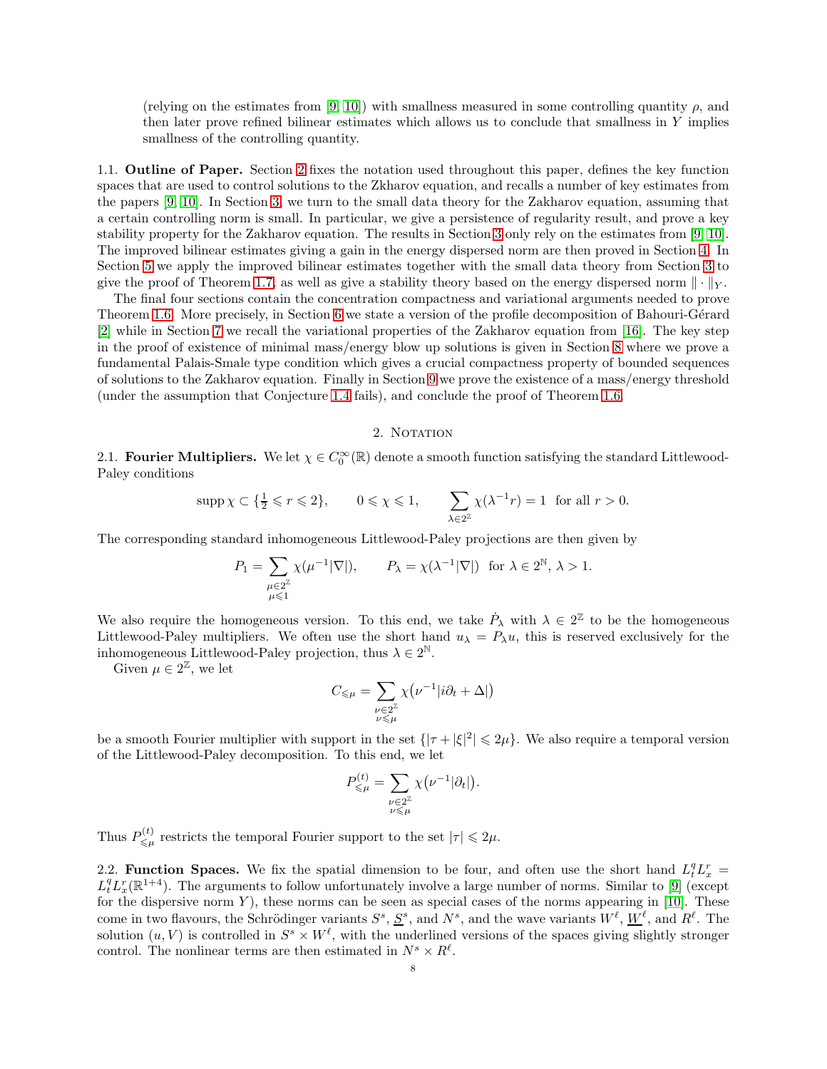(relying on the estimates from [9, 10]) with smallness measured in some controlling quantity $\rho$, and then later prove refined bilinear estimates which allows us to conclude that smallness in $Y$ implies smallness of the controlling quantity.

**1.1. Outline of Paper.** Section 2 fixes the notation used throughout this paper, defines the key function spaces that are used to control solutions to the Zkharov equation, and recalls a number of key estimates from the papers [9, 10]. In Section 3, we turn to the small data theory for the Zakharov equation, assuming that a certain controlling norm is small. In particular, we give a persistence of regularity result, and prove a key stability property for the Zakharov equation. The results in Section 3 only rely on the estimates from [9, 10]. The improved bilinear estimates giving a gain in the energy dispersed norm are then proved in Section 4. In Section 5 we apply the improved bilinear estimates together with the small data theory from Section 3 to give the proof of Theorem 1.7, as well as give a stability theory based on the energy dispersed norm $\|\cdot\|_Y$.

The final four sections contain the concentration compactness and variational arguments needed to prove Theorem 1.6. More precisely, in Section 6 we state a version of the profile decomposition of Bahouri-Gérard [2] while in Section 7 we recall the variational properties of the Zakharov equation from [16]. The key step in the proof of existence of minimal mass/energy blow up solutions is given in Section 8 where we prove a fundamental Palais-Smale type condition which gives a crucial compactness property of bounded sequences of solutions to the Zakharov equation. Finally in Section 9 we prove the existence of a mass/energy threshold (under the assumption that Conjecture 1.4 fails), and conclude the proof of Theorem 1.6.

## 2. Notation

**2.1. Fourier Multipliers.** We let $\chi \in C_0^\infty(\mathbb{R})$ denote a smooth function satisfying the standard Littlewood-Paley conditions

$$\operatorname{supp}\chi \subset \{\tfrac{1}{2} \leqslant r \leqslant 2\}, \qquad 0 \leqslant \chi \leqslant 1, \qquad \sum_{\lambda \in 2^{\mathbb{Z}}} \chi(\lambda^{-1} r) = 1 \ \text{ for all } r > 0.$$

The corresponding standard inhomogeneous Littlewood-Paley projections are then given by

$$P_1 = \sum_{\substack{\mu \in 2^{\mathbb{Z}} \\ \mu \leqslant 1}} \chi(\mu^{-1}|\nabla|), \qquad P_\lambda = \chi(\lambda^{-1}|\nabla|) \ \text{ for } \lambda \in 2^{\mathbb{N}},\ \lambda > 1.$$

We also require the homogeneous version. To this end, we take $\dot{P}_\lambda$ with $\lambda \in 2^{\mathbb{Z}}$ to be the homogeneous Littlewood-Paley multipliers. We often use the short hand $u_\lambda = P_\lambda u$, this is reserved exclusively for the inhomogeneous Littlewood-Paley projection, thus $\lambda \in 2^{\mathbb{N}}$.

Given $\mu \in 2^{\mathbb{Z}}$, we let

$$C_{\leqslant \mu} = \sum_{\substack{\nu \in 2^{\mathbb{Z}} \\ \nu \leqslant \mu}} \chi\big(\nu^{-1}|i\partial_t + \Delta|\big)$$

be a smooth Fourier multiplier with support in the set $\{|\tau + |\xi|^2| \leqslant 2\mu\}$. We also require a temporal version of the Littlewood-Paley decomposition. To this end, we let

$$P^{(t)}_{\leqslant \mu} = \sum_{\substack{\nu \in 2^{\mathbb{Z}} \\ \nu \leqslant \mu}} \chi\big(\nu^{-1}|\partial_t|\big).$$

Thus $P^{(t)}_{\leqslant \mu}$ restricts the temporal Fourier support to the set $|\tau| \leqslant 2\mu$.

**2.2. Function Spaces.** We fix the spatial dimension to be four, and often use the short hand $L^q_t L^r_x = L^q_t L^r_x(\mathbb{R}^{1+4})$. The arguments to follow unfortunately involve a large number of norms. Similar to [9] (except for the dispersive norm $Y$), these norms can be seen as special cases of the norms appearing in [10]. These come in two flavours, the Schrödinger variants $S^s$, $\underline{S}^s$, and $N^s$, and the wave variants $W^\ell$, $\underline{W}^\ell$, and $R^\ell$. The solution $(u, V)$ is controlled in $S^s \times W^\ell$, with the underlined versions of the spaces giving slightly stronger control. The nonlinear terms are then estimated in $N^s \times R^\ell$.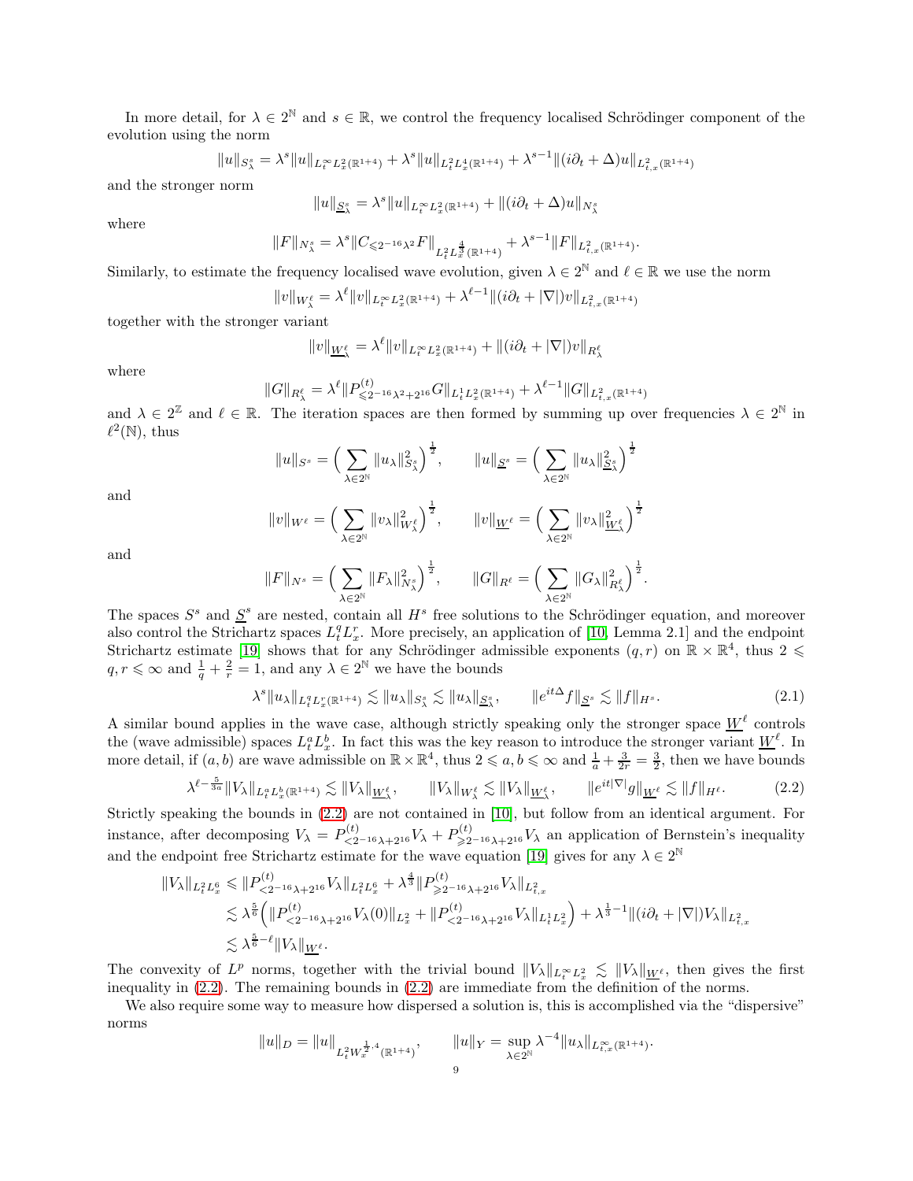In more detail, for $\lambda \in 2^{\mathbb{N}}$ and $s \in \mathbb{R}$, we control the frequency localised Schrödinger component of the evolution using the norm

$$\|u\|_{S^s_\lambda} = \lambda^s \|u\|_{L^\infty_t L^2_x(\mathbb{R}^{1+4})} + \lambda^s \|u\|_{L^2_t L^4_x(\mathbb{R}^{1+4})} + \lambda^{s-1} \|(i\partial_t + \Delta) u\|_{L^2_{t,x}(\mathbb{R}^{1+4})}$$

and the stronger norm

$$\|u\|_{\underline{S}^s_\lambda} = \lambda^s \|u\|_{L^\infty_t L^2_x(\mathbb{R}^{1+4})} + \|(i\partial_t + \Delta) u\|_{N^s_\lambda}$$

where

$$\|F\|_{N^s_\lambda} = \lambda^s \|C_{\leqslant 2^{-16}\lambda^2} F\|_{L^2_t L^{\frac{4}{3}}_x(\mathbb{R}^{1+4})} + \lambda^{s-1} \|F\|_{L^2_{t,x}(\mathbb{R}^{1+4})}.$$

Similarly, to estimate the frequency localised wave evolution, given $\lambda \in 2^{\mathbb{N}}$ and $\ell \in \mathbb{R}$ we use the norm

$$\|v\|_{W^\ell_\lambda} = \lambda^\ell \|v\|_{L^\infty_t L^2_x(\mathbb{R}^{1+4})} + \lambda^{\ell-1} \|(i\partial_t + |\nabla|) v\|_{L^2_{t,x}(\mathbb{R}^{1+4})}$$

together with the stronger variant

$$\|v\|_{\underline{W}^\ell_\lambda} = \lambda^\ell \|v\|_{L^\infty_t L^2_x(\mathbb{R}^{1+4})} + \|(i\partial_t + |\nabla|) v\|_{R^\ell_\lambda}$$

where

$$\|G\|_{R^\ell_\lambda} = \lambda^\ell \|P^{(t)}_{\leqslant 2^{-16}\lambda^2 + 2^{16}} G\|_{L^1_t L^2_x(\mathbb{R}^{1+4})} + \lambda^{\ell-1} \|G\|_{L^2_{t,x}(\mathbb{R}^{1+4})}$$

and $\lambda \in 2^{\mathbb{Z}}$ and $\ell \in \mathbb{R}$. The iteration spaces are then formed by summing up over frequencies $\lambda \in 2^{\mathbb{N}}$ in $\ell^2(\mathbb{N})$, thus

$$\|u\|_{S^s} = \Big( \sum_{\lambda \in 2^{\mathbb{N}}} \|u_\lambda\|^2_{S^s_\lambda} \Big)^{\frac{1}{2}}, \qquad \|u\|_{\underline{S}^s} = \Big( \sum_{\lambda \in 2^{\mathbb{N}}} \|u_\lambda\|^2_{\underline{S}^s_\lambda} \Big)^{\frac{1}{2}}$$

and

$$\|v\|_{W^\ell} = \Big( \sum_{\lambda \in 2^{\mathbb{N}}} \|v_\lambda\|^2_{W^\ell_\lambda} \Big)^{\frac{1}{2}}, \qquad \|v\|_{\underline{W}^\ell} = \Big( \sum_{\lambda \in 2^{\mathbb{N}}} \|v_\lambda\|^2_{\underline{W}^\ell_\lambda} \Big)^{\frac{1}{2}}$$

and

$$\|F\|_{N^s} = \Big( \sum_{\lambda \in 2^{\mathbb{N}}} \|F_\lambda\|^2_{N^s_\lambda} \Big)^{\frac{1}{2}}, \qquad \|G\|_{R^\ell} = \Big( \sum_{\lambda \in 2^{\mathbb{N}}} \|G_\lambda\|^2_{R^\ell_\lambda} \Big)^{\frac{1}{2}}.$$

The spaces $S^s$ and $\underline{S}^s$ are nested, contain all $H^s$ free solutions to the Schrödinger equation, and moreover also control the Strichartz spaces $L^q_t L^r_x$. More precisely, an application of [10, Lemma 2.1] and the endpoint Strichartz estimate [19] shows that for any Schrödinger admissible exponents $(q, r)$ on $\mathbb{R} \times \mathbb{R}^4$, thus $2 \leqslant q, r \leqslant \infty$ and $\frac{1}{q} + \frac{2}{r} = 1$, and any $\lambda \in 2^{\mathbb{N}}$ we have the bounds

$$\lambda^s \|u_\lambda\|_{L^q_t L^r_x(\mathbb{R}^{1+4})} \lesssim \|u_\lambda\|_{S^s_\lambda} \lesssim \|u_\lambda\|_{\underline{S}^s_\lambda}, \qquad \|e^{it\Delta} f\|_{\underline{S}^s} \lesssim \|f\|_{H^s}. \tag{2.1}$$

A similar bound applies in the wave case, although strictly speaking only the stronger space $\underline{W}^\ell$ controls the (wave admissible) spaces $L^a_t L^b_x$. In fact this was the key reason to introduce the stronger variant $\underline{W}^\ell$. In more detail, if $(a, b)$ are wave admissible on $\mathbb{R} \times \mathbb{R}^4$, thus $2 \leqslant a, b \leqslant \infty$ and $\frac{1}{a} + \frac{3}{2r} = \frac{3}{2}$, then we have bounds

$$\lambda^{\ell - \frac{5}{3a}} \|V_\lambda\|_{L^a_t L^b_x(\mathbb{R}^{1+4})} \lesssim \|V_\lambda\|_{\underline{W}^\ell_\lambda}, \qquad \|V_\lambda\|_{W^\ell_\lambda} \lesssim \|V_\lambda\|_{\underline{W}^\ell_\lambda}, \qquad \|e^{it|\nabla|} g\|_{\underline{W}^\ell} \lesssim \|f\|_{H^\ell}. \tag{2.2}$$

Strictly speaking the bounds in (2.2) are not contained in [10], but follow from an identical argument. For instance, after decomposing $V_\lambda = P^{(t)}_{< 2^{-16}\lambda + 2^{16}} V_\lambda + P^{(t)}_{\geqslant 2^{-16}\lambda + 2^{16}} V_\lambda$ an application of Bernstein's inequality and the endpoint free Strichartz estimate for the wave equation [19] gives for any $\lambda \in 2^{\mathbb{N}}$

$$\begin{aligned}
\|V_\lambda\|_{L^2_t L^6_x} &\leqslant \|P^{(t)}_{< 2^{-16}\lambda + 2^{16}} V_\lambda\|_{L^2_t L^6_x} + \lambda^{\frac{4}{3}} \|P^{(t)}_{\geqslant 2^{-16}\lambda + 2^{16}} V_\lambda\|_{L^2_{t,x}} \\
&\lesssim \lambda^{\frac{5}{6}} \Big( \|P^{(t)}_{< 2^{-16}\lambda + 2^{16}} V_\lambda(0)\|_{L^2_x} + \|P^{(t)}_{< 2^{-16}\lambda + 2^{16}} V_\lambda\|_{L^1_t L^2_x} \Big) + \lambda^{\frac{1}{3} - 1} \|(i\partial_t + |\nabla|) V_\lambda\|_{L^2_{t,x}} \\
&\lesssim \lambda^{\frac{5}{6} - \ell} \|V_\lambda\|_{\underline{W}^\ell}.
\end{aligned}$$

The convexity of $L^p$ norms, together with the trivial bound $\|V_\lambda\|_{L^\infty_t L^2_x} \lesssim \|V_\lambda\|_{\underline{W}^\ell}$, then gives the first inequality in (2.2). The remaining bounds in (2.2) are immediate from the definition of the norms.

We also require some way to measure how dispersed a solution is, this is accomplished via the "dispersive" norms

$$\|u\|_D = \|u\|_{L^2_t W^{\frac{1}{2}, 4}_x(\mathbb{R}^{1+4})}, \qquad \|u\|_Y = \sup_{\lambda \in 2^{\mathbb{N}}} \lambda^{-4} \|u_\lambda\|_{L^\infty_{t,x}(\mathbb{R}^{1+4})}.$$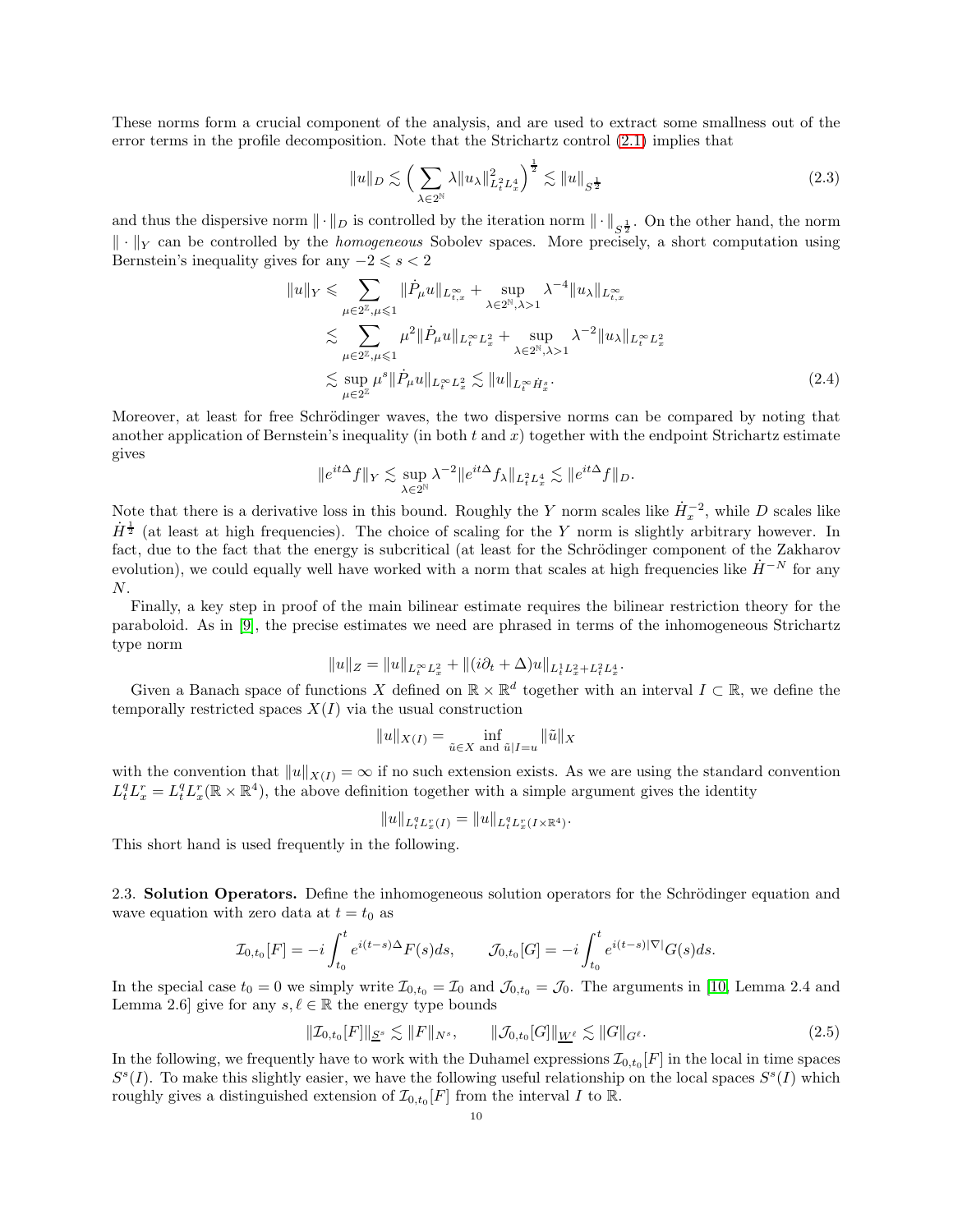These norms form a crucial component of the analysis, and are used to extract some smallness out of the error terms in the profile decomposition. Note that the Strichartz control (2.1) implies that

$$\|u\|_D \lesssim \Big( \sum_{\lambda \in 2^{\mathbb{N}}} \lambda \|u_\lambda\|_{L^2_t L^4_x}^2 \Big)^{\frac{1}{2}} \lesssim \|u\|_{S^{\frac{1}{2}}} \tag{2.3}$$

and thus the dispersive norm $\|\cdot\|_D$ is controlled by the iteration norm $\|\cdot\|_{S^{\frac{1}{2}}}$. On the other hand, the norm $\|\cdot\|_Y$ can be controlled by the *homogeneous* Sobolev spaces. More precisely, a short computation using Bernstein's inequality gives for any $-2 \leqslant s < 2$

$$\begin{aligned}
\|u\|_Y &\leqslant \sum_{\mu \in 2^{\mathbb{Z}}, \mu \leqslant 1} \|\dot{P}_\mu u\|_{L^\infty_{t,x}} + \sup_{\lambda \in 2^{\mathbb{N}}, \lambda > 1} \lambda^{-4} \|u_\lambda\|_{L^\infty_{t,x}} \\
&\lesssim \sum_{\mu \in 2^{\mathbb{Z}}, \mu \leqslant 1} \mu^2 \|\dot{P}_\mu u\|_{L^\infty_t L^2_x} + \sup_{\lambda \in 2^{\mathbb{N}}, \lambda > 1} \lambda^{-2} \|u_\lambda\|_{L^\infty_t L^2_x} \\
&\lesssim \sup_{\mu \in 2^{\mathbb{Z}}} \mu^s \|\dot{P}_\mu u\|_{L^\infty_t L^2_x} \lesssim \|u\|_{L^\infty_t \dot{H}^s_x}.
\end{aligned} \tag{2.4}$$

Moreover, at least for free Schrödinger waves, the two dispersive norms can be compared by noting that another application of Bernstein's inequality (in both $t$ and $x$) together with the endpoint Strichartz estimate gives

$$\|e^{it\Delta} f\|_Y \lesssim \sup_{\lambda \in 2^{\mathbb{N}}} \lambda^{-2} \|e^{it\Delta} f_\lambda\|_{L^2_t L^4_x} \lesssim \|e^{it\Delta} f\|_D.$$

Note that there is a derivative loss in this bound. Roughly the $Y$ norm scales like $\dot{H}^{-2}_x$, while $D$ scales like $\dot{H}^{\frac{1}{2}}$ (at least at high frequencies). The choice of scaling for the $Y$ norm is slightly arbitrary however. In fact, due to the fact that the energy is subcritical (at least for the Schrödinger component of the Zakharov evolution), we could equally well have worked with a norm that scales at high frequencies like $\dot{H}^{-N}$ for any $N$.

Finally, a key step in proof of the main bilinear estimate requires the bilinear restriction theory for the paraboloid. As in [9], the precise estimates we need are phrased in terms of the inhomogeneous Strichartz type norm

$$\|u\|_Z = \|u\|_{L^\infty_t L^2_x} + \|(i\partial_t + \Delta) u\|_{L^1_t L^2_x + L^2_t L^{\frac{4}{3}}_x}.$$

Given a Banach space of functions $X$ defined on $\mathbb{R} \times \mathbb{R}^d$ together with an interval $I \subset \mathbb{R}$, we define the temporally restricted spaces $X(I)$ via the usual construction

$$\|u\|_{X(I)} = \inf_{\tilde{u} \in X \text{ and } \tilde{u}|I = u} \|\tilde{u}\|_X$$

with the convention that $\|u\|_{X(I)} = \infty$ if no such extension exists. As we are using the standard convention $L^q_t L^r_x = L^q_t L^r_x(\mathbb{R} \times \mathbb{R}^4)$, the above definition together with a simple argument gives the identity

$$\|u\|_{L^q_t L^r_x(I)} = \|u\|_{L^q_t L^r_x(I \times \mathbb{R}^4)}.$$

This short hand is used frequently in the following.

### 2.3. Solution Operators.

Define the inhomogeneous solution operators for the Schrödinger equation and wave equation with zero data at $t = t_0$ as

$$\mathcal{I}_{0,t_0}[F] = -i \int_{t_0}^t e^{i(t-s)\Delta} F(s) ds, \qquad \mathcal{J}_{0,t_0}[G] = -i \int_{t_0}^t e^{i(t-s)|\nabla|} G(s) ds.$$

In the special case $t_0 = 0$ we simply write $\mathcal{I}_{0,t_0} = \mathcal{I}_0$ and $\mathcal{J}_{0,t_0} = \mathcal{J}_0$. The arguments in [10, Lemma 2.4 and Lemma 2.6] give for any $s, \ell \in \mathbb{R}$ the energy type bounds

$$\|\mathcal{I}_{0,t_0}[F]\|_{\underline{S}^s} \lesssim \|F\|_{N^s}, \qquad \|\mathcal{J}_{0,t_0}[G]\|_{\underline{W}^\ell} \lesssim \|G\|_{G^\ell}. \tag{2.5}$$

In the following, we frequently have to work with the Duhamel expressions $\mathcal{I}_{0,t_0}[F]$ in the local in time spaces $S^s(I)$. To make this slightly easier, we have the following useful relationship on the local spaces $S^s(I)$ which roughly gives a distinguished extension of $\mathcal{I}_{0,t_0}[F]$ from the interval $I$ to $\mathbb{R}$.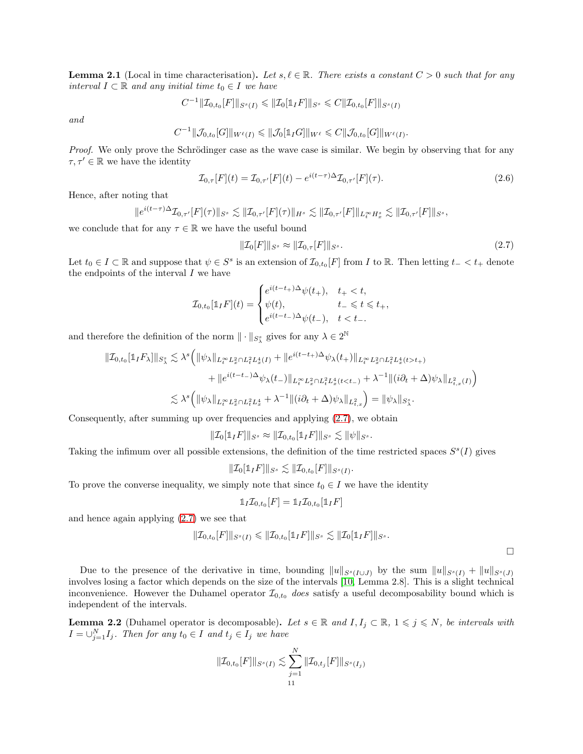**Lemma 2.1** (Local in time characterisation)**.** *Let $s, \ell \in \mathbb{R}$. There exists a constant $C > 0$ such that for any interval $I \subset \mathbb{R}$ and any initial time $t_0 \in I$ we have*

$$C^{-1}\|\mathcal{I}_{0,t_0}[F]\|_{S^s(I)} \leqslant \|\mathcal{I}_0[\mathbb{1}_I F]\|_{S^s} \leqslant C\|\mathcal{I}_{0,t_0}[F]\|_{S^s(I)}$$

*and*

$$C^{-1}\|\mathcal{J}_{0,t_0}[G]\|_{W^\ell(I)} \leqslant \|\mathcal{J}_0[\mathbb{1}_I G]\|_{W^\ell} \leqslant C\|\mathcal{J}_{0,t_0}[G]\|_{W^\ell(I)}.$$

*Proof.* We only prove the Schrödinger case as the wave case is similar. We begin by observing that for any $\tau, \tau' \in \mathbb{R}$ we have the identity

$$\mathcal{I}_{0,\tau}[F](t) = \mathcal{I}_{0,\tau'}[F](t) - e^{i(t-\tau)\Delta}\mathcal{I}_{0,\tau'}[F](\tau). \tag{2.6}$$

Hence, after noting that

$$\|e^{i(t-\tau)\Delta}\mathcal{I}_{0,\tau'}[F](\tau)\|_{S^s} \lesssim \|\mathcal{I}_{0,\tau'}[F](\tau)\|_{H^s} \lesssim \|\mathcal{I}_{0,\tau'}[F]\|_{L^\infty_t H^s_x} \lesssim \|\mathcal{I}_{0,\tau'}[F]\|_{S^s},$$

we conclude that for any $\tau \in \mathbb{R}$ we have the useful bound

$$\|\mathcal{I}_0[F]\|_{S^s} \approx \|\mathcal{I}_{0,\tau}[F]\|_{S^s}. \tag{2.7}$$

Let $t_0 \in I \subset \mathbb{R}$ and suppose that $\psi \in S^s$ is an extension of $\mathcal{I}_{0,t_0}[F]$ from $I$ to $\mathbb{R}$. Then letting $t_- < t_+$ denote the endpoints of the interval $I$ we have

$$\mathcal{I}_{0,t_0}[\mathbb{1}_I F](t) = \begin{cases} e^{i(t-t_+)\Delta}\psi(t_+), & t_+ < t, \\ \psi(t), & t_- \leqslant t \leqslant t_+, \\ e^{i(t-t_-)\Delta}\psi(t_-), & t < t_-. \end{cases}$$

and therefore the definition of the norm $\|\cdot\|_{S^s_\lambda}$ gives for any $\lambda \in 2^{\mathbb{N}}$

$$\begin{aligned}
\|\mathcal{I}_{0,t_0}[\mathbb{1}_I F_\lambda]\|_{S^s_\lambda} \lesssim \lambda^s\Big(&\|\psi_\lambda\|_{L^\infty_t L^2_x \cap L^2_t L^4_x(I)} + \|e^{i(t-t_+)\Delta}\psi_\lambda(t_+)\|_{L^\infty_t L^2_x \cap L^2_t L^4_x(t>t_+)} \\
&+ \|e^{i(t-t_-)\Delta}\psi_\lambda(t_-)\|_{L^\infty_t L^2_x \cap L^2_t L^4_x(t<t_-)} + \lambda^{-1}\|(i\partial_t + \Delta)\psi_\lambda\|_{L^2_{t,x}(I)}\Big) \\
\lesssim \lambda^s\Big(&\|\psi_\lambda\|_{L^\infty_t L^2_x \cap L^2_t L^4_x} + \lambda^{-1}\|(i\partial_t + \Delta)\psi_\lambda\|_{L^2_{t,x}}\Big) = \|\psi_\lambda\|_{S^s_\lambda}.
\end{aligned}$$

Consequently, after summing up over frequencies and applying (2.7), we obtain

$$\|\mathcal{I}_0[\mathbb{1}_I F]\|_{S^s} \approx \|\mathcal{I}_{0,t_0}[\mathbb{1}_I F]\|_{S^s} \lesssim \|\psi\|_{S^s}.$$

Taking the infimum over all possible extensions, the definition of the time restricted spaces $S^s(I)$ gives

$$\|\mathcal{I}_0[\mathbb{1}_I F]\|_{S^s} \lesssim \|\mathcal{I}_{0,t_0}[F]\|_{S^s(I)}.$$

To prove the converse inequality, we simply note that since $t_0 \in I$ we have the identity

$$\mathbb{1}_I\mathcal{I}_{0,t_0}[F] = \mathbb{1}_I\mathcal{I}_{0,t_0}[\mathbb{1}_I F]$$

and hence again applying (2.7) we see that

$$\|\mathcal{I}_{0,t_0}[F]\|_{S^s(I)} \leqslant \|\mathcal{I}_{0,t_0}[\mathbb{1}_I F]\|_{S^s} \lesssim \|\mathcal{I}_0[\mathbb{1}_I F]\|_{S^s}.$$

□

Due to the presence of the derivative in time, bounding $\|u\|_{S^s(I\cup J)}$ by the sum $\|u\|_{S^s(I)} + \|u\|_{S^s(J)}$ involves losing a factor which depends on the size of the intervals [10, Lemma 2.8]. This is a slight technical inconvenience. However the Duhamel operator $\mathcal{I}_{0,t_0}$ *does* satisfy a useful decomposability bound which is independent of the intervals.

**Lemma 2.2** (Duhamel operator is decomposable)**.** *Let $s \in \mathbb{R}$ and $I, I_j \subset \mathbb{R}$, $1 \leqslant j \leqslant N$, be intervals with $I = \cup_{j=1}^N I_j$. Then for any $t_0 \in I$ and $t_j \in I_j$ we have*

$$\|\mathcal{I}_{0,t_0}[F]\|_{S^s(I)} \lesssim \sum_{j=1}^N \|\mathcal{I}_{0,t_j}[F]\|_{S^s(I_j)}$$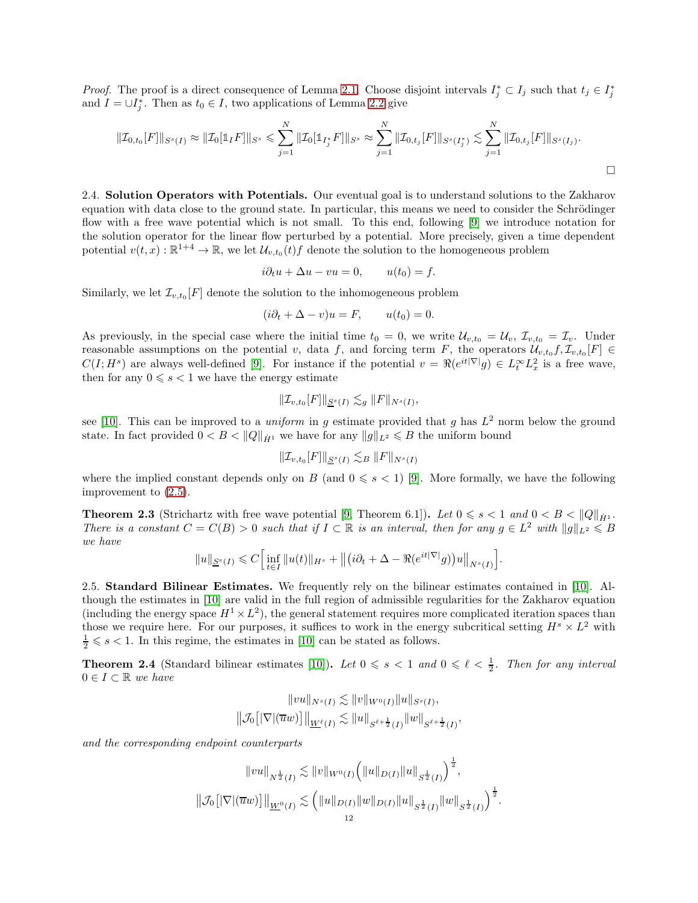*Proof.* The proof is a direct consequence of Lemma 2.1. Choose disjoint intervals $I_j^* \subset I_j$ such that $t_j \in I_j^*$ and $I = \cup I_j^*$. Then as $t_0 \in I$, two applications of Lemma 2.2 give

$$\|\mathcal{I}_{0,t_0}[F]\|_{S^s(I)} \approx \|\mathcal{I}_0[\mathbb{1}_I F]\|_{S^s} \leqslant \sum_{j=1}^N \|\mathcal{I}_0[\mathbb{1}_{I_j^*} F]\|_{S^s} \approx \sum_{j=1}^N \|\mathcal{I}_{0,t_j}[F]\|_{S^s(I_j^*)} \lesssim \sum_{j=1}^N \|\mathcal{I}_{0,t_j}[F]\|_{S^s(I_j)}.$$

□

2.4. **Solution Operators with Potentials.** Our eventual goal is to understand solutions to the Zakharov equation with data close to the ground state. In particular, this means we need to consider the Schrödinger flow with a free wave potential which is not small. To this end, following [9] we introduce notation for the solution operator for the linear flow perturbed by a potential. More precisely, given a time dependent potential $v(t,x) : \mathbb{R}^{1+4} \to \mathbb{R}$, we let $\mathcal{U}_{v,t_0}(t)f$ denote the solution to the homogeneous problem

$$i\partial_t u + \Delta u - vu = 0, \qquad u(t_0) = f.$$

Similarly, we let $\mathcal{I}_{v,t_0}[F]$ denote the solution to the inhomogeneous problem

$$(i\partial_t + \Delta - v)u = F, \qquad u(t_0) = 0.$$

As previously, in the special case where the initial time $t_0 = 0$, we write $\mathcal{U}_{v,t_0} = \mathcal{U}_v$, $\mathcal{I}_{v,t_0} = \mathcal{I}_v$. Under reasonable assumptions on the potential $v$, data $f$, and forcing term $F$, the operators $\mathcal{U}_{v,t_0}f, \mathcal{I}_{v,t_0}[F] \in C(I; H^s)$ are always well-defined [9]. For instance if the potential $v = \Re(e^{it|\nabla|}g) \in L_t^\infty L_x^2$ is a free wave, then for any $0 \leqslant s < 1$ we have the energy estimate

$$\|\mathcal{I}_{v,t_0}[F]\|_{\underline{S}^s(I)} \lesssim_g \|F\|_{N^s(I)},$$

see [10]. This can be improved to a *uniform* in $g$ estimate provided that $g$ has $L^2$ norm below the ground state. In fact provided $0 < B < \|Q\|_{\dot{H}^1}$ we have for any $\|g\|_{L^2} \leqslant B$ the uniform bound

$$\|\mathcal{I}_{v,t_0}[F]\|_{\underline{S}^s(I)} \lesssim_B \|F\|_{N^s(I)}$$

where the implied constant depends only on $B$ (and $0 \leqslant s < 1$) [9]. More formally, we have the following improvement to (2.5).

**Theorem 2.3** (Strichartz with free wave potential [9, Theorem 6.1]). *Let $0 \leqslant s < 1$ and $0 < B < \|Q\|_{\dot{H}^1}$. There is a constant $C = C(B) > 0$ such that if $I \subset \mathbb{R}$ is an interval, then for any $g \in L^2$ with $\|g\|_{L^2} \leqslant B$ we have*

$$\|u\|_{\underline{S}^s(I)} \leqslant C\Big[\inf_{t\in I} \|u(t)\|_{H^s} + \big\|\big(i\partial_t + \Delta - \Re(e^{it|\nabla|}g)\big)u\big\|_{N^s(I)}\Big].$$

2.5. **Standard Bilinear Estimates.** We frequently rely on the bilinear estimates contained in [10]. Although the estimates in [10] are valid in the full region of admissible regularities for the Zakharov equation (including the energy space $H^1 \times L^2$), the general statement requires more complicated iteration spaces than those we require here. For our purposes, it suffices to work in the energy subcritical setting $H^s \times L^2$ with $\frac{1}{2} \leqslant s < 1$. In this regime, the estimates in [10] can be stated as follows.

**Theorem 2.4** (Standard bilinear estimates [10]). *Let $0 \leqslant s < 1$ and $0 \leqslant \ell < \frac{1}{2}$. Then for any interval $0 \in I \subset \mathbb{R}$ we have*

$$\|vu\|_{N^s(I)} \lesssim \|v\|_{W^0(I)} \|u\|_{S^s(I)},$$
$$\big\|\mathcal{J}_0\big[|\nabla|(\overline{u}w)\big]\big\|_{\underline{W}^\ell(I)} \lesssim \|u\|_{S^{\ell+\frac{1}{2}}(I)} \|w\|_{S^{\ell+\frac{1}{2}}(I)},$$

*and the corresponding endpoint counterparts*

$$\|vu\|_{N^{\frac{1}{2}}(I)} \lesssim \|v\|_{W^0(I)} \Big(\|u\|_{D(I)} \|u\|_{S^{\frac{1}{2}}(I)}\Big)^{\frac{1}{2}},$$
$$\big\|\mathcal{J}_0\big[|\nabla|(\overline{u}w)\big]\big\|_{\underline{W}^0(I)} \lesssim \Big(\|u\|_{D(I)} \|w\|_{D(I)} \|u\|_{S^{\frac{1}{2}}(I)} \|w\|_{S^{\frac{1}{2}}(I)}\Big)^{\frac{1}{2}}.$$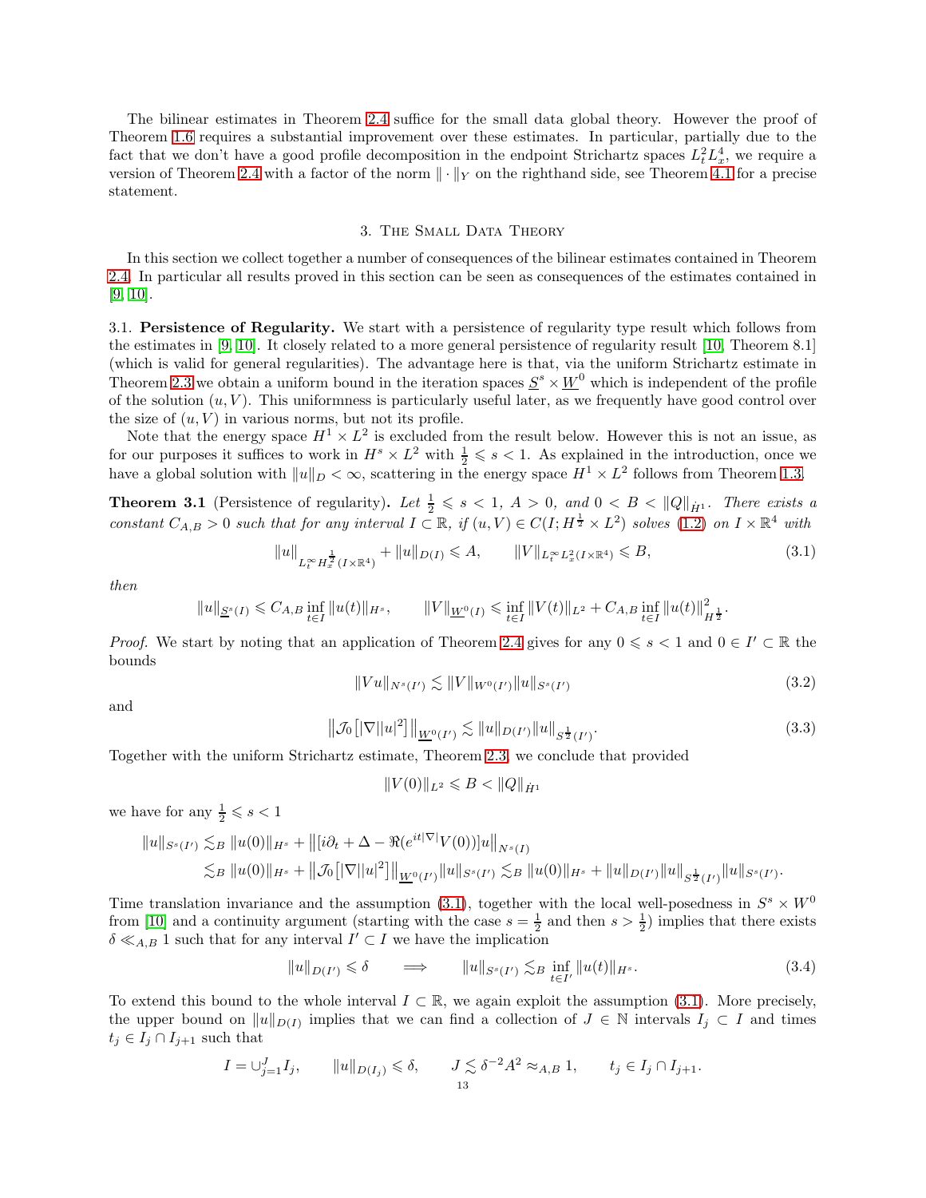The bilinear estimates in Theorem 2.4 suffice for the small data global theory. However the proof of Theorem 1.6 requires a substantial improvement over these estimates. In particular, partially due to the fact that we don't have a good profile decomposition in the endpoint Strichartz spaces $L^2_t L^4_x$, we require a version of Theorem 2.4 with a factor of the norm $\| \cdot \|_Y$ on the righthand side, see Theorem 4.1 for a precise statement.

## 3. The Small Data Theory

In this section we collect together a number of consequences of the bilinear estimates contained in Theorem 2.4. In particular all results proved in this section can be seen as consequences of the estimates contained in [9, 10].

### 3.1. Persistence of Regularity.

We start with a persistence of regularity type result which follows from the estimates in [9, 10]. It closely related to a more general persistence of regularity result [10, Theorem 8.1] (which is valid for general regularities). The advantage here is that, via the uniform Strichartz estimate in Theorem 2.3 we obtain a uniform bound in the iteration spaces $\underline{S}^s \times \underline{W}^0$ which is independent of the profile of the solution $(u, V)$. This uniformness is particularly useful later, as we frequently have good control over the size of $(u, V)$ in various norms, but not its profile.

Note that the energy space $H^1 \times L^2$ is excluded from the result below. However this is not an issue, as for our purposes it suffices to work in $H^s \times L^2$ with $\frac{1}{2} \leqslant s < 1$. As explained in the introduction, once we have a global solution with $\|u\|_D < \infty$, scattering in the energy space $H^1 \times L^2$ follows from Theorem 1.3.

**Theorem 3.1** (Persistence of regularity)**.** *Let $\frac{1}{2} \leqslant s < 1$, $A > 0$, and $0 < B < \|Q\|_{\dot{H}^1}$. There exists a constant $C_{A,B} > 0$ such that for any interval $I \subset \mathbb{R}$, if $(u, V) \in C(I; H^{\frac{1}{2}} \times L^2)$ solves (1.2) on $I \times \mathbb{R}^4$ with*

$$\|u\|_{L^\infty_t H^{\frac{1}{2}}_x(I \times \mathbb{R}^4)} + \|u\|_{D(I)} \leqslant A, \qquad \|V\|_{L^\infty_t L^2_x(I \times \mathbb{R}^4)} \leqslant B, \tag{3.1}$$

*then*

$$\|u\|_{\underline{S}^s(I)} \leqslant C_{A,B} \inf_{t \in I} \|u(t)\|_{H^s}, \qquad \|V\|_{\underline{W}^0(I)} \leqslant \inf_{t \in I} \|V(t)\|_{L^2} + C_{A,B} \inf_{t \in I} \|u(t)\|^2_{H^{\frac{1}{2}}}.$$

*Proof.* We start by noting that an application of Theorem 2.4 gives for any $0 \leqslant s < 1$ and $0 \in I' \subset \mathbb{R}$ the bounds

$$\|Vu\|_{N^s(I')} \lesssim \|V\|_{W^0(I')} \|u\|_{S^s(I')} \tag{3.2}$$

and

$$\big\| \mathcal{J}_0\big[|\nabla| |u|^2\big] \big\|_{\underline{W}^0(I')} \lesssim \|u\|_{D(I')} \|u\|_{S^{\frac{1}{2}}(I')}. \tag{3.3}$$

Together with the uniform Strichartz estimate, Theorem 2.3, we conclude that provided

$$\|V(0)\|_{L^2} \leqslant B < \|Q\|_{\dot{H}^1}$$

we have for any $\frac{1}{2} \leqslant s < 1$

$$\begin{aligned}
\|u\|_{S^s(I')} &\lesssim_B \|u(0)\|_{H^s} + \big\| [i\partial_t + \Delta - \Re(e^{it|\nabla|} V(0))] u \big\|_{N^s(I)} \\
&\lesssim_B \|u(0)\|_{H^s} + \big\| \mathcal{J}_0\big[|\nabla| |u|^2\big] \big\|_{\underline{W}^0(I')} \|u\|_{S^s(I')} \lesssim_B \|u(0)\|_{H^s} + \|u\|_{D(I')} \|u\|_{S^{\frac{1}{2}}(I')} \|u\|_{S^s(I')}.
\end{aligned}$$

Time translation invariance and the assumption (3.1), together with the local well-posedness in $S^s \times W^0$ from [10] and a continuity argument (starting with the case $s = \frac{1}{2}$ and then $s > \frac{1}{2}$) implies that there exists $\delta \ll_{A,B} 1$ such that for any interval $I' \subset I$ we have the implication

$$\|u\|_{D(I')} \leqslant \delta \qquad \Longrightarrow \qquad \|u\|_{S^s(I')} \lesssim_B \inf_{t \in I'} \|u(t)\|_{H^s}. \tag{3.4}$$

To extend this bound to the whole interval $I \subset \mathbb{R}$, we again exploit the assumption (3.1). More precisely, the upper bound on $\|u\|_{D(I)}$ implies that we can find a collection of $J \in \mathbb{N}$ intervals $I_j \subset I$ and times $t_j \in I_j \cap I_{j+1}$ such that

$$I = \cup_{j=1}^J I_j, \qquad \|u\|_{D(I_j)} \leqslant \delta, \qquad J \lesssim \delta^{-2} A^2 \approx_{A,B} 1, \qquad t_j \in I_j \cap I_{j+1}.$$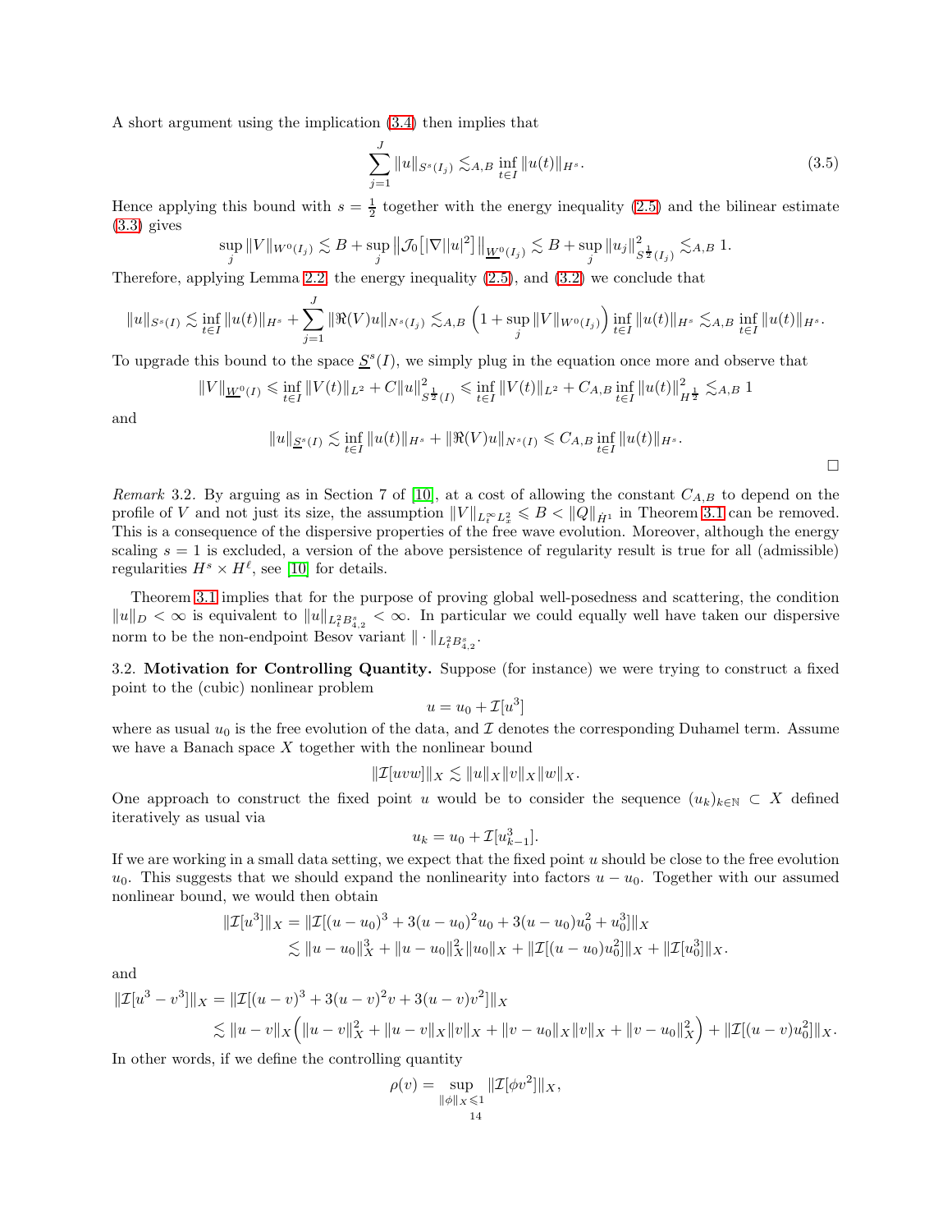A short argument using the implication (3.4) then implies that

$$\sum_{j=1}^{J} \|u\|_{S^s(I_j)} \lesssim_{A,B} \inf_{t\in I} \|u(t)\|_{H^s}. \tag{3.5}$$

Hence applying this bound with $s = \frac{1}{2}$ together with the energy inequality (2.5) and the bilinear estimate (3.3) gives

$$\sup_j \|V\|_{W^0(I_j)} \lesssim B + \sup_j \big\|\mathcal{J}_0\big[|\nabla||u|^2\big]\big\|_{\underline{W}^0(I_j)} \lesssim B + \sup_j \|u_j\|^2_{S^{\frac{1}{2}}(I_j)} \lesssim_{A,B} 1.$$

Therefore, applying Lemma 2.2, the energy inequality (2.5), and (3.2) we conclude that

$$\|u\|_{S^s(I)} \lesssim \inf_{t\in I} \|u(t)\|_{H^s} + \sum_{j=1}^{J} \|\Re(V)u\|_{N^s(I_j)} \lesssim_{A,B} \Big(1 + \sup_j \|V\|_{W^0(I_j)}\Big) \inf_{t\in I} \|u(t)\|_{H^s} \lesssim_{A,B} \inf_{t\in I} \|u(t)\|_{H^s}.$$

To upgrade this bound to the space $\underline{S}^s(I)$, we simply plug in the equation once more and observe that

$$\|V\|_{\underline{W}^0(I)} \leqslant \inf_{t\in I} \|V(t)\|_{L^2} + C\|u\|^2_{S^{\frac{1}{2}}(I)} \leqslant \inf_{t\in I} \|V(t)\|_{L^2} + C_{A,B} \inf_{t\in I} \|u(t)\|^2_{H^{\frac{1}{2}}} \lesssim_{A,B} 1$$

and

$$\|u\|_{\underline{S}^s(I)} \lesssim \inf_{t\in I} \|u(t)\|_{H^s} + \|\Re(V)u\|_{N^s(I)} \leqslant C_{A,B} \inf_{t\in I} \|u(t)\|_{H^s}.$$

□

*Remark* 3.2. By arguing as in Section 7 of [10], at a cost of allowing the constant $C_{A,B}$ to depend on the profile of $V$ and not just its size, the assumption $\|V\|_{L^\infty_t L^2_x} \leqslant B < \|Q\|_{\dot{H}^1}$ in Theorem 3.1 can be removed. This is a consequence of the dispersive properties of the free wave evolution. Moreover, although the energy scaling $s = 1$ is excluded, a version of the above persistence of regularity result is true for all (admissible) regularities $H^s \times H^\ell$, see [10] for details.

Theorem 3.1 implies that for the purpose of proving global well-posedness and scattering, the condition $\|u\|_D < \infty$ is equivalent to $\|u\|_{L^2_t B^s_{4,2}} < \infty$. In particular we could equally well have taken our dispersive norm to be the non-endpoint Besov variant $\|\cdot\|_{L^2_t B^s_{4,2}}$.

### 3.2. Motivation for Controlling Quantity.

Suppose (for instance) we were trying to construct a fixed point to the (cubic) nonlinear problem

$$u = u_0 + \mathcal{I}[u^3]$$

where as usual $u_0$ is the free evolution of the data, and $\mathcal{I}$ denotes the corresponding Duhamel term. Assume we have a Banach space $X$ together with the nonlinear bound

$$\|\mathcal{I}[uvw]\|_X \lesssim \|u\|_X \|v\|_X \|w\|_X.$$

One approach to construct the fixed point $u$ would be to consider the sequence $(u_k)_{k\in\mathbb{N}} \subset X$ defined iteratively as usual via

$$u_k = u_0 + \mathcal{I}[u^3_{k-1}].$$

If we are working in a small data setting, we expect that the fixed point $u$ should be close to the free evolution $u_0$. This suggests that we should expand the nonlinearity into factors $u - u_0$. Together with our assumed nonlinear bound, we would then obtain

$$\begin{aligned}\|\mathcal{I}[u^3]\|_X &= \|\mathcal{I}[(u-u_0)^3 + 3(u-u_0)^2 u_0 + 3(u-u_0)u_0^2 + u_0^3]\|_X \\ &\lesssim \|u-u_0\|^3_X + \|u-u_0\|^2_X \|u_0\|_X + \|\mathcal{I}[(u-u_0)u_0^2]\|_X + \|\mathcal{I}[u_0^3]\|_X.\end{aligned}$$

and

$$\begin{aligned}\|\mathcal{I}[u^3 - v^3]\|_X &= \|\mathcal{I}[(u-v)^3 + 3(u-v)^2 v + 3(u-v)v^2]\|_X \\ &\lesssim \|u-v\|_X \Big(\|u-v\|^2_X + \|u-v\|_X \|v\|_X + \|v-u_0\|_X \|v\|_X + \|v-u_0\|^2_X\Big) + \|\mathcal{I}[(u-v)u_0^2]\|_X.\end{aligned}$$

In other words, if we define the controlling quantity

$$\rho(v) = \sup_{\|\phi\|_X \leqslant 1} \|\mathcal{I}[\phi v^2]\|_X,$$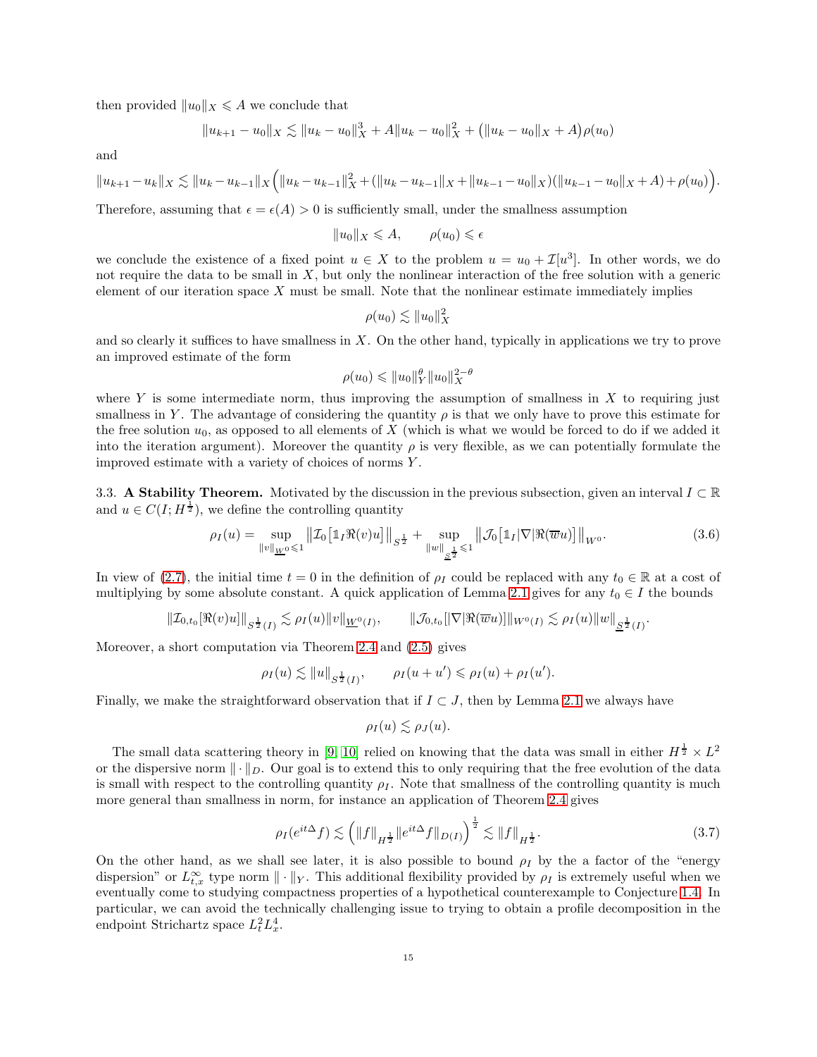then provided $\|u_0\|_X \leqslant A$ we conclude that

$$\|u_{k+1} - u_0\|_X \lesssim \|u_k - u_0\|_X^3 + A\|u_k - u_0\|_X^2 + \big(\|u_k - u_0\|_X + A\big)\rho(u_0)$$

and

$$\|u_{k+1} - u_k\|_X \lesssim \|u_k - u_{k-1}\|_X \Big( \|u_k - u_{k-1}\|_X^2 + (\|u_k - u_{k-1}\|_X + \|u_{k-1} - u_0\|_X)(\|u_{k-1} - u_0\|_X + A) + \rho(u_0) \Big).$$

Therefore, assuming that $\epsilon = \epsilon(A) > 0$ is sufficiently small, under the smallness assumption

$$\|u_0\|_X \leqslant A, \qquad \rho(u_0) \leqslant \epsilon$$

we conclude the existence of a fixed point $u \in X$ to the problem $u = u_0 + \mathcal{I}[u^3]$. In other words, we do not require the data to be small in $X$, but only the nonlinear interaction of the free solution with a generic element of our iteration space $X$ must be small. Note that the nonlinear estimate immediately implies

$$\rho(u_0) \lesssim \|u_0\|_X^2$$

and so clearly it suffices to have smallness in $X$. On the other hand, typically in applications we try to prove an improved estimate of the form

$$\rho(u_0) \leqslant \|u_0\|_Y^\theta \|u_0\|_X^{2-\theta}$$

where $Y$ is some intermediate norm, thus improving the assumption of smallness in $X$ to requiring just smallness in $Y$. The advantage of considering the quantity $\rho$ is that we only have to prove this estimate for the free solution $u_0$, as opposed to all elements of $X$ (which is what we would be forced to do if we added it into the iteration argument). Moreover the quantity $\rho$ is very flexible, as we can potentially formulate the improved estimate with a variety of choices of norms $Y$.

### 3.3. A Stability Theorem.

Motivated by the discussion in the previous subsection, given an interval $I \subset \mathbb{R}$ and $u \in C(I; H^{\frac{1}{2}})$, we define the controlling quantity

$$\rho_I(u) = \sup_{\|v\|_{\underline{W}^0} \leqslant 1} \big\| \mathcal{I}_0\big[\mathbb{1}_I \Re(v) u\big] \big\|_{S^{\frac{1}{2}}} + \sup_{\|w\|_{\underline{S}^{\frac{1}{2}}} \leqslant 1} \big\| \mathcal{J}_0\big[\mathbb{1}_I |\nabla| \Re(\overline{w} u)\big] \big\|_{W^0}. \tag{3.6}$$

In view of (2.7), the initial time $t = 0$ in the definition of $\rho_I$ could be replaced with any $t_0 \in \mathbb{R}$ at a cost of multiplying by some absolute constant. A quick application of Lemma 2.1 gives for any $t_0 \in I$ the bounds

$$\|\mathcal{I}_{0,t_0}[\Re(v)u]\|_{S^{\frac{1}{2}}(I)} \lesssim \rho_I(u) \|v\|_{\underline{W}^0(I)}, \qquad \|\mathcal{J}_{0,t_0}[|\nabla| \Re(\overline{w}u)]\|_{W^0(I)} \lesssim \rho_I(u) \|w\|_{\underline{S}^{\frac{1}{2}}(I)}.$$

Moreover, a short computation via Theorem 2.4 and (2.5) gives

$$\rho_I(u) \lesssim \|u\|_{S^{\frac{1}{2}}(I)}, \qquad \rho_I(u + u') \leqslant \rho_I(u) + \rho_I(u').$$

Finally, we make the straightforward observation that if $I \subset J$, then by Lemma 2.1 we always have

$$\rho_I(u) \lesssim \rho_J(u).$$

The small data scattering theory in [9, 10] relied on knowing that the data was small in either $H^{\frac{1}{2}} \times L^2$ or the dispersive norm $\|\cdot\|_D$. Our goal is to extend this to only requiring that the free evolution of the data is small with respect to the controlling quantity $\rho_I$. Note that smallness of the controlling quantity is much more general than smallness in norm, for instance an application of Theorem 2.4 gives

$$\rho_I(e^{it\Delta} f) \lesssim \Big( \|f\|_{H^{\frac{1}{2}}} \|e^{it\Delta} f\|_{D(I)} \Big)^{\frac{1}{2}} \lesssim \|f\|_{H^{\frac{1}{2}}}. \tag{3.7}$$

On the other hand, as we shall see later, it is also possible to bound $\rho_I$ by the a factor of the "energy dispersion" or $L^\infty_{t,x}$ type norm $\|\cdot\|_Y$. This additional flexibility provided by $\rho_I$ is extremely useful when we eventually come to studying compactness properties of a hypothetical counterexample to Conjecture 1.4. In particular, we can avoid the technically challenging issue to trying to obtain a profile decomposition in the endpoint Strichartz space $L^2_t L^4_x$.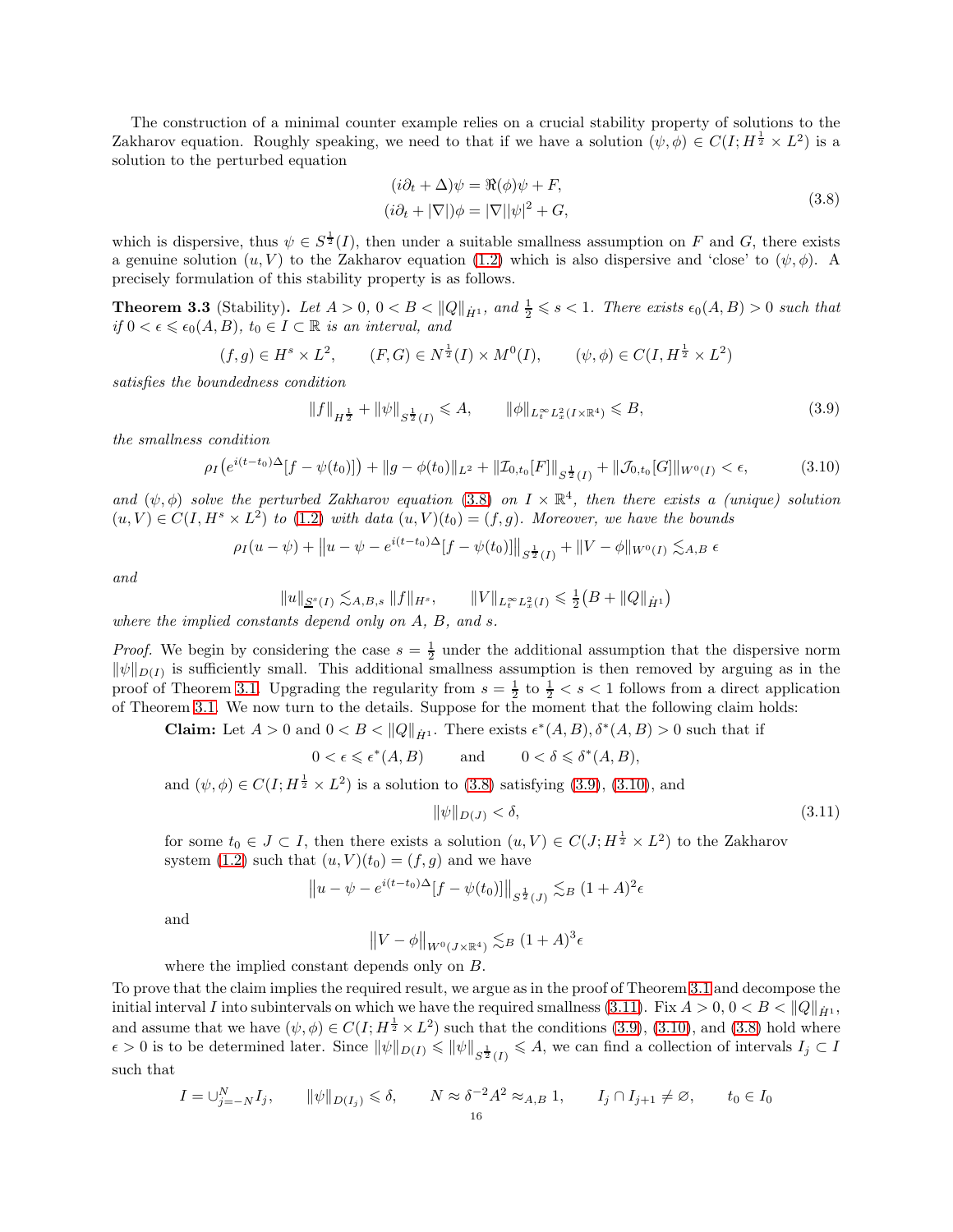The construction of a minimal counter example relies on a crucial stability property of solutions to the Zakharov equation. Roughly speaking, we need to that if we have a solution $(\psi, \phi) \in C(I; H^{\frac{1}{2}} \times L^2)$ is a solution to the perturbed equation

$$
\begin{aligned}
(i\partial_t + \Delta)\psi &= \Re(\phi)\psi + F, \\
(i\partial_t + |\nabla|)\phi &= |\nabla||\psi|^2 + G,
\end{aligned}
\tag{3.8}
$$

which is dispersive, thus $\psi \in S^{\frac{1}{2}}(I)$, then under a suitable smallness assumption on $F$ and $G$, there exists a genuine solution $(u, V)$ to the Zakharov equation (1.2) which is also dispersive and 'close' to $(\psi, \phi)$. A precisely formulation of this stability property is as follows.

**Theorem 3.3** (Stability). *Let $A > 0$, $0 < B < \|Q\|_{\dot{H}^1}$, and $\frac{1}{2} \leqslant s < 1$. There exists $\epsilon_0(A, B) > 0$ such that if $0 < \epsilon \leqslant \epsilon_0(A, B)$, $t_0 \in I \subset \mathbb{R}$ is an interval, and*

$$
(f, g) \in H^s \times L^2, \qquad (F, G) \in N^{\frac{1}{2}}(I) \times M^0(I), \qquad (\psi, \phi) \in C(I, H^{\frac{1}{2}} \times L^2)
$$

*satisfies the boundedness condition*

$$
\|f\|_{H^{\frac{1}{2}}} + \|\psi\|_{S^{\frac{1}{2}}(I)} \leqslant A, \qquad \|\phi\|_{L^\infty_t L^2_x(I \times \mathbb{R}^4)} \leqslant B,
\tag{3.9}
$$

*the smallness condition*

$$
\rho_I\big(e^{i(t-t_0)\Delta}[f - \psi(t_0)]\big) + \|g - \phi(t_0)\|_{L^2} + \|\mathcal{I}_{0,t_0}[F]\|_{S^{\frac{1}{2}}(I)} + \|\mathcal{J}_{0,t_0}[G]\|_{W^0(I)} < \epsilon,
\tag{3.10}
$$

*and $(\psi, \phi)$ solve the perturbed Zakharov equation (3.8) on $I \times \mathbb{R}^4$, then there exists a (unique) solution $(u, V) \in C(I, H^s \times L^2)$ to (1.2) with data $(u, V)(t_0) = (f, g)$. Moreover, we have the bounds*

$$
\rho_I(u - \psi) + \big\|u - \psi - e^{i(t-t_0)\Delta}[f - \psi(t_0)]\big\|_{S^{\frac{1}{2}}(I)} + \|V - \phi\|_{W^0(I)} \lesssim_{A,B} \epsilon
$$

*and*

$$
\|u\|_{\underline{S}^s(I)} \lesssim_{A,B,s} \|f\|_{H^s}, \qquad \|V\|_{L^\infty_t L^2_x(I)} \leqslant \tfrac{1}{2}\big(B + \|Q\|_{\dot{H}^1}\big)
$$

*where the implied constants depend only on $A$, $B$, and $s$.*

*Proof.* We begin by considering the case $s = \frac{1}{2}$ under the additional assumption that the dispersive norm $\|\psi\|_{D(I)}$ is sufficiently small. This additional smallness assumption is then removed by arguing as in the proof of Theorem 3.1. Upgrading the regularity from $s = \frac{1}{2}$ to $\frac{1}{2} < s < 1$ follows from a direct application of Theorem 3.1. We now turn to the details. Suppose for the moment that the following claim holds:

**Claim:** Let $A > 0$ and $0 < B < \|Q\|_{\dot{H}^1}$. There exists $\epsilon^*(A, B), \delta^*(A, B) > 0$ such that if

$$
0 < \epsilon \leqslant \epsilon^*(A, B) \qquad \text{and} \qquad 0 < \delta \leqslant \delta^*(A, B),
$$

and $(\psi, \phi) \in C(I; H^{\frac{1}{2}} \times L^2)$ is a solution to (3.8) satisfying (3.9), (3.10), and

$$
\|\psi\|_{D(J)} < \delta,
\tag{3.11}
$$

for some $t_0 \in J \subset I$, then there exists a solution $(u, V) \in C(J; H^{\frac{1}{2}} \times L^2)$ to the Zakharov system (1.2) such that $(u, V)(t_0) = (f, g)$ and we have

$$
\big\|u - \psi - e^{i(t-t_0)\Delta}[f - \psi(t_0)]\big\|_{S^{\frac{1}{2}}(J)} \lesssim_B (1 + A)^2 \epsilon
$$

and

$$
\big\|V - \phi\big\|_{W^0(J \times \mathbb{R}^4)} \lesssim_B (1 + A)^3 \epsilon
$$

where the implied constant depends only on $B$.

To prove that the claim implies the required result, we argue as in the proof of Theorem 3.1 and decompose the initial interval $I$ into subintervals on which we have the required smallness (3.11). Fix $A > 0$, $0 < B < \|Q\|_{\dot{H}^1}$, and assume that we have $(\psi, \phi) \in C(I; H^{\frac{1}{2}} \times L^2)$ such that the conditions (3.9), (3.10), and (3.8) hold where $\epsilon > 0$ is to be determined later. Since $\|\psi\|_{D(I)} \leqslant \|\psi\|_{S^{\frac{1}{2}}(I)} \leqslant A$, we can find a collection of intervals $I_j \subset I$ such that

$$
I = \cup_{j=-N}^{N} I_j, \qquad \|\psi\|_{D(I_j)} \leqslant \delta, \qquad N \approx \delta^{-2} A^2 \approx_{A,B} 1, \qquad I_j \cap I_{j+1} \neq \varnothing, \qquad t_0 \in I_0
$$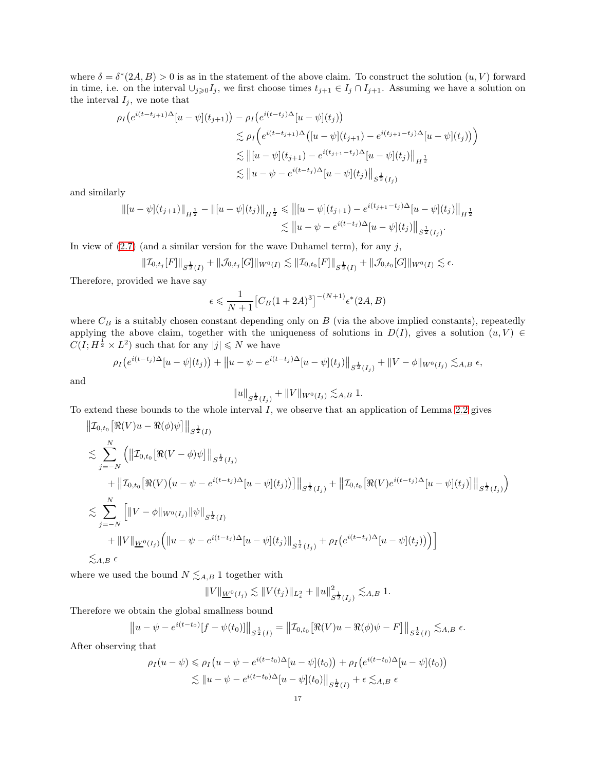where $\delta = \delta^*(2A, B) > 0$ is as in the statement of the above claim. To construct the solution $(u, V)$ forward in time, i.e. on the interval $\cup_{j\geqslant 0} I_j$, we first choose times $t_{j+1} \in I_j \cap I_{j+1}$. Assuming we have a solution on the interval $I_j$, we note that

$$\begin{aligned}
\rho_I\big(e^{i(t-t_{j+1})\Delta}[u-\psi](t_{j+1})\big) &- \rho_I\big(e^{i(t-t_j)\Delta}[u-\psi](t_j)\big) \\
&\lesssim \rho_I\Big(e^{i(t-t_{j+1})\Delta}\big([u-\psi](t_{j+1}) - e^{i(t_{j+1}-t_j)\Delta}[u-\psi](t_j)\big)\Big) \\
&\lesssim \big\|[u-\psi](t_{j+1}) - e^{i(t_{j+1}-t_j)\Delta}[u-\psi](t_j)\big\|_{H^{\frac{1}{2}}} \\
&\lesssim \big\|u-\psi - e^{i(t-t_j)\Delta}[u-\psi](t_j)\big\|_{S^{\frac{1}{2}}(I_j)}
\end{aligned}$$

and similarly

$$\begin{aligned}
\|[u-\psi](t_{j+1})\|_{H^{\frac{1}{2}}} - \|[u-\psi](t_j)\|_{H^{\frac{1}{2}}} &\leqslant \big\|[u-\psi](t_{j+1}) - e^{i(t_{j+1}-t_j)\Delta}[u-\psi](t_j)\big\|_{H^{\frac{1}{2}}} \\
&\lesssim \big\|u-\psi - e^{i(t-t_j)\Delta}[u-\psi](t_j)\big\|_{S^{\frac{1}{2}}(I_j)}.
\end{aligned}$$

In view of (2.7) (and a similar version for the wave Duhamel term), for any $j$,

$$\|\mathcal{I}_{0,t_j}[F]\|_{S^{\frac{1}{2}}(I)} + \|\mathcal{J}_{0,t_j}[G]\|_{W^0(I)} \lesssim \|\mathcal{I}_{0,t_0}[F]\|_{S^{\frac{1}{2}}(I)} + \|\mathcal{J}_{0,t_0}[G]\|_{W^0(I)} \lesssim \epsilon.$$

Therefore, provided we have say

$$\epsilon \leqslant \frac{1}{N+1}\big[C_B(1+2A)^3\big]^{-(N+1)}\epsilon^*(2A, B)$$

where $C_B$ is a suitably chosen constant depending only on $B$ (via the above implied constants), repeatedly applying the above claim, together with the uniqueness of solutions in $D(I)$, gives a solution $(u, V) \in C(I; H^{\frac{1}{2}} \times L^2)$ such that for any $|j| \leqslant N$ we have

$$\rho_I\big(e^{i(t-t_j)\Delta}[u-\psi](t_j)\big) + \big\|u-\psi - e^{i(t-t_j)\Delta}[u-\psi](t_j)\big\|_{S^{\frac{1}{2}}(I_j)} + \|V-\phi\|_{W^0(I_j)} \lesssim_{A,B} \epsilon,$$

and

$$\|u\|_{S^{\frac{1}{2}}(I_j)} + \|V\|_{W^0(I_j)} \lesssim_{A,B} 1.$$

To extend these bounds to the whole interval $I$, we observe that an application of Lemma 2.2 gives

$$\begin{aligned}
&\big\|\mathcal{I}_{0,t_0}\big[\Re(V)u - \Re(\phi)\psi\big]\big\|_{S^{\frac{1}{2}}(I)} \\
&\lesssim \sum_{j=-N}^{N} \Big(\big\|\mathcal{I}_{0,t_0}\big[\Re(V-\phi)\psi\big]\big\|_{S^{\frac{1}{2}}(I_j)} \\
&\qquad + \big\|\mathcal{I}_{0,t_0}\big[\Re(V)\big(u-\psi - e^{i(t-t_j)\Delta}[u-\psi](t_j)\big)\big]\big\|_{S^{\frac{1}{2}}(I_j)} + \big\|\mathcal{I}_{0,t_0}\big[\Re(V)e^{i(t-t_j)\Delta}[u-\psi](t_j)\big]\big\|_{S^{\frac{1}{2}}(I_j)}\Big) \\
&\lesssim \sum_{j=-N}^{N} \Big[\|V-\phi\|_{W^0(I_j)}\|\psi\|_{S^{\frac{1}{2}}(I)} \\
&\qquad + \|V\|_{\underline{W}^0(I_j)}\Big(\big\|u-\psi - e^{i(t-t_j)\Delta}[u-\psi](t_j)\big\|_{S^{\frac{1}{2}}(I_j)} + \rho_I\big(e^{i(t-t_j)\Delta}[u-\psi](t_j)\big)\Big)\Big] \\
&\lesssim_{A,B} \epsilon
\end{aligned}$$

where we used the bound $N \lesssim_{A,B} 1$ together with

$$\|V\|_{\underline{W}^0(I_j)} \lesssim \|V(t_j)\|_{L^2_x} + \|u\|^2_{S^{\frac{1}{2}}(I_j)} \lesssim_{A,B} 1.$$

Therefore we obtain the global smallness bound

$$\big\|u-\psi - e^{i(t-t_0)}[f-\psi(t_0)]\big\|_{S^{\frac{1}{2}}(I)} = \big\|\mathcal{I}_{0,t_0}\big[\Re(V)u - \Re(\phi)\psi - F\big]\big\|_{S^{\frac{1}{2}}(I)} \lesssim_{A,B} \epsilon.$$

After observing that

$$\begin{aligned}
\rho_I(u-\psi) &\leqslant \rho_I\big(u-\psi - e^{i(t-t_0)\Delta}[u-\psi](t_0)\big) + \rho_I\big(e^{i(t-t_0)\Delta}[u-\psi](t_0)\big) \\
&\lesssim \|u-\psi - e^{i(t-t_0)\Delta}[u-\psi](t_0)\|_{S^{\frac{1}{2}}(I)} + \epsilon \lesssim_{A,B} \epsilon
\end{aligned}$$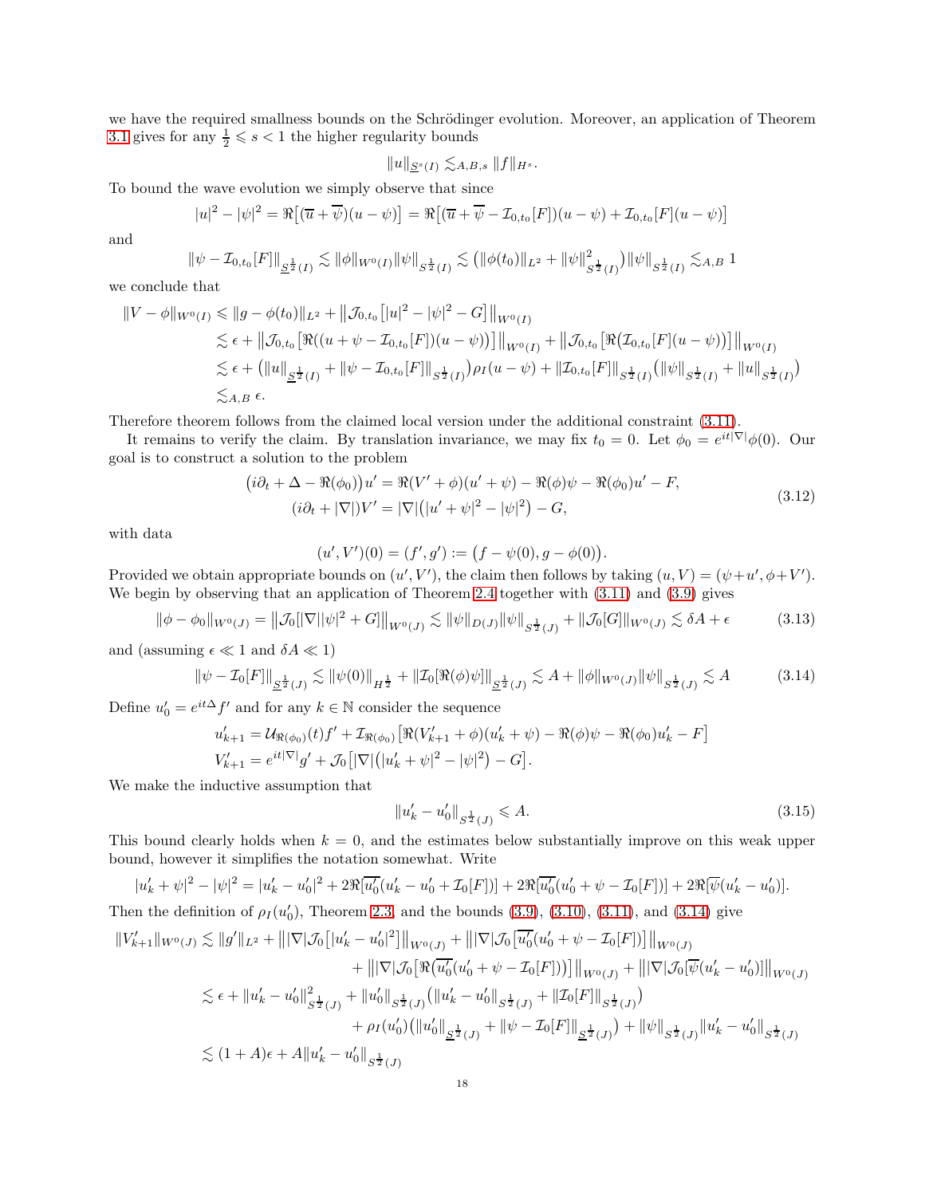we have the required smallness bounds on the Schrödinger evolution. Moreover, an application of Theorem 3.1 gives for any $\frac{1}{2} \leqslant s < 1$ the higher regularity bounds

$$\|u\|_{\underline{S}^s(I)} \lesssim_{A,B,s} \|f\|_{H^s}.$$

To bound the wave evolution we simply observe that since

$$|u|^2 - |\psi|^2 = \Re\big[(\overline{u} + \overline{\psi})(u - \psi)\big] = \Re\big[(\overline{u} + \overline{\psi} - \mathcal{I}_{0,t_0}[F])(u - \psi) + \mathcal{I}_{0,t_0}[F](u - \psi)\big]$$

and

$$\|\psi - \mathcal{I}_{0,t_0}[F]\|_{\underline{S}^{\frac{1}{2}}(I)} \lesssim \|\phi\|_{W^0(I)} \|\psi\|_{S^{\frac{1}{2}}(I)} \lesssim \big(\|\phi(t_0)\|_{L^2} + \|\psi\|^2_{S^{\frac{1}{2}}(I)}\big)\|\psi\|_{S^{\frac{1}{2}}(I)} \lesssim_{A,B} 1$$

we conclude that

$$\begin{aligned}
\|V - \phi\|_{W^0(I)} &\leqslant \|g - \phi(t_0)\|_{L^2} + \big\|\mathcal{J}_{0,t_0}\big[|u|^2 - |\psi|^2 - G\big]\big\|_{W^0(I)} \\
&\lesssim \epsilon + \big\|\mathcal{J}_{0,t_0}\big[\Re((u + \psi - \mathcal{I}_{0,t_0}[F])(u - \psi))\big]\big\|_{W^0(I)} + \big\|\mathcal{J}_{0,t_0}\big[\Re\big(\mathcal{I}_{0,t_0}[F](u - \psi)\big)\big]\big\|_{W^0(I)} \\
&\lesssim \epsilon + \big(\|u\|_{\underline{S}^{\frac{1}{2}}(I)} + \|\psi - \mathcal{I}_{0,t_0}[F]\|_{S^{\frac{1}{2}}(I)}\big)\rho_I(u - \psi) + \|\mathcal{I}_{0,t_0}[F]\|_{S^{\frac{1}{2}}(I)}\big(\|\psi\|_{S^{\frac{1}{2}}(I)} + \|u\|_{S^{\frac{1}{2}}(I)}\big) \\
&\lesssim_{A,B} \epsilon.
\end{aligned}$$

Therefore theorem follows from the claimed local version under the additional constraint (3.11).

It remains to verify the claim. By translation invariance, we may fix $t_0 = 0$. Let $\phi_0 = e^{it|\nabla|}\phi(0)$. Our goal is to construct a solution to the problem

$$\begin{aligned}
\big(i\partial_t + \Delta - \Re(\phi_0)\big)u' &= \Re(V' + \phi)(u' + \psi) - \Re(\phi)\psi - \Re(\phi_0)u' - F, \\
(i\partial_t + |\nabla|)V' &= |\nabla|\big(|u' + \psi|^2 - |\psi|^2\big) - G,
\end{aligned} \tag{3.12}$$

with data

$$(u', V')(0) = (f', g') := \big(f - \psi(0), g - \phi(0)\big).$$

Provided we obtain appropriate bounds on $(u', V')$, the claim then follows by taking $(u, V) = (\psi + u', \phi + V')$. We begin by observing that an application of Theorem 2.4 together with (3.11) and (3.9) gives

$$\|\phi - \phi_0\|_{W^0(J)} = \big\|\mathcal{J}_0[|\nabla||\psi|^2 + G]\big\|_{W^0(J)} \lesssim \|\psi\|_{D(J)}\|\psi\|_{S^{\frac{1}{2}}(J)} + \|\mathcal{J}_0[G]\|_{W^0(J)} \lesssim \delta A + \epsilon \tag{3.13}$$

and (assuming $\epsilon \ll 1$ and $\delta A \ll 1$)

$$\|\psi - \mathcal{I}_0[F]\|_{\underline{S}^{\frac{1}{2}}(J)} \lesssim \|\psi(0)\|_{H^{\frac{1}{2}}} + \|\mathcal{I}_0[\Re(\phi)\psi]\|_{\underline{S}^{\frac{1}{2}}(J)} \lesssim A + \|\phi\|_{W^0(J)}\|\psi\|_{S^{\frac{1}{2}}(J)} \lesssim A \tag{3.14}$$

Define $u'_0 = e^{it\Delta}f'$ and for any $k \in \mathbb{N}$ consider the sequence

$$\begin{aligned}
u'_{k+1} &= \mathcal{U}_{\Re(\phi_0)}(t)f' + \mathcal{I}_{\Re(\phi_0)}\big[\Re(V'_{k+1} + \phi)(u'_k + \psi) - \Re(\phi)\psi - \Re(\phi_0)u'_k - F\big] \\
V'_{k+1} &= e^{it|\nabla|}g' + \mathcal{J}_0\big[|\nabla|\big(|u'_k + \psi|^2 - |\psi|^2\big) - G\big].
\end{aligned}$$

We make the inductive assumption that

$$\|u'_k - u'_0\|_{S^{\frac{1}{2}}(J)} \leqslant A. \tag{3.15}$$

This bound clearly holds when $k = 0$, and the estimates below substantially improve on this weak upper bound, however it simplifies the notation somewhat. Write

$$|u'_k + \psi|^2 - |\psi|^2 = |u'_k - u'_0|^2 + 2\Re[\overline{u'_0}(u'_k - u'_0 + \mathcal{I}_0[F])] + 2\Re[\overline{u'_0}(u'_0 + \psi - \mathcal{I}_0[F])] + 2\Re[\overline{\psi}(u'_k - u'_0)].$$

Then the definition of $\rho_I(u'_0)$, Theorem 2.3, and the bounds (3.9), (3.10), (3.11), and (3.14) give

$$\begin{aligned}
\|V'_{k+1}\|_{W^0(J)} &\lesssim \|g'\|_{L^2} + \big\||\nabla|\mathcal{J}_0\big[|u'_k - u'_0|^2\big]\big\|_{W^0(J)} + \big\||\nabla|\mathcal{J}_0\big[\overline{u'_0}(u'_0 + \psi - \mathcal{I}_0[F])\big]\big\|_{W^0(J)} \\
&\qquad + \big\||\nabla|\mathcal{J}_0\big[\Re\big(\overline{u'_0}(u'_0 + \psi - \mathcal{I}_0[F])\big)\big]\big\|_{W^0(J)} + \big\||\nabla|\mathcal{J}_0[\overline{\psi}(u'_k - u'_0)]\big\|_{W^0(J)} \\
&\lesssim \epsilon + \|u'_k - u'_0\|^2_{S^{\frac{1}{2}}(J)} + \|u'_0\|_{S^{\frac{1}{2}}(J)}\big(\|u'_k - u'_0\|_{S^{\frac{1}{2}}(J)} + \|\mathcal{I}_0[F]\|_{S^{\frac{1}{2}}(J)}\big) \\
&\qquad + \rho_I(u'_0)\big(\|u'_0\|_{\underline{S}^{\frac{1}{2}}(J)} + \|\psi - \mathcal{I}_0[F]\|_{\underline{S}^{\frac{1}{2}}(J)}\big) + \|\psi\|_{S^{\frac{1}{2}}(J)}\|u'_k - u'_0\|_{S^{\frac{1}{2}}(J)} \\
&\lesssim (1 + A)\epsilon + A\|u'_k - u'_0\|_{S^{\frac{1}{2}}(J)}
\end{aligned}$$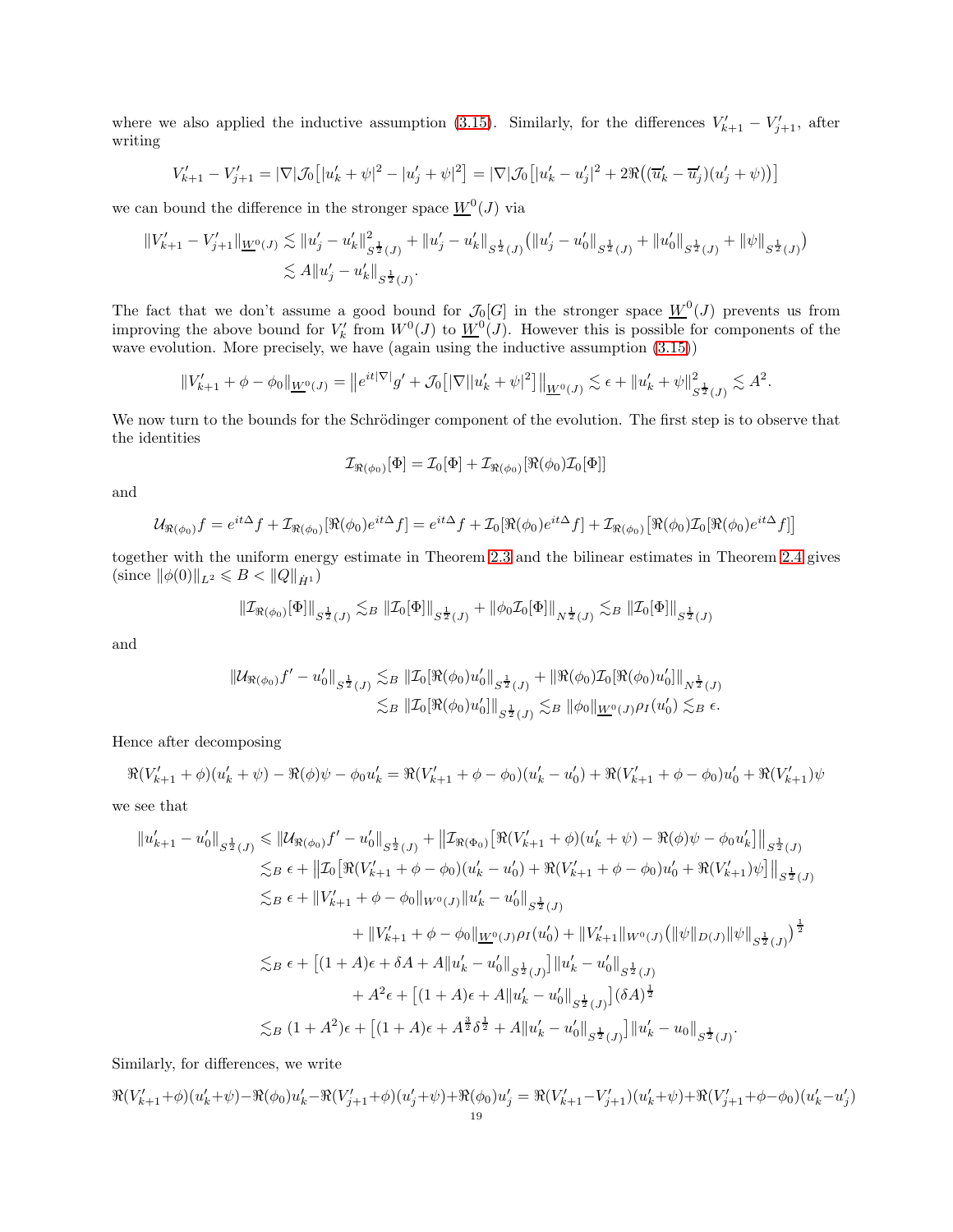where we also applied the inductive assumption (3.15). Similarly, for the differences $V'_{k+1} - V'_{j+1}$, after writing

$$V'_{k+1} - V'_{j+1} = |\nabla|\mathcal{J}_0\big[|u'_k + \psi|^2 - |u'_j + \psi|^2\big] = |\nabla|\mathcal{J}_0\big[|u'_k - u'_j|^2 + 2\Re\big((\overline{u}'_k - \overline{u}'_j)(u'_j + \psi)\big)\big]$$

we can bound the difference in the stronger space $\underline{W}^0(J)$ via

$$\begin{aligned}
\|V'_{k+1} - V'_{j+1}\|_{\underline{W}^0(J)} &\lesssim \|u'_j - u'_k\|^2_{S^{\frac{1}{2}}(J)} + \|u'_j - u'_k\|_{S^{\frac{1}{2}}(J)}\big(\|u'_j - u'_0\|_{S^{\frac{1}{2}}(J)} + \|u'_0\|_{S^{\frac{1}{2}}(J)} + \|\psi\|_{S^{\frac{1}{2}}(J)}\big) \\
&\lesssim A\|u'_j - u'_k\|_{S^{\frac{1}{2}}(J)}.
\end{aligned}$$

The fact that we don't assume a good bound for $\mathcal{J}_0[G]$ in the stronger space $\underline{W}^0(J)$ prevents us from improving the above bound for $V'_k$ from $W^0(J)$ to $\underline{W}^0(J)$. However this is possible for components of the wave evolution. More precisely, we have (again using the inductive assumption (3.15))

$$\|V'_{k+1} + \phi - \phi_0\|_{\underline{W}^0(J)} = \big\|e^{it|\nabla|}g' + \mathcal{J}_0\big[|\nabla||u'_k + \psi|^2\big]\big\|_{\underline{W}^0(J)} \lesssim \epsilon + \|u'_k + \psi\|^2_{S^{\frac{1}{2}}(J)} \lesssim A^2.$$

We now turn to the bounds for the Schrödinger component of the evolution. The first step is to observe that the identities

$$\mathcal{I}_{\Re(\phi_0)}[\Phi] = \mathcal{I}_0[\Phi] + \mathcal{I}_{\Re(\phi_0)}[\Re(\phi_0)\mathcal{I}_0[\Phi]]$$

and

$$\mathcal{U}_{\Re(\phi_0)}f = e^{it\Delta}f + \mathcal{I}_{\Re(\phi_0)}[\Re(\phi_0)e^{it\Delta}f] = e^{it\Delta}f + \mathcal{I}_0[\Re(\phi_0)e^{it\Delta}f] + \mathcal{I}_{\Re(\phi_0)}\big[\Re(\phi_0)\mathcal{I}_0[\Re(\phi_0)e^{it\Delta}f]\big]$$

together with the uniform energy estimate in Theorem 2.3 and the bilinear estimates in Theorem 2.4 gives (since $\|\phi(0)\|_{L^2} \leqslant B < \|Q\|_{\dot{H}^1}$)

$$\|\mathcal{I}_{\Re(\phi_0)}[\Phi]\|_{S^{\frac{1}{2}}(J)} \lesssim_B \|\mathcal{I}_0[\Phi]\|_{S^{\frac{1}{2}}(J)} + \|\phi_0\mathcal{I}_0[\Phi]\|_{N^{\frac{1}{2}}(J)} \lesssim_B \|\mathcal{I}_0[\Phi]\|_{S^{\frac{1}{2}}(J)}$$

and

$$\begin{aligned}
\|\mathcal{U}_{\Re(\phi_0)}f' - u'_0\|_{S^{\frac{1}{2}}(J)} &\lesssim_B \|\mathcal{I}_0[\Re(\phi_0)u'_0]\|_{S^{\frac{1}{2}}(J)} + \|\Re(\phi_0)\mathcal{I}_0[\Re(\phi_0)u'_0]\|_{N^{\frac{1}{2}}(J)} \\
&\lesssim_B \|\mathcal{I}_0[\Re(\phi_0)u'_0]\|_{S^{\frac{1}{2}}(J)} \lesssim_B \|\phi_0\|_{\underline{W}^0(J)}\rho_I(u'_0) \lesssim_B \epsilon.
\end{aligned}$$

Hence after decomposing

$$\Re(V'_{k+1} + \phi)(u'_k + \psi) - \Re(\phi)\psi - \phi_0 u'_k = \Re(V'_{k+1} + \phi - \phi_0)(u'_k - u'_0) + \Re(V'_{k+1} + \phi - \phi_0)u'_0 + \Re(V'_{k+1})\psi$$

we see that

$$\begin{aligned}
\|u'_{k+1} - u'_0\|_{S^{\frac{1}{2}}(J)} &\leqslant \|\mathcal{U}_{\Re(\phi_0)}f' - u'_0\|_{S^{\frac{1}{2}}(J)} + \big\|\mathcal{I}_{\Re(\Phi_0)}\big[\Re(V'_{k+1} + \phi)(u'_k + \psi) - \Re(\phi)\psi - \phi_0 u'_k\big]\big\|_{S^{\frac{1}{2}}(J)} \\
&\lesssim_B \epsilon + \big\|\mathcal{I}_0\big[\Re(V'_{k+1} + \phi - \phi_0)(u'_k - u'_0) + \Re(V'_{k+1} + \phi - \phi_0)u'_0 + \Re(V'_{k+1})\psi\big]\big\|_{S^{\frac{1}{2}}(J)} \\
&\lesssim_B \epsilon + \|V'_{k+1} + \phi - \phi_0\|_{W^0(J)}\|u'_k - u'_0\|_{S^{\frac{1}{2}}(J)} \\
&\qquad\qquad + \|V'_{k+1} + \phi - \phi_0\|_{\underline{W}^0(J)}\rho_I(u'_0) + \|V'_{k+1}\|_{W^0(J)}\big(\|\psi\|_{D(J)}\|\psi\|_{S^{\frac{1}{2}}(J)}\big)^{\frac{1}{2}} \\
&\lesssim_B \epsilon + \big[(1+A)\epsilon + \delta A + A\|u'_k - u'_0\|_{S^{\frac{1}{2}}(J)}\big]\|u'_k - u'_0\|_{S^{\frac{1}{2}}(J)} \\
&\qquad\qquad + A^2\epsilon + \big[(1+A)\epsilon + A\|u'_k - u'_0\|_{S^{\frac{1}{2}}(J)}\big](\delta A)^{\frac{1}{2}} \\
&\lesssim_B (1 + A^2)\epsilon + \big[(1+A)\epsilon + A^{\frac{3}{2}}\delta^{\frac{1}{2}} + A\|u'_k - u'_0\|_{S^{\frac{1}{2}}(J)}\big]\|u'_k - u_0\|_{S^{\frac{1}{2}}(J)}.
\end{aligned}$$

Similarly, for differences, we write

$$\Re(V'_{k+1}+\phi)(u'_k+\psi) - \Re(\phi_0)u'_k - \Re(V'_{j+1}+\phi)(u'_j+\psi) + \Re(\phi_0)u'_j = \Re(V'_{k+1}-V'_{j+1})(u'_k+\psi) + \Re(V'_{j+1}+\phi-\phi_0)(u'_k-u'_j)$$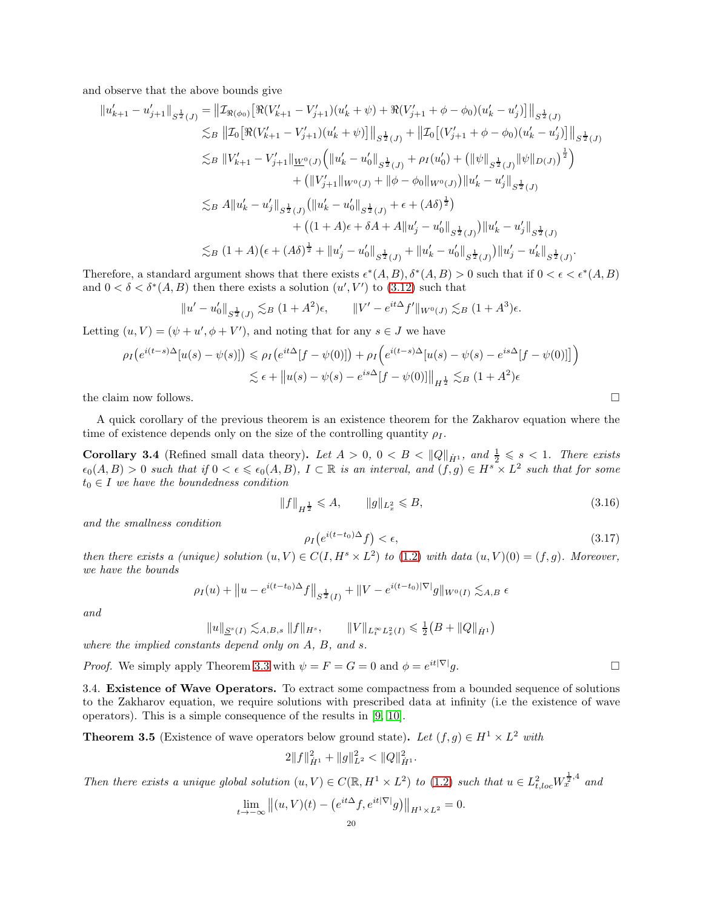and observe that the above bounds give

$$
\begin{aligned}
\|u'_{k+1} - u'_{j+1}\|_{S^{\frac12}(J)} &= \big\| \mathcal{I}_{\Re(\phi_0)}\big[\Re(V'_{k+1} - V'_{j+1})(u'_k + \psi) + \Re(V'_{j+1} + \phi - \phi_0)(u'_k - u'_j)\big]\big\|_{S^{\frac12}(J)} \\
&\lesssim_B \big\|\mathcal{I}_0\big[\Re(V'_{k+1} - V'_{j+1})(u'_k + \psi)\big]\big\|_{S^{\frac12}(J)} + \big\|\mathcal{I}_0\big[(V'_{j+1} + \phi - \phi_0)(u'_k - u'_j)\big]\big\|_{S^{\frac12}(J)} \\
&\lesssim_B \|V'_{k+1} - V'_{j+1}\|_{\underline{W}^0(J)}\Big(\|u'_k - u'_0\|_{S^{\frac12}(J)} + \rho_I(u'_0) + \big(\|\psi\|_{S^{\frac12}(J)}\|\psi\|_{D(J)}\big)^{\frac12}\Big) \\
&\qquad + \big(\|V'_{j+1}\|_{W^0(J)} + \|\phi - \phi_0\|_{W^0(J)}\big)\|u'_k - u'_j\|_{S^{\frac12}(J)} \\
&\lesssim_B A\|u'_k - u'_j\|_{S^{\frac12}(J)}\big(\|u'_k - u'_0\|_{S^{\frac12}(J)} + \epsilon + (A\delta)^{\frac12}\big) \\
&\qquad + \big((1+A)\epsilon + \delta A + A\|u'_j - u'_0\|_{S^{\frac12}(J)}\big)\|u'_k - u'_j\|_{S^{\frac12}(J)} \\
&\lesssim_B (1+A)\big(\epsilon + (A\delta)^{\frac12} + \|u'_j - u'_0\|_{S^{\frac12}(J)} + \|u'_k - u'_0\|_{S^{\frac12}(J)}\big)\|u'_j - u'_k\|_{S^{\frac12}(J)}.
\end{aligned}
$$

Therefore, a standard argument shows that there exists $\epsilon^*(A,B), \delta^*(A,B) > 0$ such that if $0 < \epsilon < \epsilon^*(A,B)$ and $0 < \delta < \delta^*(A,B)$ then there exists a solution $(u', V')$ to (3.12) such that

$$
\|u' - u'_0\|_{S^{\frac12}(J)} \lesssim_B (1 + A^2)\epsilon, \qquad \|V' - e^{it\Delta} f'\|_{W^0(J)} \lesssim_B (1 + A^3)\epsilon.
$$

Letting $(u, V) = (\psi + u', \phi + V')$, and noting that for any $s \in J$ we have

$$
\begin{aligned}
\rho_I\big(e^{i(t-s)\Delta}[u(s) - \psi(s)]\big) &\leqslant \rho_I\big(e^{it\Delta}[f - \psi(0)]\big) + \rho_I\Big(e^{i(t-s)\Delta}\big[u(s) - \psi(s) - e^{is\Delta}[f - \psi(0)]\big]\Big) \\
&\lesssim \epsilon + \big\|u(s) - \psi(s) - e^{is\Delta}[f - \psi(0)]\big\|_{H^{\frac12}} \lesssim_B (1 + A^2)\epsilon
\end{aligned}
$$

the claim now follows. $\square$

A quick corollary of the previous theorem is an existence theorem for the Zakharov equation where the time of existence depends only on the size of the controlling quantity $\rho_I$.

**Corollary 3.4** (Refined small data theory). *Let $A > 0$, $0 < B < \|Q\|_{\dot H^1}$, and $\frac12 \leqslant s < 1$. There exists $\epsilon_0(A,B) > 0$ such that if $0 < \epsilon \leqslant \epsilon_0(A,B)$, $I \subset \mathbb{R}$ is an interval, and $(f,g) \in H^s \times L^2$ such that for some $t_0 \in I$ we have the boundedness condition*

$$
\|f\|_{H^{\frac12}} \leqslant A, \qquad \|g\|_{L^2_x} \leqslant B, \tag{3.16}
$$

*and the smallness condition*

$$
\rho_I\big(e^{i(t-t_0)\Delta} f\big) < \epsilon, \tag{3.17}
$$

*then there exists a (unique) solution $(u,V) \in C(I, H^s \times L^2)$ to (1.2) with data $(u,V)(0) = (f,g)$. Moreover, we have the bounds*

$$
\rho_I(u) + \big\|u - e^{i(t-t_0)\Delta} f\big\|_{S^{\frac12}(I)} + \|V - e^{i(t-t_0)|\nabla|} g\|_{W^0(I)} \lesssim_{A,B} \epsilon
$$

*and*

$$
\|u\|_{\underline{S}^s(I)} \lesssim_{A,B,s} \|f\|_{H^s}, \qquad \|V\|_{L^\infty_t L^2_x(I)} \leqslant \tfrac12\big(B + \|Q\|_{\dot H^1}\big)
$$

*where the implied constants depend only on $A$, $B$, and $s$.*

*Proof.* We simply apply Theorem 3.3 with $\psi = F = G = 0$ and $\phi = e^{it|\nabla|} g$. $\square$

### 3.4. Existence of Wave Operators.

To extract some compactness from a bounded sequence of solutions to the Zakharov equation, we require solutions with prescribed data at infinity (i.e the existence of wave operators). This is a simple consequence of the results in [9, 10].

**Theorem 3.5** (Existence of wave operators below ground state). *Let $(f,g) \in H^1 \times L^2$ with*

$$
2\|f\|^2_{\dot H^1} + \|g\|^2_{L^2} < \|Q\|^2_{\dot H^1}.
$$

*Then there exists a unique global solution $(u,V) \in C(\mathbb{R}, H^1 \times L^2)$ to (1.2) such that $u \in L^2_{t,loc} W^{\frac12,4}_x$ and*

$$
\lim_{t \to -\infty} \big\|(u,V)(t) - \big(e^{it\Delta} f, e^{it|\nabla|} g\big)\big\|_{H^1 \times L^2} = 0.
$$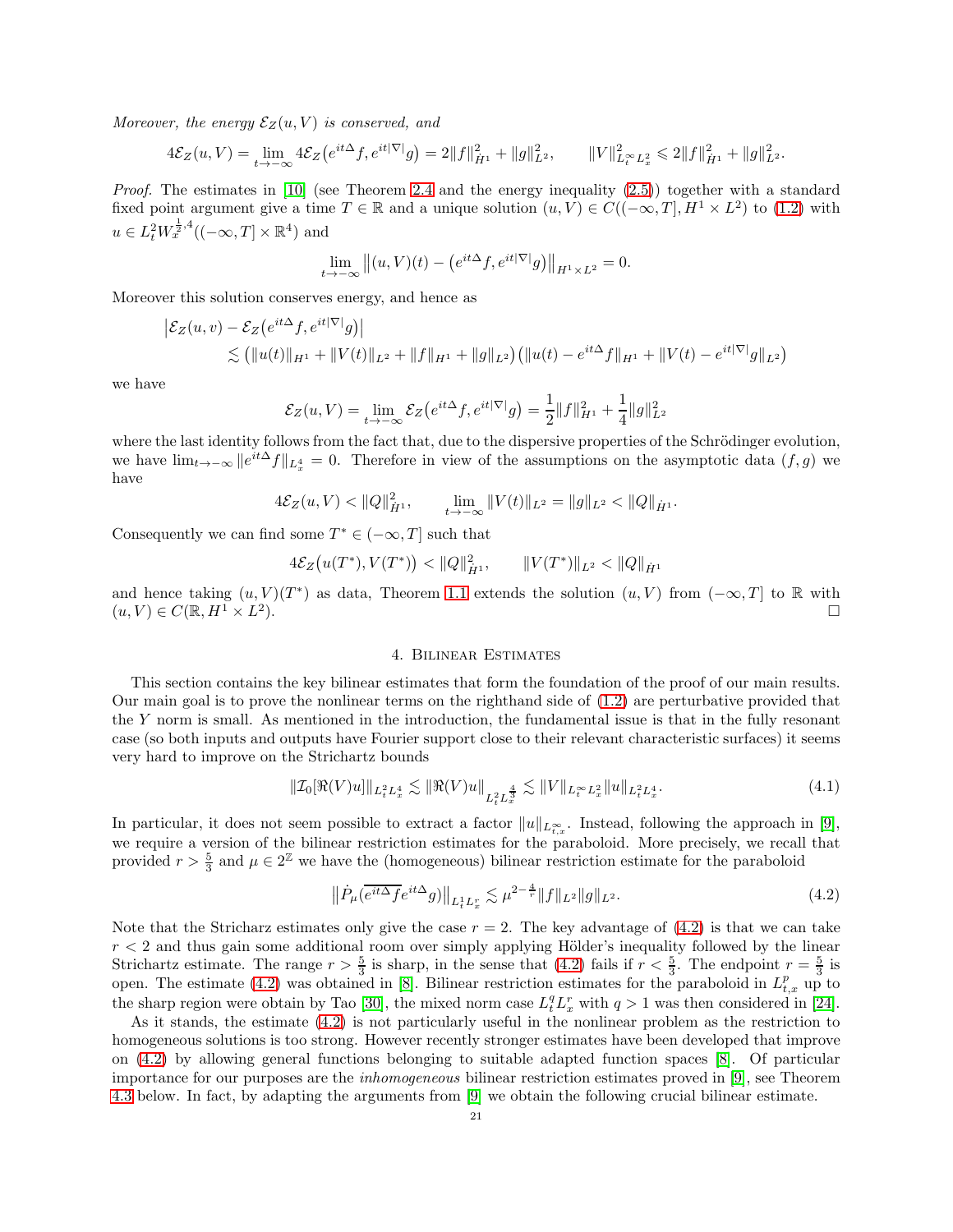*Moreover, the energy $\mathcal{E}_Z(u,V)$ is conserved, and*

$$4\mathcal{E}_Z(u,V) = \lim_{t\to-\infty} 4\mathcal{E}_Z\big(e^{it\Delta}f, e^{it|\nabla|}g\big) = 2\|f\|_{\dot H^1}^2 + \|g\|_{L^2}^2, \qquad \|V\|_{L^\infty_t L^2_x}^2 \leqslant 2\|f\|_{\dot H^1}^2 + \|g\|_{L^2}^2.$$

*Proof.* The estimates in [10] (see Theorem 2.4 and the energy inequality (2.5)) together with a standard fixed point argument give a time $T \in \mathbb{R}$ and a unique solution $(u,V) \in C((-\infty,T], H^1\times L^2)$ to (1.2) with $u \in L^2_t W^{\frac12,4}_x((-\infty,T]\times\mathbb{R}^4)$ and

$$\lim_{t\to-\infty} \big\|(u,V)(t) - \big(e^{it\Delta}f, e^{it|\nabla|}g\big)\big\|_{H^1\times L^2} = 0.$$

Moreover this solution conserves energy, and hence as

$$\begin{aligned}\big|\mathcal{E}_Z(u,v) - \mathcal{E}_Z\big(e^{it\Delta}f, e^{it|\nabla|}g\big)\big| \\ \lesssim \big(\|u(t)\|_{H^1} + \|V(t)\|_{L^2} + \|f\|_{H^1} + \|g\|_{L^2}\big)\big(\|u(t) - e^{it\Delta}f\|_{H^1} + \|V(t) - e^{it|\nabla|}g\|_{L^2}\big)\end{aligned}$$

we have

$$\mathcal{E}_Z(u,V) = \lim_{t\to-\infty} \mathcal{E}_Z\big(e^{it\Delta}f, e^{it|\nabla|}g\big) = \frac12\|f\|_{\dot H^1}^2 + \frac14\|g\|_{L^2}^2$$

where the last identity follows from the fact that, due to the dispersive properties of the Schrödinger evolution, we have $\lim_{t\to-\infty}\|e^{it\Delta}f\|_{L^4_x} = 0$. Therefore in view of the assumptions on the asymptotic data $(f,g)$ we have

$$4\mathcal{E}_Z(u,V) < \|Q\|_{\dot H^1}^2, \qquad \lim_{t\to-\infty}\|V(t)\|_{L^2} = \|g\|_{L^2} < \|Q\|_{\dot H^1}.$$

Consequently we can find some $T^* \in (-\infty, T]$ such that

$$4\mathcal{E}_Z\big(u(T^*), V(T^*)\big) < \|Q\|_{\dot H^1}^2, \qquad \|V(T^*)\|_{L^2} < \|Q\|_{\dot H^1}$$

and hence taking $(u,V)(T^*)$ as data, Theorem 1.1 extends the solution $(u,V)$ from $(-\infty,T]$ to $\mathbb{R}$ with $(u,V) \in C(\mathbb{R}, H^1\times L^2)$. □

## 4. Bilinear Estimates

This section contains the key bilinear estimates that form the foundation of the proof of our main results. Our main goal is to prove the nonlinear terms on the righthand side of (1.2) are perturbative provided that the $Y$ norm is small. As mentioned in the introduction, the fundamental issue is that in the fully resonant case (so both inputs and outputs have Fourier support close to their relevant characteristic surfaces) it seems very hard to improve on the Strichartz bounds

$$\|\mathcal{I}_0[\Re(V)u]\|_{L^2_tL^4_x} \lesssim \|\Re(V)u\|_{L^2_tL^{\frac43}_x} \lesssim \|V\|_{L^\infty_tL^2_x}\|u\|_{L^2_tL^4_x}. \tag{4.1}$$

In particular, it does not seem possible to extract a factor $\|u\|_{L^\infty_{t,x}}$. Instead, following the approach in [9], we require a version of the bilinear restriction estimates for the paraboloid. More precisely, we recall that provided $r > \frac53$ and $\mu \in 2^{\mathbb{Z}}$ we have the (homogeneous) bilinear restriction estimate for the paraboloid

$$\big\|\dot P_\mu\big(\overline{e^{it\Delta}f}e^{it\Delta}g\big)\big\|_{L^1_tL^r_x} \lesssim \mu^{2-\frac4r}\|f\|_{L^2}\|g\|_{L^2}. \tag{4.2}$$

Note that the Stricharz estimates only give the case $r=2$. The key advantage of (4.2) is that we can take $r<2$ and thus gain some additional room over simply applying Hölder's inequality followed by the linear Strichartz estimate. The range $r > \frac53$ is sharp, in the sense that (4.2) fails if $r < \frac53$. The endpoint $r = \frac53$ is open. The estimate (4.2) was obtained in [8]. Bilinear restriction estimates for the paraboloid in $L^p_{t,x}$ up to the sharp region were obtain by Tao [30], the mixed norm case $L^q_tL^r_x$ with $q>1$ was then considered in [24].

As it stands, the estimate (4.2) is not particularly useful in the nonlinear problem as the restriction to homogeneous solutions is too strong. However recently stronger estimates have been developed that improve on (4.2) by allowing general functions belonging to suitable adapted function spaces [8]. Of particular importance for our purposes are the *inhomogeneous* bilinear restriction estimates proved in [9], see Theorem 4.3 below. In fact, by adapting the arguments from [9] we obtain the following crucial bilinear estimate.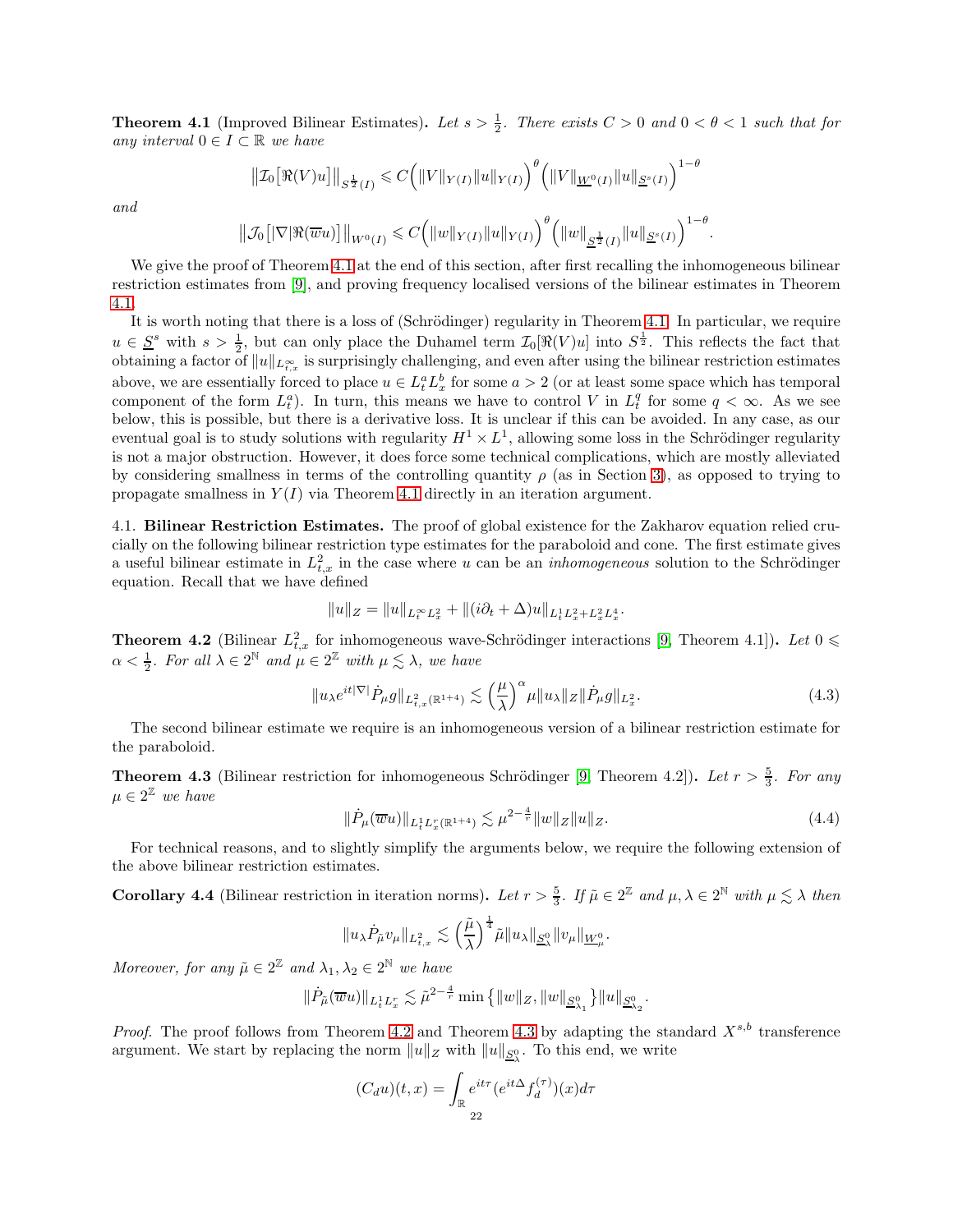**Theorem 4.1** (Improved Bilinear Estimates)**.** *Let $s > \frac{1}{2}$. There exists $C > 0$ and $0 < \theta < 1$ such that for any interval $0 \in I \subset \mathbb{R}$ we have*

$$\big\|\mathcal{I}_0\big[\Re(V)u\big]\big\|_{S^{\frac{1}{2}}(I)} \leqslant C\Big(\|V\|_{Y(I)}\|u\|_{Y(I)}\Big)^{\theta}\Big(\|V\|_{\underline{W}^0(I)}\|u\|_{\underline{S}^s(I)}\Big)^{1-\theta}$$

*and*

$$\big\|\mathcal{J}_0\big[|\nabla|\Re(\overline{w}u)\big]\big\|_{W^0(I)} \leqslant C\Big(\|w\|_{Y(I)}\|u\|_{Y(I)}\Big)^{\theta}\Big(\|w\|_{\underline{S}^{\frac{1}{2}}(I)}\|u\|_{\underline{S}^s(I)}\Big)^{1-\theta}.$$

We give the proof of Theorem 4.1 at the end of this section, after first recalling the inhomogeneous bilinear restriction estimates from [9], and proving frequency localised versions of the bilinear estimates in Theorem 4.1.

It is worth noting that there is a loss of (Schrödinger) regularity in Theorem 4.1. In particular, we require $u \in \underline{S}^s$ with $s > \frac{1}{2}$, but can only place the Duhamel term $\mathcal{I}_0[\Re(V)u]$ into $S^{\frac{1}{2}}$. This reflects the fact that obtaining a factor of $\|u\|_{L^\infty_{t,x}}$ is surprisingly challenging, and even after using the bilinear restriction estimates above, we are essentially forced to place $u \in L^a_t L^b_x$ for some $a > 2$ (or at least some space which has temporal component of the form $L^a_t$). In turn, this means we have to control $V$ in $L^q_t$ for some $q < \infty$. As we see below, this is possible, but there is a derivative loss. It is unclear if this can be avoided. In any case, as our eventual goal is to study solutions with regularity $H^1 \times L^1$, allowing some loss in the Schrödinger regularity is not a major obstruction. However, it does force some technical complications, which are mostly alleviated by considering smallness in terms of the controlling quantity $\rho$ (as in Section 3), as opposed to trying to propagate smallness in $Y(I)$ via Theorem 4.1 directly in an iteration argument.

4.1. **Bilinear Restriction Estimates.** The proof of global existence for the Zakharov equation relied crucially on the following bilinear restriction type estimates for the paraboloid and cone. The first estimate gives a useful bilinear estimate in $L^2_{t,x}$ in the case where $u$ can be an *inhomogeneous* solution to the Schrödinger equation. Recall that we have defined

$$\|u\|_Z = \|u\|_{L^\infty_t L^2_x} + \|(i\partial_t + \Delta)u\|_{L^1_t L^2_x + L^2_t L^{\frac{4}{3}}_x}.$$

**Theorem 4.2** (Bilinear $L^2_{t,x}$ for inhomogeneous wave-Schrödinger interactions [9, Theorem 4.1])**.** *Let $0 \leqslant \alpha < \frac{1}{2}$. For all $\lambda \in 2^{\mathbb{N}}$ and $\mu \in 2^{\mathbb{Z}}$ with $\mu \lesssim \lambda$, we have*

$$\|u_\lambda e^{it|\nabla|}\dot{P}_\mu g\|_{L^2_{t,x}(\mathbb{R}^{1+4})} \lesssim \Big(\frac{\mu}{\lambda}\Big)^{\alpha}\mu\|u_\lambda\|_Z\|\dot{P}_\mu g\|_{L^2_x}. \tag{4.3}$$

The second bilinear estimate we require is an inhomogeneous version of a bilinear restriction estimate for the paraboloid.

**Theorem 4.3** (Bilinear restriction for inhomogeneous Schrödinger [9, Theorem 4.2])**.** *Let $r > \frac{5}{3}$. For any $\mu \in 2^{\mathbb{Z}}$ we have*

$$\|\dot{P}_\mu(\overline{w}u)\|_{L^1_t L^r_x(\mathbb{R}^{1+4})} \lesssim \mu^{2-\frac{4}{r}}\|w\|_Z\|u\|_Z. \tag{4.4}$$

For technical reasons, and to slightly simplify the arguments below, we require the following extension of the above bilinear restriction estimates.

**Corollary 4.4** (Bilinear restriction in iteration norms)**.** *Let $r > \frac{5}{3}$. If $\tilde{\mu} \in 2^{\mathbb{Z}}$ and $\mu, \lambda \in 2^{\mathbb{N}}$ with $\mu \lesssim \lambda$ then*

$$\|u_\lambda \dot{P}_{\tilde{\mu}} v_\mu\|_{L^2_{t,x}} \lesssim \Big(\frac{\tilde{\mu}}{\lambda}\Big)^{\frac{1}{4}}\tilde{\mu}\|u_\lambda\|_{\underline{S}^0_\lambda}\|v_\mu\|_{\underline{W}^0_\mu}.$$

*Moreover, for any $\tilde{\mu} \in 2^{\mathbb{Z}}$ and $\lambda_1, \lambda_2 \in 2^{\mathbb{N}}$ we have*

$$\|\dot{P}_{\tilde{\mu}}(\overline{w}u)\|_{L^1_t L^r_x} \lesssim \tilde{\mu}^{2-\frac{4}{r}}\min\big\{\|w\|_Z, \|w\|_{\underline{S}^0_{\lambda_1}}\big\}\|u\|_{\underline{S}^0_{\lambda_2}}.$$

*Proof.* The proof follows from Theorem 4.2 and Theorem 4.3 by adapting the standard $X^{s,b}$ transference argument. We start by replacing the norm $\|u\|_Z$ with $\|u\|_{\underline{S}^0_\lambda}$. To this end, we write

$$(C_d u)(t,x) = \int_{\mathbb{R}} e^{it\tau}(e^{it\Delta}f_d^{(\tau)})(x)d\tau$$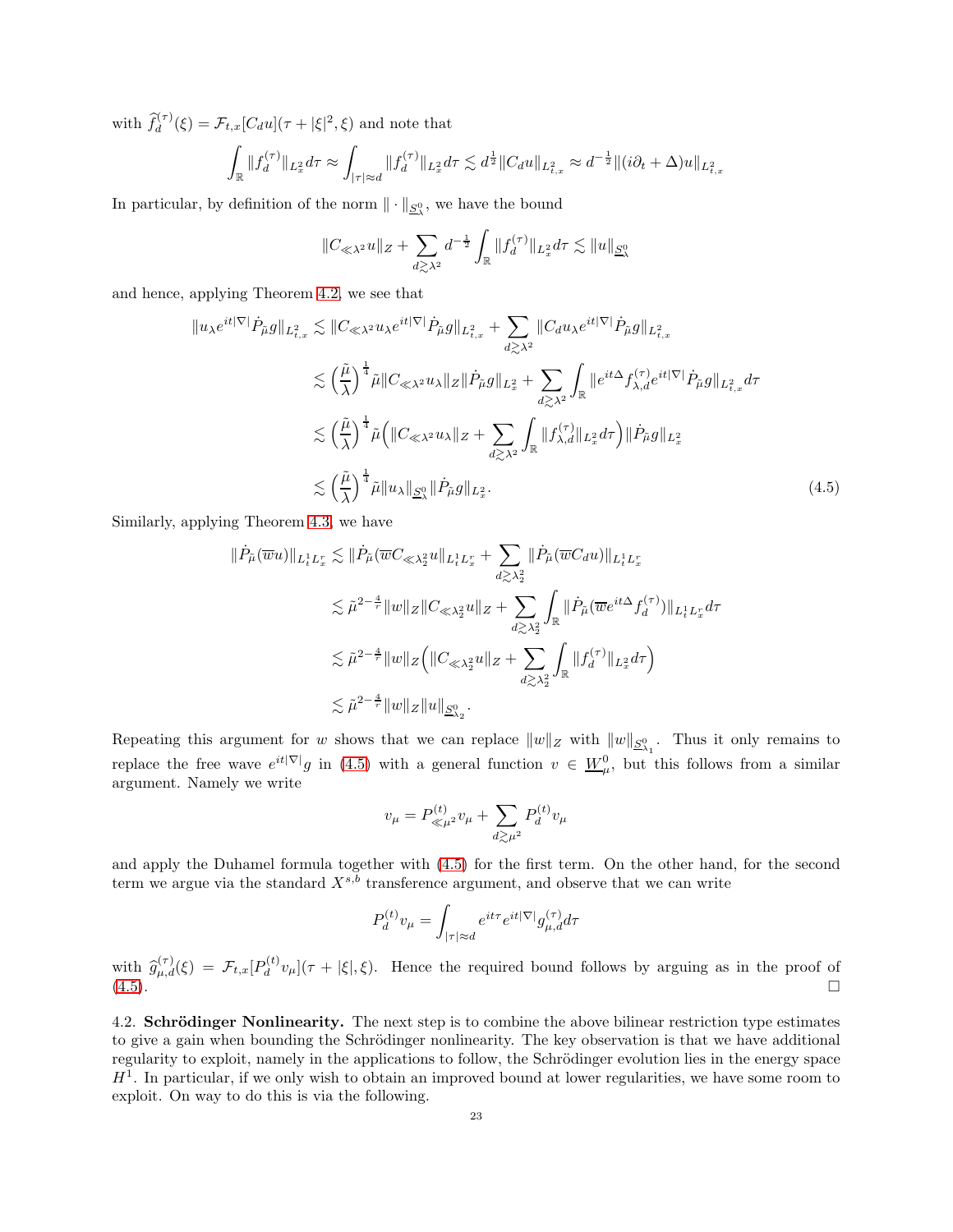with $\widehat{f}^{(\tau)}_d(\xi) = \mathcal{F}_{t,x}[C_d u](\tau + |\xi|^2, \xi)$ and note that

$$\int_{\mathbb{R}} \|f^{(\tau)}_d\|_{L^2_x} d\tau \approx \int_{|\tau|\approx d} \|f^{(\tau)}_d\|_{L^2_x} d\tau \lesssim d^{\frac{1}{2}} \|C_d u\|_{L^2_{t,x}} \approx d^{-\frac{1}{2}} \|(i\partial_t + \Delta) u\|_{L^2_{t,x}}$$

In particular, by definition of the norm $\|\cdot\|_{\underline{S}^0_\lambda}$, we have the bound

$$\|C_{\ll \lambda^2} u\|_Z + \sum_{d \gtrsim \lambda^2} d^{-\frac{1}{2}} \int_{\mathbb{R}} \|f^{(\tau)}_d\|_{L^2_x} d\tau \lesssim \|u\|_{\underline{S}^0_\lambda}$$

and hence, applying Theorem 4.2, we see that

$$\begin{aligned}
\|u_\lambda e^{it|\nabla|} \dot{P}_{\tilde{\mu}} g\|_{L^2_{t,x}} &\lesssim \|C_{\ll \lambda^2} u_\lambda e^{it|\nabla|} \dot{P}_{\tilde{\mu}} g\|_{L^2_{t,x}} + \sum_{d \gtrsim \lambda^2} \|C_d u_\lambda e^{it|\nabla|} \dot{P}_{\tilde{\mu}} g\|_{L^2_{t,x}} \\
&\lesssim \Big(\frac{\tilde{\mu}}{\lambda}\Big)^{\frac{1}{4}} \tilde{\mu} \|C_{\ll \lambda^2} u_\lambda\|_Z \|\dot{P}_{\tilde{\mu}} g\|_{L^2_x} + \sum_{d \gtrsim \lambda^2} \int_{\mathbb{R}} \|e^{it\Delta} f^{(\tau)}_{\lambda,d} e^{it|\nabla|} \dot{P}_{\tilde{\mu}} g\|_{L^2_{t,x}} d\tau \\
&\lesssim \Big(\frac{\tilde{\mu}}{\lambda}\Big)^{\frac{1}{4}} \tilde{\mu} \Big( \|C_{\ll \lambda^2} u_\lambda\|_Z + \sum_{d \gtrsim \lambda^2} \int_{\mathbb{R}} \|f^{(\tau)}_{\lambda,d}\|_{L^2_x} d\tau \Big) \|\dot{P}_{\tilde{\mu}} g\|_{L^2_x} \\
&\lesssim \Big(\frac{\tilde{\mu}}{\lambda}\Big)^{\frac{1}{4}} \tilde{\mu} \|u_\lambda\|_{\underline{S}^0_\lambda} \|\dot{P}_{\tilde{\mu}} g\|_{L^2_x}. \qquad (4.5)
\end{aligned}$$

Similarly, applying Theorem 4.3, we have

$$\begin{aligned}
\|\dot{P}_{\tilde{\mu}}(\overline{w} u)\|_{L^1_t L^r_x} &\lesssim \|\dot{P}_{\tilde{\mu}}(\overline{w} C_{\ll \lambda_2^2} u)\|_{L^1_t L^r_x} + \sum_{d \gtrsim \lambda_2^2} \|\dot{P}_{\tilde{\mu}}(\overline{w} C_d u)\|_{L^1_t L^r_x} \\
&\lesssim \tilde{\mu}^{2-\frac{4}{r}} \|w\|_Z \|C_{\ll \lambda_2^2} u\|_Z + \sum_{d \gtrsim \lambda_2^2} \int_{\mathbb{R}} \|\dot{P}_{\tilde{\mu}}(\overline{w} e^{it\Delta} f^{(\tau)}_d)\|_{L^1_t L^r_x} d\tau \\
&\lesssim \tilde{\mu}^{2-\frac{4}{r}} \|w\|_Z \Big( \|C_{\ll \lambda_2^2} u\|_Z + \sum_{d \gtrsim \lambda_2^2} \int_{\mathbb{R}} \|f^{(\tau)}_d\|_{L^2_x} d\tau \Big) \\
&\lesssim \tilde{\mu}^{2-\frac{4}{r}} \|w\|_Z \|u\|_{\underline{S}^0_{\lambda_2}}.
\end{aligned}$$

Repeating this argument for $w$ shows that we can replace $\|w\|_Z$ with $\|w\|_{\underline{S}^0_{\lambda_1}}$. Thus it only remains to replace the free wave $e^{it|\nabla|} g$ in (4.5) with a general function $v \in \underline{W}^0_\mu$, but this follows from a similar argument. Namely we write

$$v_\mu = P^{(t)}_{\ll \mu^2} v_\mu + \sum_{d \gtrsim \mu^2} P^{(t)}_d v_\mu$$

and apply the Duhamel formula together with (4.5) for the first term. On the other hand, for the second term we argue via the standard $X^{s,b}$ transference argument, and observe that we can write

$$P^{(t)}_d v_\mu = \int_{|\tau| \approx d} e^{it\tau} e^{it|\nabla|} g^{(\tau)}_{\mu,d} d\tau$$

with $\widehat{g}^{(\tau)}_{\mu,d}(\xi) = \mathcal{F}_{t,x}[P^{(t)}_d v_\mu](\tau + |\xi|, \xi)$. Hence the required bound follows by arguing as in the proof of (4.5). $\square$

**4.2. Schrödinger Nonlinearity.** The next step is to combine the above bilinear restriction type estimates to give a gain when bounding the Schrödinger nonlinearity. The key observation is that we have additional regularity to exploit, namely in the applications to follow, the Schrödinger evolution lies in the energy space $H^1$. In particular, if we only wish to obtain an improved bound at lower regularities, we have some room to exploit. On way to do this is via the following.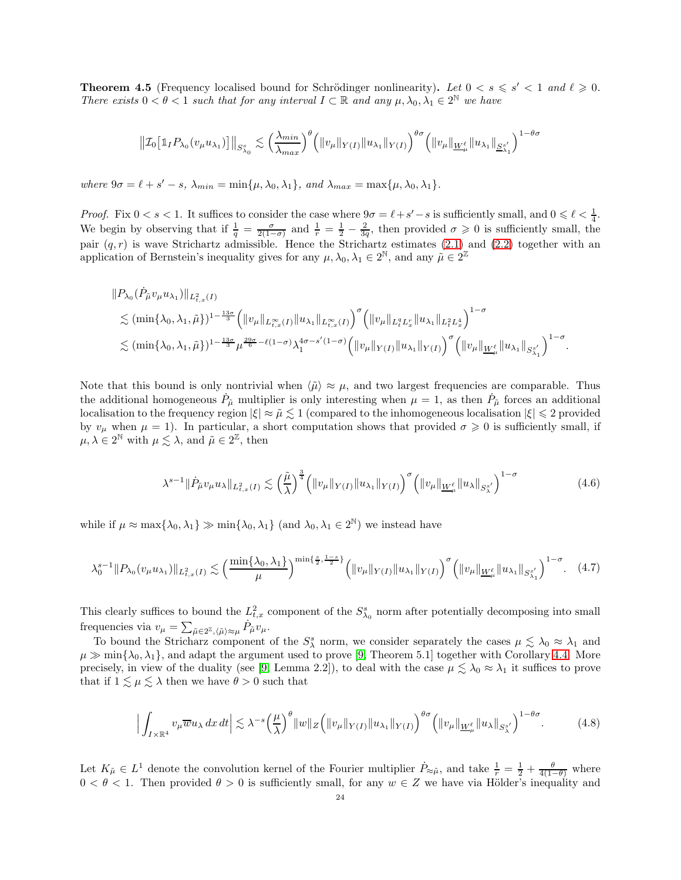**Theorem 4.5** (Frequency localised bound for Schrödinger nonlinearity)**.** *Let $0 < s \leqslant s' < 1$ and $\ell \geqslant 0$. There exists $0 < \theta < 1$ such that for any interval $I \subset \mathbb{R}$ and any $\mu, \lambda_0, \lambda_1 \in 2^{\mathbb{N}}$ we have*

$$\big\|\mathcal{I}_0\big[\mathbb{1}_I P_{\lambda_0}(v_\mu u_{\lambda_1})\big]\big\|_{S^s_{\lambda_0}} \lesssim \Big(\frac{\lambda_{min}}{\lambda_{max}}\Big)^{\theta}\Big(\|v_\mu\|_{Y(I)}\|u_{\lambda_1}\|_{Y(I)}\Big)^{\theta\sigma}\Big(\|v_\mu\|_{\underline{W}^\ell_\mu}\|u_{\lambda_1}\|_{\underline{S}^{s'}_{\lambda_1}}\Big)^{1-\theta\sigma}$$

*where $9\sigma = \ell + s' - s$, $\lambda_{min} = \min\{\mu, \lambda_0, \lambda_1\}$, and $\lambda_{max} = \max\{\mu, \lambda_0, \lambda_1\}$.*

*Proof.* Fix $0 < s < 1$. It suffices to consider the case where $9\sigma = \ell + s' - s$ is sufficiently small, and $0 \leqslant \ell < \frac{1}{4}$. We begin by observing that if $\frac{1}{q} = \frac{\sigma}{2(1-\sigma)}$ and $\frac{1}{r} = \frac{1}{2} - \frac{2}{3q}$, then provided $\sigma \geqslant 0$ is sufficiently small, the pair $(q, r)$ is wave Strichartz admissible. Hence the Strichartz estimates (2.1) and (2.2) together with an application of Bernstein's inequality gives for any $\mu, \lambda_0, \lambda_1 \in 2^{\mathbb{N}}$, and any $\tilde{\mu} \in 2^{\mathbb{Z}}$

$$\begin{aligned}
&\|P_{\lambda_0}(\dot{P}_{\tilde{\mu}} v_\mu u_{\lambda_1})\|_{L^2_{t,x}(I)} \\
&\lesssim (\min\{\lambda_0, \lambda_1, \tilde{\mu}\})^{1-\frac{13\sigma}{3}}\Big(\|v_\mu\|_{L^\infty_{t,x}(I)}\|u_{\lambda_1}\|_{L^\infty_{t,x}(I)}\Big)^{\sigma}\Big(\|v_\mu\|_{L^q_t L^r_x}\|u_{\lambda_1}\|_{L^2_t L^4_x}\Big)^{1-\sigma} \\
&\lesssim (\min\{\lambda_0, \lambda_1, \tilde{\mu}\})^{1-\frac{13\sigma}{3}}\mu^{\frac{29\sigma}{6}-\ell(1-\sigma)}\lambda_1^{4\sigma - s'(1-\sigma)}\Big(\|v_\mu\|_{Y(I)}\|u_{\lambda_1}\|_{Y(I)}\Big)^{\sigma}\Big(\|v_\mu\|_{\underline{W}^\ell_\mu}\|u_{\lambda_1}\|_{S^{s'}_{\lambda_1}}\Big)^{1-\sigma}.
\end{aligned}$$

Note that this bound is only nontrivial when $\langle\tilde{\mu}\rangle \approx \mu$, and two largest frequencies are comparable. Thus the additional homogeneous $\dot{P}_{\tilde{\mu}}$ multiplier is only interesting when $\mu = 1$, as then $\dot{P}_{\tilde{\mu}}$ forces an additional localisation to the frequency region $|\xi| \approx \tilde{\mu} \lesssim 1$ (compared to the inhomogeneous localisation $|\xi| \leqslant 2$ provided by $v_\mu$ when $\mu = 1$). In particular, a short computation shows that provided $\sigma \geqslant 0$ is sufficiently small, if $\mu, \lambda \in 2^{\mathbb{N}}$ with $\mu \lesssim \lambda$, and $\tilde{\mu} \in 2^{\mathbb{Z}}$, then

$$\lambda^{s-1}\|\dot{P}_{\tilde{\mu}} v_\mu u_\lambda\|_{L^2_{t,x}(I)} \lesssim \Big(\frac{\tilde{\mu}}{\lambda}\Big)^{\frac{3}{4}}\Big(\|v_\mu\|_{Y(I)}\|u_{\lambda_1}\|_{Y(I)}\Big)^{\sigma}\Big(\|v_\mu\|_{\underline{W}^\ell_\mu}\|u_\lambda\|_{S^{s'}_\lambda}\Big)^{1-\sigma} \tag{4.6}$$

while if $\mu \approx \max\{\lambda_0, \lambda_1\} \gg \min\{\lambda_0, \lambda_1\}$ (and $\lambda_0, \lambda_1 \in 2^{\mathbb{N}}$) we instead have

$$\lambda_0^{s-1}\|P_{\lambda_0}(v_\mu u_{\lambda_1})\|_{L^2_{t,x}(I)} \lesssim \Big(\frac{\min\{\lambda_0, \lambda_1\}}{\mu}\Big)^{\min\{\frac{s}{2}, \frac{1-s}{2}\}}\Big(\|v_\mu\|_{Y(I)}\|u_{\lambda_1}\|_{Y(I)}\Big)^{\sigma}\Big(\|v_\mu\|_{\underline{W}^\ell_\mu}\|u_{\lambda_1}\|_{S^{s'}_{\lambda_1}}\Big)^{1-\sigma}. \tag{4.7}$$

This clearly suffices to bound the $L^2_{t,x}$ component of the $S^s_{\lambda_0}$ norm after potentially decomposing into small frequencies via $v_\mu = \sum_{\tilde{\mu} \in 2^{\mathbb{Z}}, \langle\tilde{\mu}\rangle \approx \mu} \dot{P}_{\tilde{\mu}} v_\mu$.

To bound the Stricharz component of the $S^s_\lambda$ norm, we consider separately the cases $\mu \lesssim \lambda_0 \approx \lambda_1$ and $\mu \gg \min\{\lambda_0, \lambda_1\}$, and adapt the argument used to prove [9, Theorem 5.1] together with Corollary 4.4. More precisely, in view of the duality (see [9] Lemma 2.2]), to deal with the case $\mu \lesssim \lambda_0 \approx \lambda_1$ it suffices to prove that if $1 \lesssim \mu \lesssim \lambda$ then we have $\theta > 0$ such that

$$\Big|\int_{I \times \mathbb{R}^4} v_\mu \overline{w} u_\lambda \, dx \, dt\Big| \lesssim \lambda^{-s}\Big(\frac{\mu}{\lambda}\Big)^{\theta}\|w\|_Z\Big(\|v_\mu\|_{Y(I)}\|u_{\lambda_1}\|_{Y(I)}\Big)^{\theta\sigma}\Big(\|v_\mu\|_{\underline{W}^\ell_\mu}\|u_\lambda\|_{S^{s'}_\lambda}\Big)^{1-\theta\sigma}. \tag{4.8}$$

Let $K_{\tilde{\mu}} \in L^1$ denote the convolution kernel of the Fourier multiplier $\dot{P}_{\approx\tilde{\mu}}$, and take $\frac{1}{r} = \frac{1}{2} + \frac{\theta}{4(1-\theta)}$ where $0 < \theta < 1$. Then provided $\theta > 0$ is sufficiently small, for any $w \in Z$ we have via Hölder's inequality and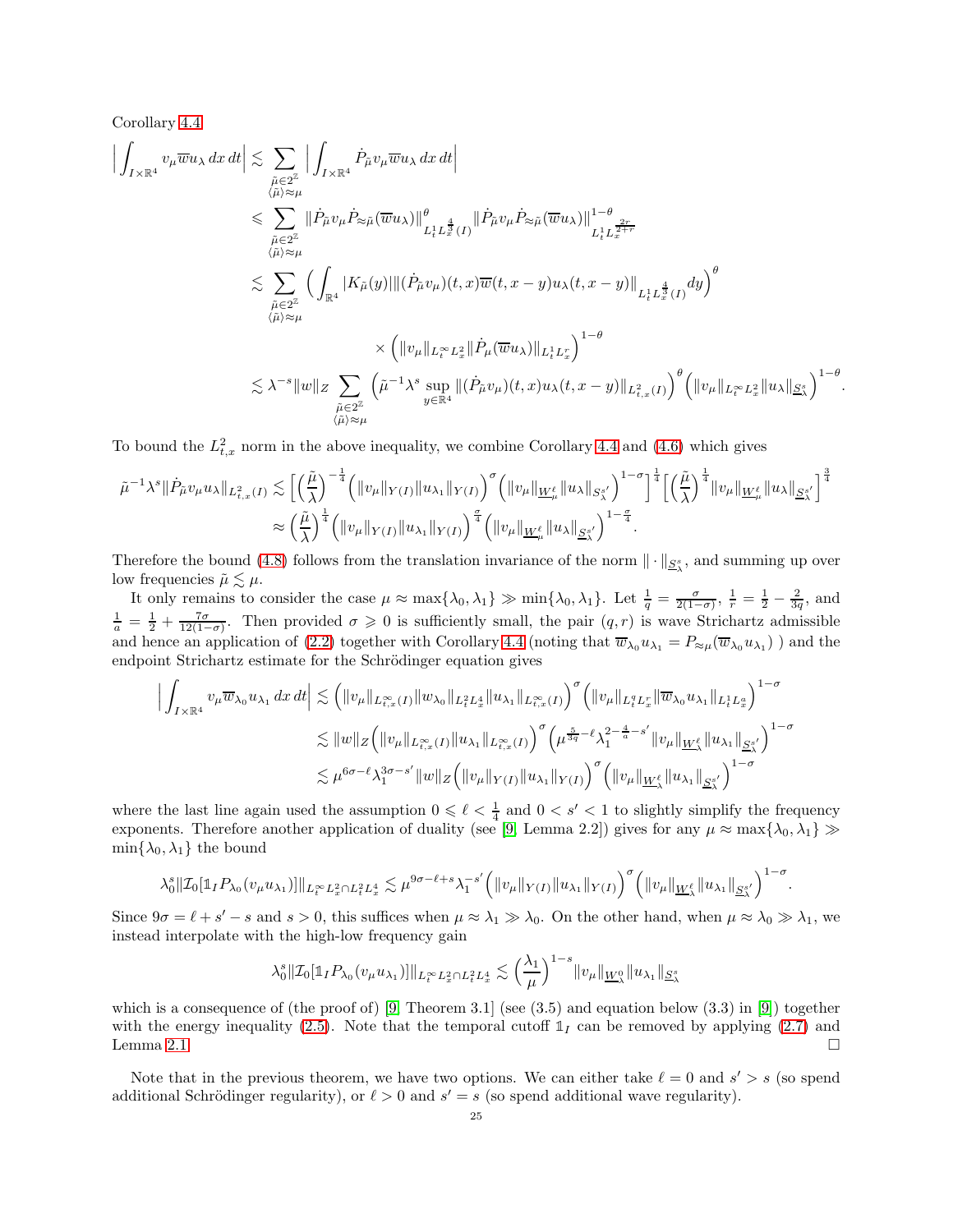Corollary 4.4

$$
\begin{aligned}
\Big| \int_{I\times\mathbb{R}^4} v_\mu \overline{w} u_\lambda \, dx\, dt \Big| &\lesssim \sum_{\substack{\tilde\mu\in 2^{\mathbb{Z}}\\ \langle\tilde\mu\rangle\approx\mu}} \Big| \int_{I\times\mathbb{R}^4} \dot P_{\tilde\mu} v_\mu \overline{w} u_\lambda \, dx\, dt \Big| \\
&\leqslant \sum_{\substack{\tilde\mu\in 2^{\mathbb{Z}}\\ \langle\tilde\mu\rangle\approx\mu}} \| \dot P_{\tilde\mu} v_\mu \dot P_{\approx\tilde\mu}(\overline{w} u_\lambda)\|^{\theta}_{L^1_t L^{\frac{4}{3}}_x(I)} \| \dot P_{\tilde\mu} v_\mu \dot P_{\approx\tilde\mu}(\overline{w} u_\lambda)\|^{1-\theta}_{L^1_t L^{\frac{2r}{2+r}}_x} \\
&\lesssim \sum_{\substack{\tilde\mu\in 2^{\mathbb{Z}}\\ \langle\tilde\mu\rangle\approx\mu}} \Big( \int_{\mathbb{R}^4} |K_{\tilde\mu}(y)| \| (\dot P_{\tilde\mu} v_\mu)(t,x) \overline{w}(t,x-y) u_\lambda(t,x-y)\|_{L^1_t L^{\frac{4}{3}}_x(I)} dy \Big)^{\theta} \\
&\qquad\qquad \times \Big( \|v_\mu\|_{L^\infty_t L^2_x} \| \dot P_\mu(\overline{w} u_\lambda)\|_{L^1_t L^r_x} \Big)^{1-\theta} \\
&\lesssim \lambda^{-s} \|w\|_Z \sum_{\substack{\tilde\mu\in 2^{\mathbb{Z}}\\ \langle\tilde\mu\rangle\approx\mu}} \Big( \tilde\mu^{-1} \lambda^s \sup_{y\in\mathbb{R}^4} \| (\dot P_{\tilde\mu} v_\mu)(t,x) u_\lambda(t,x-y)\|_{L^2_{t,x}(I)} \Big)^{\theta} \Big( \|v_\mu\|_{L^\infty_t L^2_x} \|u_\lambda\|_{\underline{S}^s_\lambda} \Big)^{1-\theta}.
\end{aligned}
$$

To bound the $L^2_{t,x}$ norm in the above inequality, we combine Corollary 4.4 and (4.6) which gives

$$
\begin{aligned}
\tilde\mu^{-1}\lambda^s \| \dot P_{\tilde\mu} v_\mu u_\lambda\|_{L^2_{t,x}(I)} &\lesssim \Big[ \Big(\frac{\tilde\mu}{\lambda}\Big)^{-\frac14} \Big( \|v_\mu\|_{Y(I)} \|u_{\lambda_1}\|_{Y(I)}\Big)^{\sigma} \Big( \|v_\mu\|_{\underline{W}^\ell_\mu} \|u_\lambda\|_{\underline{S}^{s'}_\lambda}\Big)^{1-\sigma} \Big]^{\frac14} \Big[ \Big(\frac{\tilde\mu}{\lambda}\Big)^{\frac14} \|v_\mu\|_{\underline{W}^\ell_\mu} \|u_\lambda\|_{\underline{S}^{s'}_\lambda} \Big]^{\frac34} \\
&\approx \Big(\frac{\tilde\mu}{\lambda}\Big)^{\frac14} \Big( \|v_\mu\|_{Y(I)} \|u_{\lambda_1}\|_{Y(I)}\Big)^{\frac{\sigma}{4}} \Big( \|v_\mu\|_{\underline{W}^\ell_\mu} \|u_\lambda\|_{\underline{S}^{s'}_\lambda}\Big)^{1-\frac{\sigma}{4}}.
\end{aligned}
$$

Therefore the bound (4.8) follows from the translation invariance of the norm $\|\cdot\|_{\underline{S}^s_\lambda}$, and summing up over low frequencies $\tilde\mu \lesssim \mu$.

It only remains to consider the case $\mu \approx \max\{\lambda_0,\lambda_1\} \gg \min\{\lambda_0,\lambda_1\}$. Let $\frac1q = \frac{\sigma}{2(1-\sigma)}$, $\frac1r = \frac12 - \frac{2}{3q}$, and $\frac1a = \frac12 + \frac{7\sigma}{12(1-\sigma)}$. Then provided $\sigma \geqslant 0$ is sufficiently small, the pair $(q,r)$ is wave Strichartz admissible and hence an application of (2.2) together with Corollary 4.4 (noting that $\overline{w}_{\lambda_0} u_{\lambda_1} = P_{\approx\mu}(\overline{w}_{\lambda_0} u_{\lambda_1})$ ) and the endpoint Strichartz estimate for the Schrödinger equation gives

$$
\begin{aligned}
\Big| \int_{I\times\mathbb{R}^4} v_\mu \overline{w}_{\lambda_0} u_{\lambda_1} \, dx\, dt \Big| &\lesssim \Big( \|v_\mu\|_{L^\infty_{t,x}(I)} \|w_{\lambda_0}\|_{L^2_t L^4_x} \|u_{\lambda_1}\|_{L^\infty_{t,x}(I)}\Big)^{\sigma} \Big( \|v_\mu\|_{L^q_t L^r_x} \|\overline{w}_{\lambda_0} u_{\lambda_1}\|_{L^1_t L^a_x}\Big)^{1-\sigma} \\
&\lesssim \|w\|_Z \Big( \|v_\mu\|_{L^\infty_{t,x}(I)} \|u_{\lambda_1}\|_{L^\infty_{t,x}(I)}\Big)^{\sigma} \Big( \mu^{\frac{5}{3q}-\ell} \lambda_1^{2-\frac4a - s'} \|v_\mu\|_{\underline{W}^\ell_\lambda} \|u_{\lambda_1}\|_{\underline{S}^{s'}_\lambda}\Big)^{1-\sigma} \\
&\lesssim \mu^{6\sigma-\ell} \lambda_1^{3\sigma - s'} \|w\|_Z \Big( \|v_\mu\|_{Y(I)} \|u_{\lambda_1}\|_{Y(I)}\Big)^{\sigma} \Big( \|v_\mu\|_{\underline{W}^\ell_\lambda} \|u_{\lambda_1}\|_{\underline{S}^{s'}_\lambda}\Big)^{1-\sigma}
\end{aligned}
$$

where the last line again used the assumption $0 \leqslant \ell < \frac14$ and $0 < s' < 1$ to slightly simplify the frequency exponents. Therefore another application of duality (see [9, Lemma 2.2]) gives for any $\mu \approx \max\{\lambda_0,\lambda_1\} \gg \min\{\lambda_0,\lambda_1\}$ the bound

$$
\lambda_0^s \| \mathcal{I}_0[\mathbb{1}_I P_{\lambda_0}(v_\mu u_{\lambda_1})]\|_{L^\infty_t L^2_x \cap L^2_t L^4_x} \lesssim \mu^{9\sigma-\ell+s} \lambda_1^{-s'} \Big( \|v_\mu\|_{Y(I)} \|u_{\lambda_1}\|_{Y(I)}\Big)^{\sigma} \Big( \|v_\mu\|_{\underline{W}^\ell_\lambda} \|u_{\lambda_1}\|_{\underline{S}^{s'}_\lambda}\Big)^{1-\sigma}.
$$

Since $9\sigma = \ell + s' - s$ and $s > 0$, this suffices when $\mu \approx \lambda_1 \gg \lambda_0$. On the other hand, when $\mu \approx \lambda_0 \gg \lambda_1$, we instead interpolate with the high-low frequency gain

$$
\lambda_0^s \| \mathcal{I}_0[\mathbb{1}_I P_{\lambda_0}(v_\mu u_{\lambda_1})]\|_{L^\infty_t L^2_x \cap L^2_t L^4_x} \lesssim \Big(\frac{\lambda_1}{\mu}\Big)^{1-s} \|v_\mu\|_{\underline{W}^0_\lambda} \|u_{\lambda_1}\|_{\underline{S}^s_\lambda}
$$

which is a consequence of (the proof of) [9, Theorem 3.1] (see (3.5) and equation below (3.3) in [9]) together with the energy inequality (2.5). Note that the temporal cutoff $\mathbb{1}_I$ can be removed by applying (2.7) and Lemma 2.1. □

Note that in the previous theorem, we have two options. We can either take $\ell = 0$ and $s' > s$ (so spend additional Schrödinger regularity), or $\ell > 0$ and $s' = s$ (so spend additional wave regularity).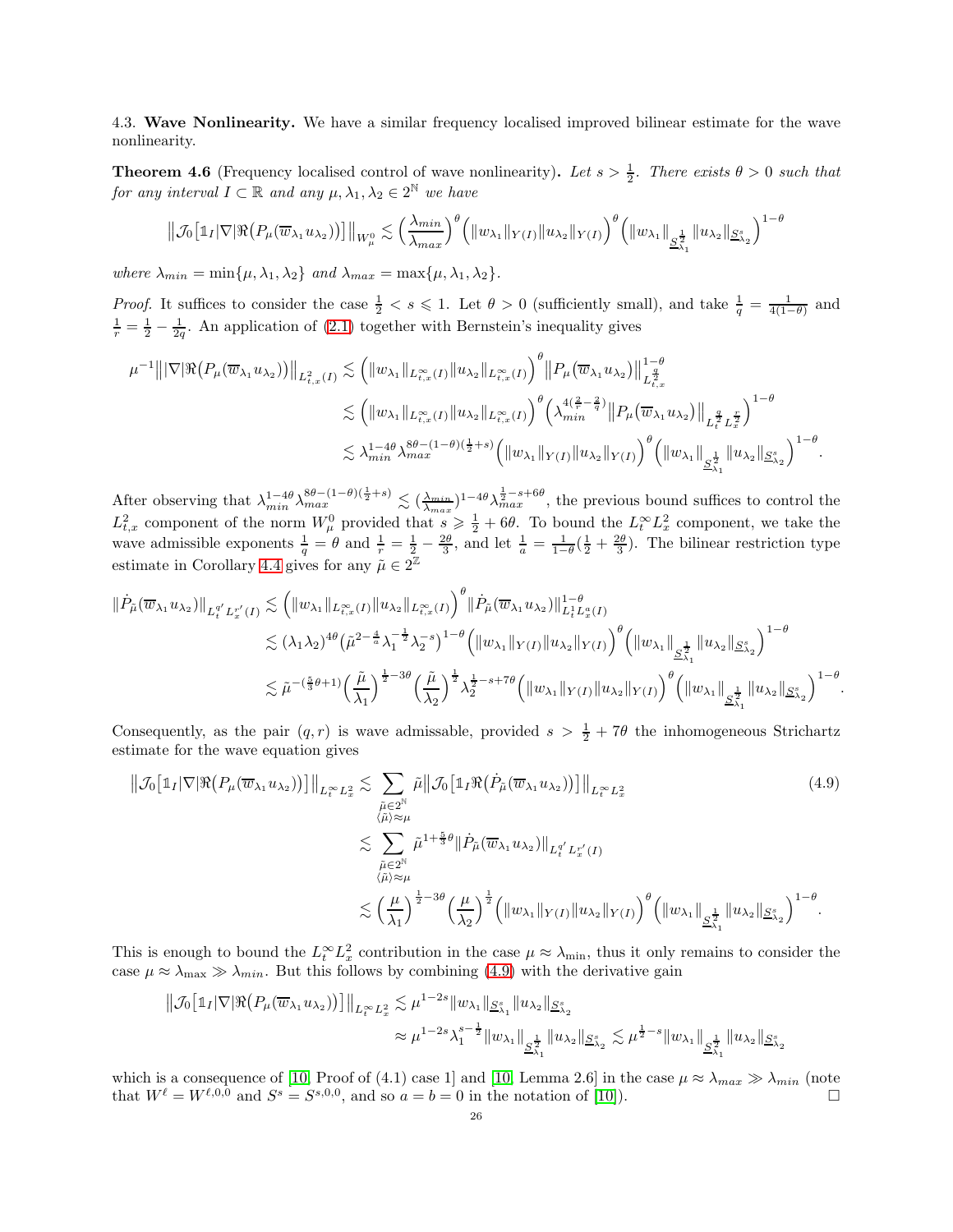4.3. **Wave Nonlinearity.** We have a similar frequency localised improved bilinear estimate for the wave nonlinearity.

**Theorem 4.6** (Frequency localised control of wave nonlinearity)**.** *Let $s > \frac{1}{2}$. There exists $\theta > 0$ such that for any interval $I \subset \mathbb{R}$ and any $\mu, \lambda_1, \lambda_2 \in 2^{\mathbb{N}}$ we have*

$$\big\| \mathcal{J}_0\big[ \mathbb{1}_I |\nabla| \Re\big(P_\mu(\overline{w}_{\lambda_1} u_{\lambda_2})\big)\big]\big\|_{W^0_\mu} \lesssim \Big(\frac{\lambda_{min}}{\lambda_{max}}\Big)^\theta \Big( \|w_{\lambda_1}\|_{Y(I)} \|u_{\lambda_2}\|_{Y(I)}\Big)^\theta \Big( \|w_{\lambda_1}\|_{\underline{S}^{\frac{1}{2}}_{\lambda_1}} \|u_{\lambda_2}\|_{\underline{S}^s_{\lambda_2}}\Big)^{1-\theta}$$

*where $\lambda_{min} = \min\{\mu, \lambda_1, \lambda_2\}$ and $\lambda_{max} = \max\{\mu, \lambda_1, \lambda_2\}$.*

*Proof.* It suffices to consider the case $\frac{1}{2} < s \leqslant 1$. Let $\theta > 0$ (sufficiently small), and take $\frac{1}{q} = \frac{1}{4(1-\theta)}$ and $\frac{1}{r} = \frac{1}{2} - \frac{1}{2q}$. An application of (2.1) together with Bernstein's inequality gives

$$\begin{aligned}
\mu^{-1} \big\| |\nabla| \Re\big(P_\mu(\overline{w}_{\lambda_1} u_{\lambda_2})\big)\big\|_{L^2_{t,x}(I)} &\lesssim \Big( \|w_{\lambda_1}\|_{L^\infty_{t,x}(I)} \|u_{\lambda_2}\|_{L^\infty_{t,x}(I)}\Big)^\theta \big\| P_\mu(\overline{w}_{\lambda_1} u_{\lambda_2})\big\|^{1-\theta}_{L^{\frac{q}{2}}_{t,x}} \\
&\lesssim \Big( \|w_{\lambda_1}\|_{L^\infty_{t,x}(I)} \|u_{\lambda_2}\|_{L^\infty_{t,x}(I)}\Big)^\theta \Big( \lambda_{min}^{4(\frac{2}{r} - \frac{2}{q})} \big\| P_\mu(\overline{w}_{\lambda_1} u_{\lambda_2})\big\|_{L^{\frac{q}{2}}_t L^{\frac{r}{2}}_x}\Big)^{1-\theta} \\
&\lesssim \lambda_{min}^{1-4\theta} \lambda_{max}^{8\theta - (1-\theta)(\frac{1}{2}+s)} \Big( \|w_{\lambda_1}\|_{Y(I)} \|u_{\lambda_2}\|_{Y(I)}\Big)^\theta \Big( \|w_{\lambda_1}\|_{\underline{S}^{\frac{1}{2}}_{\lambda_1}} \|u_{\lambda_2}\|_{\underline{S}^s_{\lambda_2}}\Big)^{1-\theta}.
\end{aligned}$$

After observing that $\lambda_{min}^{1-4\theta} \lambda_{max}^{8\theta - (1-\theta)(\frac{1}{2}+s)} \lesssim (\frac{\lambda_{min}}{\lambda_{max}})^{1-4\theta} \lambda_{max}^{\frac{1}{2} - s + 6\theta}$, the previous bound suffices to control the $L^2_{t,x}$ component of the norm $W^0_\mu$ provided that $s \geqslant \frac{1}{2} + 6\theta$. To bound the $L^\infty_t L^2_x$ component, we take the wave admissible exponents $\frac{1}{q} = \theta$ and $\frac{1}{r} = \frac{1}{2} - \frac{2\theta}{3}$, and let $\frac{1}{a} = \frac{1}{1-\theta}(\frac{1}{2} + \frac{2\theta}{3})$. The bilinear restriction type estimate in Corollary 4.4 gives for any $\tilde{\mu} \in 2^{\mathbb{Z}}$

$$\begin{aligned}
\|\dot{P}_{\tilde{\mu}}(\overline{w}_{\lambda_1} u_{\lambda_2})\|_{L^{q'}_t L^{r'}_x(I)} &\lesssim \Big( \|w_{\lambda_1}\|_{L^\infty_{t,x}(I)} \|u_{\lambda_2}\|_{L^\infty_{t,x}(I)}\Big)^\theta \|\dot{P}_{\tilde{\mu}}(\overline{w}_{\lambda_1} u_{\lambda_2})\|^{1-\theta}_{L^1_t L^a_x(I)} \\
&\lesssim (\lambda_1 \lambda_2)^{4\theta} \big( \tilde{\mu}^{2 - \frac{4}{a}} \lambda_1^{-\frac{1}{2}} \lambda_2^{-s}\big)^{1-\theta} \Big( \|w_{\lambda_1}\|_{Y(I)} \|u_{\lambda_2}\|_{Y(I)}\Big)^\theta \Big( \|w_{\lambda_1}\|_{\underline{S}^{\frac{1}{2}}_{\lambda_1}} \|u_{\lambda_2}\|_{\underline{S}^s_{\lambda_2}}\Big)^{1-\theta} \\
&\lesssim \tilde{\mu}^{-(\frac{5}{3}\theta + 1)} \Big(\frac{\tilde{\mu}}{\lambda_1}\Big)^{\frac{1}{2} - 3\theta} \Big(\frac{\tilde{\mu}}{\lambda_2}\Big)^{\frac{1}{2}} \lambda_2^{\frac{1}{2} - s + 7\theta} \Big( \|w_{\lambda_1}\|_{Y(I)} \|u_{\lambda_2}\|_{Y(I)}\Big)^\theta \Big( \|w_{\lambda_1}\|_{\underline{S}^{\frac{1}{2}}_{\lambda_1}} \|u_{\lambda_2}\|_{\underline{S}^s_{\lambda_2}}\Big)^{1-\theta}.
\end{aligned}$$

Consequently, as the pair $(q, r)$ is wave admissable, provided $s > \frac{1}{2} + 7\theta$ the inhomogeneous Strichartz estimate for the wave equation gives

$$\begin{aligned}
\big\| \mathcal{J}_0\big[ \mathbb{1}_I |\nabla| \Re\big(P_\mu(\overline{w}_{\lambda_1} u_{\lambda_2})\big)\big]\big\|_{L^\infty_t L^2_x} &\lesssim \sum_{\substack{\tilde{\mu} \in 2^{\mathbb{N}} \\ \langle \tilde{\mu} \rangle \approx \mu}} \tilde{\mu} \big\| \mathcal{J}_0\big[ \mathbb{1}_I \Re\big(\dot{P}_{\tilde{\mu}}(\overline{w}_{\lambda_1} u_{\lambda_2})\big)\big]\big\|_{L^\infty_t L^2_x} \\
&\lesssim \sum_{\substack{\tilde{\mu} \in 2^{\mathbb{N}} \\ \langle \tilde{\mu} \rangle \approx \mu}} \tilde{\mu}^{1 + \frac{5}{3}\theta} \|\dot{P}_{\tilde{\mu}}(\overline{w}_{\lambda_1} u_{\lambda_2})\|_{L^{q'}_t L^{r'}_x(I)} \\
&\lesssim \Big(\frac{\mu}{\lambda_1}\Big)^{\frac{1}{2} - 3\theta} \Big(\frac{\mu}{\lambda_2}\Big)^{\frac{1}{2}} \Big( \|w_{\lambda_1}\|_{Y(I)} \|u_{\lambda_2}\|_{Y(I)}\Big)^\theta \Big( \|w_{\lambda_1}\|_{\underline{S}^{\frac{1}{2}}_{\lambda_1}} \|u_{\lambda_2}\|_{\underline{S}^s_{\lambda_2}}\Big)^{1-\theta}.
\end{aligned} \tag{4.9}$$

This is enough to bound the $L^\infty_t L^2_x$ contribution in the case $\mu \approx \lambda_{\min}$, thus it only remains to consider the case $\mu \approx \lambda_{\max} \gg \lambda_{min}$. But this follows by combining (4.9) with the derivative gain

$$\begin{aligned}
\big\| \mathcal{J}_0\big[ \mathbb{1}_I |\nabla| \Re\big(P_\mu(\overline{w}_{\lambda_1} u_{\lambda_2})\big)\big]\big\|_{L^\infty_t L^2_x} &\lesssim \mu^{1-2s} \|w_{\lambda_1}\|_{\underline{S}^s_{\lambda_1}} \|u_{\lambda_2}\|_{\underline{S}^s_{\lambda_2}} \\
&\approx \mu^{1-2s} \lambda_1^{s - \frac{1}{2}} \|w_{\lambda_1}\|_{\underline{S}^{\frac{1}{2}}_{\lambda_1}} \|u_{\lambda_2}\|_{\underline{S}^s_{\lambda_2}} \lesssim \mu^{\frac{1}{2} - s} \|w_{\lambda_1}\|_{\underline{S}^{\frac{1}{2}}_{\lambda_1}} \|u_{\lambda_2}\|_{\underline{S}^s_{\lambda_2}}
\end{aligned}$$

which is a consequence of [10, Proof of (4.1) case 1] and [10, Lemma 2.6] in the case $\mu \approx \lambda_{max} \gg \lambda_{min}$ (note that $W^\ell = W^{\ell,0,0}$ and $S^s = S^{s,0,0}$, and so $a = b = 0$ in the notation of [10]). $\square$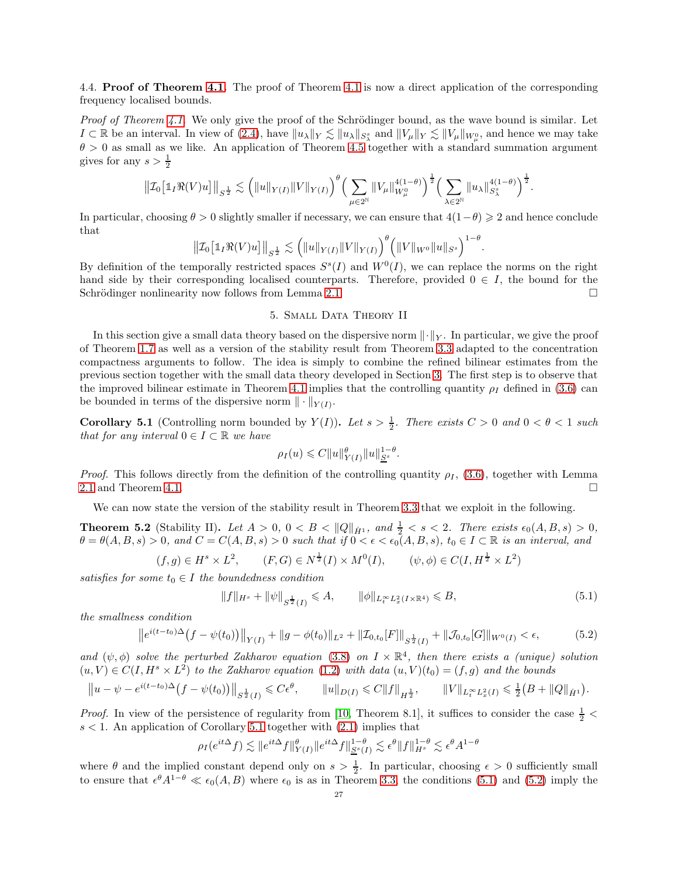4.4. **Proof of Theorem 4.1.** The proof of Theorem 4.1 is now a direct application of the corresponding frequency localised bounds.

*Proof of Theorem 4.1.* We only give the proof of the Schrödinger bound, as the wave bound is similar. Let $I \subset \mathbb{R}$ be an interval. In view of (2.4), have $\|u_\lambda\|_Y \lesssim \|u_\lambda\|_{S^s_\lambda}$ and $\|V_\mu\|_Y \lesssim \|V_\mu\|_{W^0_\mu}$, and hence we may take $\theta > 0$ as small as we like. An application of Theorem 4.5 together with a standard summation argument gives for any $s > \frac{1}{2}$

$$\big\|\mathcal{I}_0\big[\mathbb{1}_I \Re(V)u\big]\big\|_{S^{\frac{1}{2}}} \lesssim \Big(\|u\|_{Y(I)}\|V\|_{Y(I)}\Big)^\theta \Big(\sum_{\mu\in 2^{\mathbb{N}}} \|V_\mu\|_{W^0_\mu}^{4(1-\theta)}\Big)^{\frac{1}{2}}\Big(\sum_{\lambda\in 2^{\mathbb{N}}} \|u_\lambda\|_{S^s_\lambda}^{4(1-\theta)}\Big)^{\frac{1}{2}}.$$

In particular, choosing $\theta > 0$ slightly smaller if necessary, we can ensure that $4(1-\theta) \geqslant 2$ and hence conclude that

$$\big\|\mathcal{I}_0\big[\mathbb{1}_I \Re(V)u\big]\big\|_{S^{\frac{1}{2}}} \lesssim \Big(\|u\|_{Y(I)}\|V\|_{Y(I)}\Big)^\theta \Big(\|V\|_{W^0}\|u\|_{S^s}\Big)^{1-\theta}.$$

By definition of the temporally restricted spaces $S^s(I)$ and $W^0(I)$, we can replace the norms on the right hand side by their corresponding localised counterparts. Therefore, provided $0 \in I$, the bound for the Schrödinger nonlinearity now follows from Lemma 2.1. $\square$

## 5. Small Data Theory II

In this section give a small data theory based on the dispersive norm $\|\cdot\|_Y$. In particular, we give the proof of Theorem 1.7 as well as a version of the stability result from Theorem 3.3 adapted to the concentration compactness arguments to follow. The idea is simply to combine the refined bilinear estimates from the previous section together with the small data theory developed in Section 3. The first step is to observe that the improved bilinear estimate in Theorem 4.1 implies that the controlling quantity $\rho_I$ defined in (3.6) can be bounded in terms of the dispersive norm $\|\cdot\|_{Y(I)}$.

**Corollary 5.1** (Controlling norm bounded by $Y(I)$)**.** *Let $s > \frac{1}{2}$. There exists $C > 0$ and $0 < \theta < 1$ such that for any interval $0 \in I \subset \mathbb{R}$ we have*

$$\rho_I(u) \leqslant C\|u\|_{Y(I)}^\theta \|u\|_{\underline{S}^s}^{1-\theta}.$$

*Proof.* This follows directly from the definition of the controlling quantity $\rho_I$, (3.6), together with Lemma 2.1 and Theorem 4.1. $\square$

We can now state the version of the stability result in Theorem 3.3 that we exploit in the following.

**Theorem 5.2** (Stability II)**.** *Let $A > 0$, $0 < B < \|Q\|_{\dot{H}^1}$, and $\frac{1}{2} < s < 2$. There exists $\epsilon_0(A, B, s) > 0$, $\theta = \theta(A, B, s) > 0$, and $C = C(A, B, s) > 0$ such that if $0 < \epsilon < \epsilon_0(A, B, s)$, $t_0 \in I \subset \mathbb{R}$ is an interval, and*

$$(f, g) \in H^s \times L^2, \qquad (F, G) \in N^{\frac{1}{2}}(I) \times M^0(I), \qquad (\psi, \phi) \in C(I, H^{\frac{1}{2}} \times L^2)$$

*satisfies for some $t_0 \in I$ the boundedness condition*

$$\|f\|_{H^s} + \|\psi\|_{S^{\frac{1}{2}}(I)} \leqslant A, \qquad \|\phi\|_{L^\infty_t L^2_x(I\times\mathbb{R}^4)} \leqslant B, \tag{5.1}$$

*the smallness condition*

$$\big\|e^{i(t-t_0)\Delta}\big(f - \psi(t_0)\big)\big\|_{Y(I)} + \|g - \phi(t_0)\|_{L^2} + \|\mathcal{I}_{0,t_0}[F]\|_{S^{\frac{1}{2}}(I)} + \|\mathcal{J}_{0,t_0}[G]\|_{W^0(I)} < \epsilon, \tag{5.2}$$

*and $(\psi, \phi)$ solve the perturbed Zakharov equation (3.8) on $I \times \mathbb{R}^4$, then there exists a (unique) solution $(u, V) \in C(I, H^s \times L^2)$ to the Zakharov equation (1.2) with data $(u, V)(t_0) = (f, g)$ and the bounds*

$$\big\|u - \psi - e^{i(t-t_0)\Delta}\big(f - \psi(t_0)\big)\big\|_{S^{\frac{1}{2}}(I)} \leqslant C\epsilon^\theta, \qquad \|u\|_{D(I)} \leqslant C\|f\|_{H^{\frac{1}{2}}}, \qquad \|V\|_{L^\infty_t L^2_x(I)} \leqslant \tfrac{1}{2}\big(B + \|Q\|_{\dot{H}^1}\big).$$

*Proof.* In view of the persistence of regularity from [10, Theorem 8.1], it suffices to consider the case $\frac{1}{2} < s < 1$. An application of Corollary 5.1 together with (2.1) implies that

$$\rho_I(e^{it\Delta}f) \lesssim \|e^{it\Delta}f\|_{Y(I)}^\theta \|e^{it\Delta}f\|_{\underline{S}^s(I)}^{1-\theta} \lesssim \epsilon^\theta \|f\|_{H^s}^{1-\theta} \lesssim \epsilon^\theta A^{1-\theta}$$

where $\theta$ and the implied constant depend only on $s > \frac{1}{2}$. In particular, choosing $\epsilon > 0$ sufficiently small to ensure that $\epsilon^\theta A^{1-\theta} \ll \epsilon_0(A, B)$ where $\epsilon_0$ is as in Theorem 3.3, the conditions (5.1) and (5.2) imply the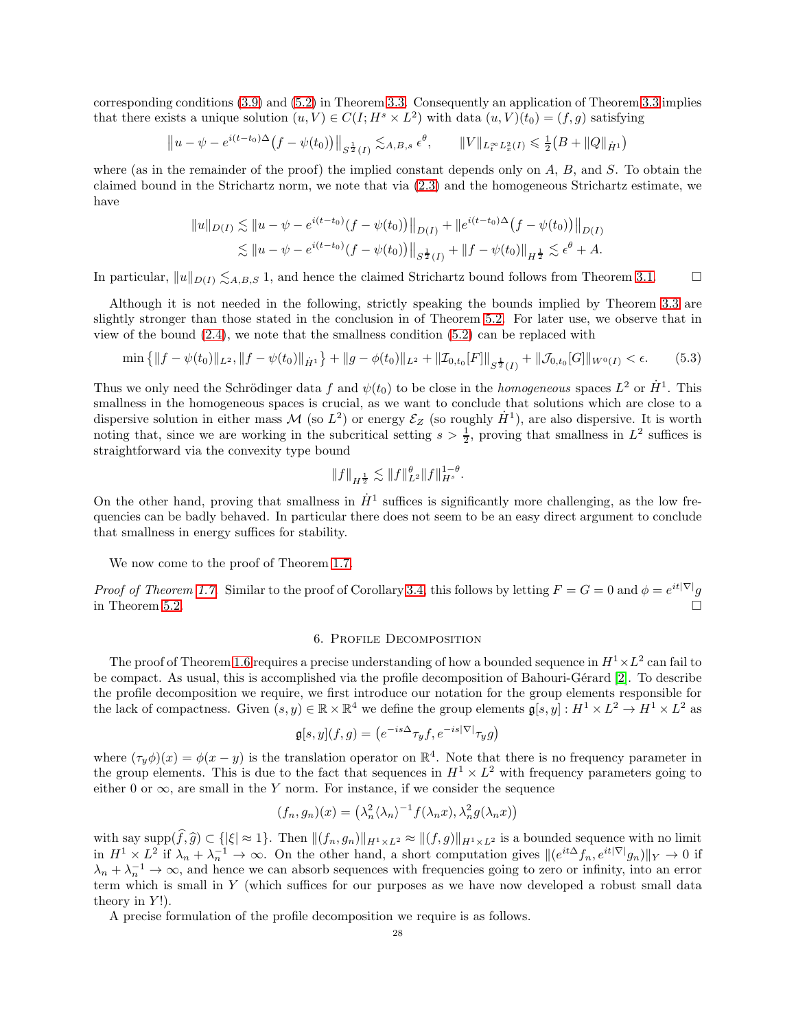corresponding conditions (3.9) and (5.2) in Theorem 3.3. Consequently an application of Theorem 3.3 implies that there exists a unique solution $(u, V) \in C(I; H^s \times L^2)$ with data $(u, V)(t_0) = (f, g)$ satisfying

$$\big\| u - \psi - e^{i(t-t_0)\Delta}\big(f - \psi(t_0)\big)\big\|_{S^{\frac{1}{2}}(I)} \lesssim_{A,B,s} \epsilon^\theta, \qquad \|V\|_{L^\infty_t L^2_x(I)} \leqslant \tfrac{1}{2}\big(B + \|Q\|_{\dot H^1}\big)$$

where (as in the remainder of the proof) the implied constant depends only on $A$, $B$, and $S$. To obtain the claimed bound in the Strichartz norm, we note that via (2.3) and the homogeneous Strichartz estimate, we have

$$\begin{aligned} \|u\|_{D(I)} &\lesssim \big\| u - \psi - e^{i(t-t_0)}\big(f - \psi(t_0)\big)\big\|_{D(I)} + \big\| e^{i(t-t_0)\Delta}\big(f - \psi(t_0)\big)\big\|_{D(I)} \\ &\lesssim \big\| u - \psi - e^{i(t-t_0)}\big(f - \psi(t_0)\big)\big\|_{S^{\frac{1}{2}}(I)} + \|f - \psi(t_0)\|_{H^{\frac{1}{2}}} \lesssim \epsilon^\theta + A. \end{aligned}$$

In particular, $\|u\|_{D(I)} \lesssim_{A,B,S} 1$, and hence the claimed Strichartz bound follows from Theorem 3.1. $\square$

Although it is not needed in the following, strictly speaking the bounds implied by Theorem 3.3 are slightly stronger than those stated in the conclusion in of Theorem 5.2. For later use, we observe that in view of the bound (2.4), we note that the smallness condition (5.2) can be replaced with

$$\min\big\{\|f - \psi(t_0)\|_{L^2}, \|f - \psi(t_0)\|_{\dot H^1}\big\} + \|g - \phi(t_0)\|_{L^2} + \|\mathcal{I}_{0,t_0}[F]\|_{S^{\frac{1}{2}}(I)} + \|\mathcal{J}_{0,t_0}[G]\|_{W^0(I)} < \epsilon. \tag{5.3}$$

Thus we only need the Schrödinger data $f$ and $\psi(t_0)$ to be close in the *homogeneous* spaces $L^2$ or $\dot H^1$. This smallness in the homogeneous spaces is crucial, as we want to conclude that solutions which are close to a dispersive solution in either mass $\mathcal{M}$ (so $L^2$) or energy $\mathcal{E}_Z$ (so roughly $\dot H^1$), are also dispersive. It is worth noting that, since we are working in the subcritical setting $s > \frac{1}{2}$, proving that smallness in $L^2$ suffices is straightforward via the convexity type bound

$$\|f\|_{H^{\frac{1}{2}}} \lesssim \|f\|_{L^2}^\theta \|f\|_{H^s}^{1-\theta}.$$

On the other hand, proving that smallness in $\dot H^1$ suffices is significantly more challenging, as the low frequencies can be badly behaved. In particular there does not seem to be an easy direct argument to conclude that smallness in energy suffices for stability.

We now come to the proof of Theorem 1.7.

*Proof of Theorem 1.7.* Similar to the proof of Corollary 3.4, this follows by letting $F = G = 0$ and $\phi = e^{it|\nabla|}g$ in Theorem 5.2. $\square$

## 6. Profile Decomposition

The proof of Theorem 1.6 requires a precise understanding of how a bounded sequence in $H^1 \times L^2$ can fail to be compact. As usual, this is accomplished via the profile decomposition of Bahouri-Gérard [2]. To describe the profile decomposition we require, we first introduce our notation for the group elements responsible for the lack of compactness. Given $(s, y) \in \mathbb{R} \times \mathbb{R}^4$ we define the group elements $\mathfrak{g}[s, y] : H^1 \times L^2 \to H^1 \times L^2$ as

$$\mathfrak{g}[s, y](f, g) = \big(e^{-is\Delta}\tau_y f, e^{-is|\nabla|}\tau_y g\big)$$

where $(\tau_y \phi)(x) = \phi(x - y)$ is the translation operator on $\mathbb{R}^4$. Note that there is no frequency parameter in the group elements. This is due to the fact that sequences in $H^1 \times L^2$ with frequency parameters going to either 0 or $\infty$, are small in the $Y$ norm. For instance, if we consider the sequence

$$(f_n, g_n)(x) = \big(\lambda_n^2 \langle \lambda_n \rangle^{-1} f(\lambda_n x), \lambda_n^2 g(\lambda_n x)\big)$$

with say $\mathrm{supp}(\widehat{f}, \widehat{g}) \subset \{|\xi| \approx 1\}$. Then $\|(f_n, g_n)\|_{H^1 \times L^2} \approx \|(f, g)\|_{H^1 \times L^2}$ is a bounded sequence with no limit in $H^1 \times L^2$ if $\lambda_n + \lambda_n^{-1} \to \infty$. On the other hand, a short computation gives $\|(e^{it\Delta} f_n, e^{it|\nabla|} g_n)\|_Y \to 0$ if $\lambda_n + \lambda_n^{-1} \to \infty$, and hence we can absorb sequences with frequencies going to zero or infinity, into an error term which is small in $Y$ (which suffices for our purposes as we have now developed a robust small data theory in $Y$!).

A precise formulation of the profile decomposition we require is as follows.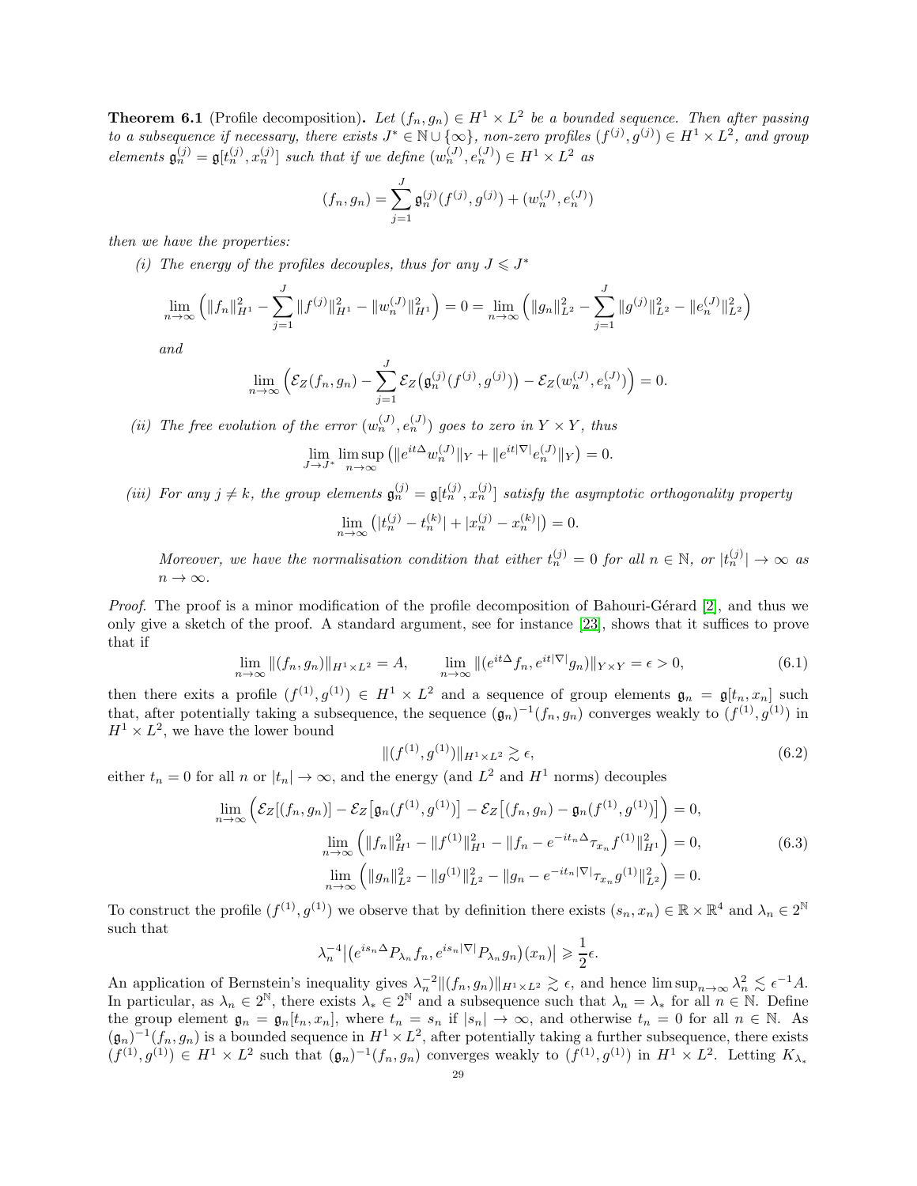**Theorem 6.1** (Profile decomposition)**.** *Let $(f_n, g_n) \in H^1 \times L^2$ be a bounded sequence. Then after passing to a subsequence if necessary, there exists $J^* \in \mathbb{N} \cup \{\infty\}$, non-zero profiles $(f^{(j)}, g^{(j)}) \in H^1 \times L^2$, and group elements $\mathfrak{g}_n^{(j)} = \mathfrak{g}[t_n^{(j)}, x_n^{(j)}]$ such that if we define $(w_n^{(J)}, e_n^{(J)}) \in H^1 \times L^2$ as*

$$(f_n, g_n) = \sum_{j=1}^{J} \mathfrak{g}_n^{(j)}(f^{(j)}, g^{(j)}) + (w_n^{(J)}, e_n^{(J)})$$

*then we have the properties:*

*(i) The energy of the profiles decouples, thus for any $J \leqslant J^*$*

$$\lim_{n\to\infty} \Big( \|f_n\|_{H^1}^2 - \sum_{j=1}^{J} \|f^{(j)}\|_{H^1}^2 - \|w_n^{(J)}\|_{H^1}^2 \Big) = 0 = \lim_{n\to\infty} \Big( \|g_n\|_{L^2}^2 - \sum_{j=1}^{J} \|g^{(j)}\|_{L^2}^2 - \|e_n^{(J)}\|_{L^2}^2 \Big)$$

*and*

$$\lim_{n\to\infty} \Big( \mathcal{E}_Z(f_n, g_n) - \sum_{j=1}^{J} \mathcal{E}_Z\big(\mathfrak{g}_n^{(j)}(f^{(j)}, g^{(j)})\big) - \mathcal{E}_Z(w_n^{(J)}, e_n^{(J)}) \Big) = 0.$$

*(ii) The free evolution of the error $(w_n^{(J)}, e_n^{(J)})$ goes to zero in $Y \times Y$, thus*

$$\lim_{J\to J^*} \limsup_{n\to\infty} \big( \|e^{it\Delta} w_n^{(J)}\|_Y + \|e^{it|\nabla|} e_n^{(J)}\|_Y \big) = 0.$$

*(iii) For any $j \neq k$, the group elements $\mathfrak{g}_n^{(j)} = \mathfrak{g}[t_n^{(j)}, x_n^{(j)}]$ satisfy the asymptotic orthogonality property*

$$\lim_{n\to\infty} \big( |t_n^{(j)} - t_n^{(k)}| + |x_n^{(j)} - x_n^{(k)}| \big) = 0.$$

*Moreover, we have the normalisation condition that either $t_n^{(j)} = 0$ for all $n \in \mathbb{N}$, or $|t_n^{(j)}| \to \infty$ as $n \to \infty$.*

*Proof.* The proof is a minor modification of the profile decomposition of Bahouri-Gérard [2], and thus we only give a sketch of the proof. A standard argument, see for instance [23], shows that it suffices to prove that if

$$\lim_{n\to\infty} \|(f_n, g_n)\|_{H^1 \times L^2} = A, \qquad \lim_{n\to\infty} \|(e^{it\Delta} f_n, e^{it|\nabla|} g_n)\|_{Y \times Y} = \epsilon > 0, \tag{6.1}$$

then there exits a profile $(f^{(1)}, g^{(1)}) \in H^1 \times L^2$ and a sequence of group elements $\mathfrak{g}_n = \mathfrak{g}[t_n, x_n]$ such that, after potentially taking a subsequence, the sequence $(\mathfrak{g}_n)^{-1}(f_n, g_n)$ converges weakly to $(f^{(1)}, g^{(1)})$ in $H^1 \times L^2$, we have the lower bound

$$\|(f^{(1)}, g^{(1)})\|_{H^1 \times L^2} \gtrsim \epsilon, \tag{6.2}$$

either $t_n = 0$ for all $n$ or $|t_n| \to \infty$, and the energy (and $L^2$ and $H^1$ norms) decouples

$$\begin{aligned}
\lim_{n\to\infty} \Big( \mathcal{E}_Z[(f_n, g_n)] - \mathcal{E}_Z\big[\mathfrak{g}_n(f^{(1)}, g^{(1)})\big] - \mathcal{E}_Z\big[(f_n, g_n) - \mathfrak{g}_n(f^{(1)}, g^{(1)})\big] \Big) &= 0, \\
\lim_{n\to\infty} \Big( \|f_n\|_{H^1}^2 - \|f^{(1)}\|_{H^1}^2 - \|f_n - e^{-it_n\Delta} \tau_{x_n} f^{(1)}\|_{H^1}^2 \Big) &= 0, \\
\lim_{n\to\infty} \Big( \|g_n\|_{L^2}^2 - \|g^{(1)}\|_{L^2}^2 - \|g_n - e^{-it_n|\nabla|} \tau_{x_n} g^{(1)}\|_{L^2}^2 \Big) &= 0.
\end{aligned} \tag{6.3}$$

To construct the profile $(f^{(1)}, g^{(1)})$ we observe that by definition there exists $(s_n, x_n) \in \mathbb{R} \times \mathbb{R}^4$ and $\lambda_n \in 2^{\mathbb{N}}$ such that

$$\lambda_n^{-4} \big| \big(e^{is_n\Delta} P_{\lambda_n} f_n, e^{is_n|\nabla|} P_{\lambda_n} g_n\big)(x_n) \big| \geqslant \frac{1}{2}\epsilon.$$

An application of Bernstein's inequality gives $\lambda_n^{-2} \|(f_n, g_n)\|_{H^1 \times L^2} \gtrsim \epsilon$, and hence $\limsup_{n\to\infty} \lambda_n^2 \lesssim \epsilon^{-1} A$. In particular, as $\lambda_n \in 2^{\mathbb{N}}$, there exists $\lambda_* \in 2^{\mathbb{N}}$ and a subsequence such that $\lambda_n = \lambda_*$ for all $n \in \mathbb{N}$. Define the group element $\mathfrak{g}_n = \mathfrak{g}_n[t_n, x_n]$, where $t_n = s_n$ if $|s_n| \to \infty$, and otherwise $t_n = 0$ for all $n \in \mathbb{N}$. As $(\mathfrak{g}_n)^{-1}(f_n, g_n)$ is a bounded sequence in $H^1 \times L^2$, after potentially taking a further subsequence, there exists $(f^{(1)}, g^{(1)}) \in H^1 \times L^2$ such that $(\mathfrak{g}_n)^{-1}(f_n, g_n)$ converges weakly to $(f^{(1)}, g^{(1)})$ in $H^1 \times L^2$. Letting $K_{\lambda_*}$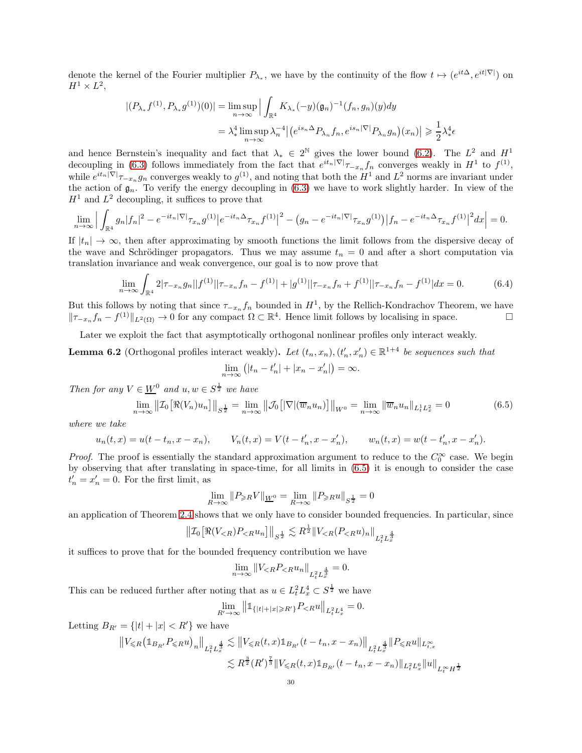denote the kernel of the Fourier multiplier $P_{\lambda_*}$, we have by the continuity of the flow $t \mapsto (e^{it\Delta}, e^{it|\nabla|})$ on $H^1 \times L^2$,

$$|(P_{\lambda_*} f^{(1)}, P_{\lambda_*} g^{(1)})(0)| = \limsup_{n\to\infty} \Big| \int_{\mathbb{R}^4} K_{\lambda_*}(-y) (\mathfrak{g}_n)^{-1}(f_n, g_n)(y) dy$$
$$= \lambda_*^4 \limsup_{n\to\infty} \lambda_n^{-4} \big| \big(e^{is_n \Delta} P_{\lambda_n} f_n, e^{is_n|\nabla|} P_{\lambda_n} g_n\big)(x_n)\big| \geqslant \frac{1}{2}\lambda_*^4 \epsilon$$

and hence Bernstein's inequality and fact that $\lambda_* \in 2^{\mathbb{N}}$ gives the lower bound (6.2). The $L^2$ and $H^1$ decoupling in (6.3) follows immediately from the fact that $e^{it_n|\nabla|}\tau_{-x_n} f_n$ converges weakly in $H^1$ to $f^{(1)}$, while $e^{it_n|\nabla|}\tau_{-x_n} g_n$ converges weakly to $g^{(1)}$, and noting that both the $H^1$ and $L^2$ norms are invariant under the action of $\mathfrak{g}_n$. To verify the energy decoupling in (6.3) we have to work slightly harder. In view of the $H^1$ and $L^2$ decoupling, it suffices to prove that

$$\lim_{n\to\infty} \Big| \int_{\mathbb{R}^4} g_n |f_n|^2 - e^{-it_n|\nabla|}\tau_{x_n} g^{(1)} \big| e^{-it_n\Delta}\tau_{x_n} f^{(1)}\big|^2 - \big(g_n - e^{-it_n|\nabla|}\tau_{x_n} g^{(1)}\big)\big| f_n - e^{-it_n\Delta}\tau_{x_n} f^{(1)}\big|^2 dx \Big| = 0.$$

If $|t_n| \to \infty$, then after approximating by smooth functions the limit follows from the dispersive decay of the wave and Schrödinger propagators. Thus we may assume $t_n = 0$ and after a short computation via translation invariance and weak convergence, our goal is to now prove that

$$\lim_{n\to\infty} \int_{\mathbb{R}^4} 2|\tau_{-x_n} g_n||f^{(1)}||\tau_{-x_n} f_n - f^{(1)}| + |g^{(1)}||\tau_{-x_n} f_n + f^{(1)}||\tau_{-x_n} f_n - f^{(1)}| dx = 0. \tag{6.4}$$

But this follows by noting that since $\tau_{-x_n} f_n$ bounded in $H^1$, by the Rellich-Kondrachov Theorem, we have $\|\tau_{-x_n} f_n - f^{(1)}\|_{L^2(\Omega)} \to 0$ for any compact $\Omega \subset \mathbb{R}^4$. Hence limit follows by localising in space. $\square$

Later we exploit the fact that asymptotically orthogonal nonlinear profiles only interact weakly.

**Lemma 6.2** (Orthogonal profiles interact weakly)**.** *Let $(t_n, x_n), (t'_n, x'_n) \in \mathbb{R}^{1+4}$ be sequences such that*

$$\lim_{n\to\infty} \big(|t_n - t'_n| + |x_n - x'_n|\big) = \infty.$$

*Then for any $V \in \underline{W}^0$ and $u, w \in S^{\frac{1}{2}}$ we have*

$$\lim_{n\to\infty} \big\|\mathcal{I}_0\big[\Re(V_n) u_n\big]\big\|_{S^{\frac{1}{2}}} = \lim_{n\to\infty} \big\|\mathcal{J}_0\big[|\nabla|(\overline{w}_n u_n)\big]\big\|_{W^0} = \lim_{n\to\infty} \|\overline{w}_n u_n\|_{L^1_t L^2_x} = 0 \tag{6.5}$$

*where we take*

$$u_n(t,x) = u(t - t_n, x - x_n), \qquad V_n(t,x) = V(t - t'_n, x - x'_n), \qquad w_n(t,x) = w(t - t'_n, x - x'_n).$$

*Proof.* The proof is essentially the standard approximation argument to reduce to the $C_0^\infty$ case. We begin by observing that after translating in space-time, for all limits in (6.5) it is enough to consider the case $t'_n = x'_n = 0$. For the first limit, as

$$\lim_{R\to\infty} \|P_{\geqslant R} V\|_{\underline{W}^0} = \lim_{R\to\infty} \|P_{\geqslant R} u\|_{S^{\frac{1}{2}}} = 0$$

an application of Theorem 2.4 shows that we only have to consider bounded frequencies. In particular, since

$$\big\|\mathcal{I}_0\big[\Re(V_{<R}) P_{<R} u_n\big]\big\|_{S^{\frac{1}{2}}} \lesssim R^{\frac{1}{2}} \|V_{<R}(P_{<R} u)_n\|_{L^2_t L^{\frac{4}{3}}_x}$$

it suffices to prove that for the bounded frequency contribution we have

$$\lim_{n\to\infty} \|V_{<R} P_{<R} u_n\|_{L^2_t L^{\frac{4}{3}}_x} = 0.$$

This can be reduced further after noting that as $u \in L^2_t L^4_x \subset S^{\frac{1}{2}}$ we have

$$\lim_{R'\to\infty} \big\|\mathbb{1}_{\{|t|+|x|\geqslant R'\}} P_{<R} u\big\|_{L^2_t L^4_x} = 0.$$

Letting $B_{R'} = \{|t| + |x| < R'\}$ we have

$$\big\|V_{\leqslant R}\big(\mathbb{1}_{B_{R'}} P_{\leqslant R} u\big)_n\big\|_{L^2_t L^{\frac{4}{3}}_x} \lesssim \big\|V_{\leqslant R}(t,x) \mathbb{1}_{B_{R'}}(t - t_n, x - x_n)\big\|_{L^2_t L^{\frac{4}{3}}_x} \|P_{\leqslant R} u\|_{L^\infty_{t,x}}$$
$$\lesssim R^{\frac{3}{2}} (R')^{\frac{7}{3}} \|V_{\leqslant R}(t,x) \mathbb{1}_{B_{R'}}(t - t_n, x - x_n)\|_{L^2_t L^6_x} \|u\|_{L^\infty_t H^{\frac{1}{2}}}$$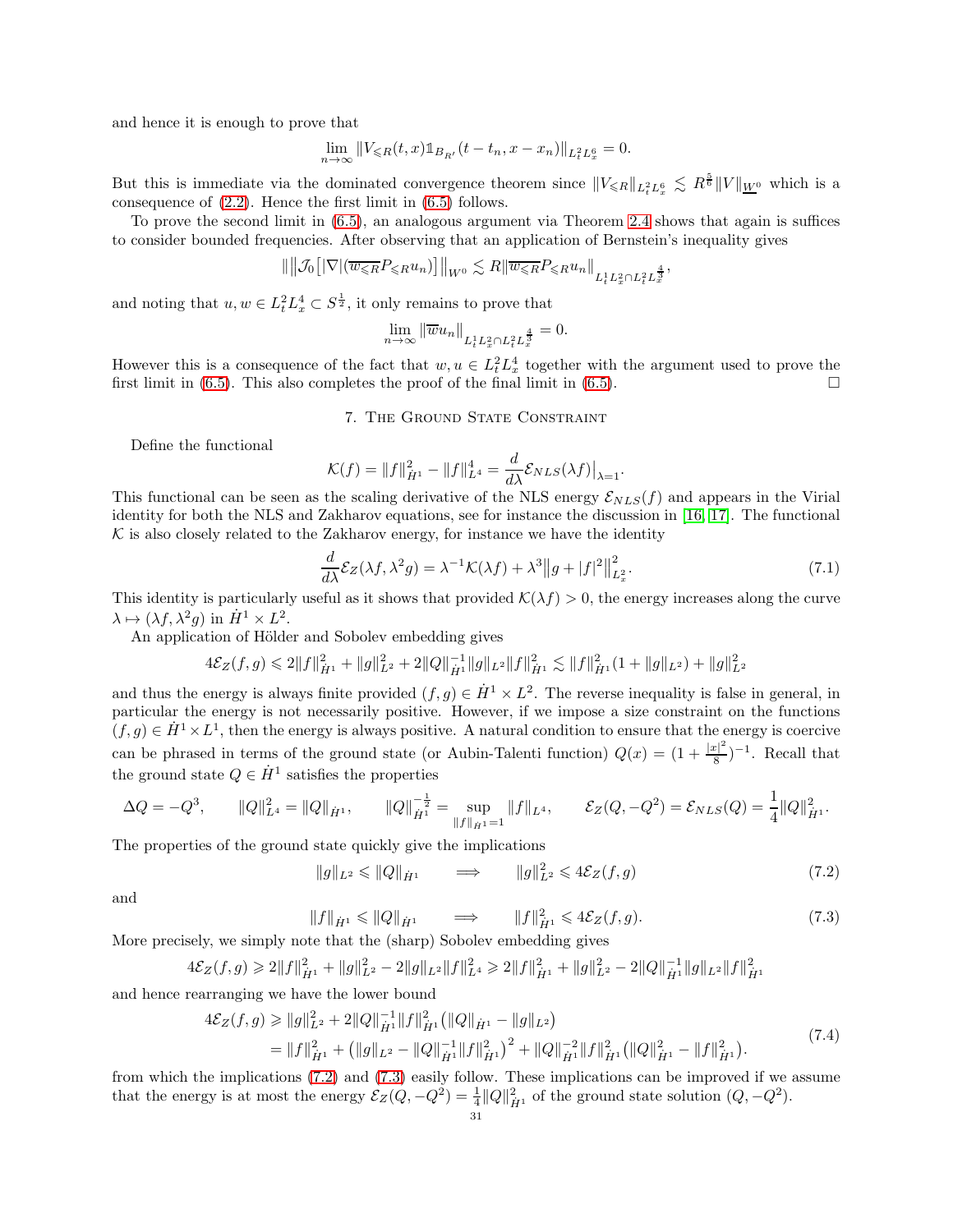and hence it is enough to prove that

$$\lim_{n\to\infty} \|V_{\leqslant R}(t,x)\mathbb{1}_{B_{R'}}(t-t_n, x-x_n)\|_{L^2_t L^6_x} = 0.$$

But this is immediate via the dominated convergence theorem since $\|V_{\leqslant R}\|_{L^2_t L^6_x} \lesssim R^{\frac{5}{6}} \|V\|_{\underline{W}^0}$ which is a consequence of (2.2). Hence the first limit in (6.5) follows.

To prove the second limit in (6.5), an analogous argument via Theorem 2.4 shows that again is suffices to consider bounded frequencies. After observing that an application of Bernstein's inequality gives

$$\big\|\big|\mathcal{J}_0\big[|\nabla|(\overline{w_{\leqslant R}} P_{\leqslant R} u_n)\big]\big\|_{W^0} \lesssim R \|\overline{w_{\leqslant R}} P_{\leqslant R} u_n\|_{L^1_t L^2_x \cap L^2_t L^{\frac{4}{3}}_x},$$

and noting that $u, w \in L^2_t L^4_x \subset S^{\frac{1}{2}}$, it only remains to prove that

$$\lim_{n\to\infty} \|\overline{w} u_n\|_{L^1_t L^2_x \cap L^2_t L^{\frac{4}{3}}_x} = 0.$$

However this is a consequence of the fact that $w, u \in L^2_t L^4_x$ together with the argument used to prove the first limit in (6.5). This also completes the proof of the final limit in (6.5). $\square$

## 7. The Ground State Constraint

Define the functional

$$\mathcal{K}(f) = \|f\|^2_{\dot H^1} - \|f\|^4_{L^4} = \frac{d}{d\lambda}\mathcal{E}_{NLS}(\lambda f)\big|_{\lambda=1}.$$

This functional can be seen as the scaling derivative of the NLS energy $\mathcal{E}_{NLS}(f)$ and appears in the Virial identity for both the NLS and Zakharov equations, see for instance the discussion in [16, 17]. The functional $\mathcal{K}$ is also closely related to the Zakharov energy, for instance we have the identity

$$\frac{d}{d\lambda}\mathcal{E}_Z(\lambda f, \lambda^2 g) = \lambda^{-1}\mathcal{K}(\lambda f) + \lambda^3 \big\|g + |f|^2\big\|^2_{L^2_x}. \tag{7.1}$$

This identity is particularly useful as it shows that provided $\mathcal{K}(\lambda f) > 0$, the energy increases along the curve $\lambda \mapsto (\lambda f, \lambda^2 g)$ in $\dot H^1 \times L^2$.

An application of Hölder and Sobolev embedding gives

$$4\mathcal{E}_Z(f,g) \leqslant 2\|f\|^2_{\dot H^1} + \|g\|^2_{L^2} + 2\|Q\|^{-1}_{\dot H^1}\|g\|_{L^2}\|f\|^2_{\dot H^1} \lesssim \|f\|^2_{\dot H^1}(1 + \|g\|_{L^2}) + \|g\|^2_{L^2}$$

and thus the energy is always finite provided $(f,g) \in \dot H^1 \times L^2$. The reverse inequality is false in general, in particular the energy is not necessarily positive. However, if we impose a size constraint on the functions $(f,g) \in \dot H^1 \times L^1$, then the energy is always positive. A natural condition to ensure that the energy is coercive can be phrased in terms of the ground state (or Aubin-Talenti function) $Q(x) = (1 + \frac{|x|^2}{8})^{-1}$. Recall that the ground state $Q \in \dot H^1$ satisfies the properties

$$\Delta Q = -Q^3, \qquad \|Q\|^2_{L^4} = \|Q\|_{\dot H^1}, \qquad \|Q\|^{-\frac{1}{2}}_{\dot H^1} = \sup_{\|f\|_{\dot H^1}=1} \|f\|_{L^4}, \qquad \mathcal{E}_Z(Q, -Q^2) = \mathcal{E}_{NLS}(Q) = \frac{1}{4}\|Q\|^2_{\dot H^1}.$$

The properties of the ground state quickly give the implications

$$\|g\|_{L^2} \leqslant \|Q\|_{\dot H^1} \qquad \Longrightarrow \qquad \|g\|^2_{L^2} \leqslant 4\mathcal{E}_Z(f,g) \tag{7.2}$$

and

$$\|f\|_{\dot H^1} \leqslant \|Q\|_{\dot H^1} \qquad \Longrightarrow \qquad \|f\|^2_{\dot H^1} \leqslant 4\mathcal{E}_Z(f,g). \tag{7.3}$$

More precisely, we simply note that the (sharp) Sobolev embedding gives

$$4\mathcal{E}_Z(f,g) \geqslant 2\|f\|^2_{\dot H^1} + \|g\|^2_{L^2} - 2\|g\|_{L^2}\|f\|^2_{L^4} \geqslant 2\|f\|^2_{\dot H^1} + \|g\|^2_{L^2} - 2\|Q\|^{-1}_{\dot H^1}\|g\|_{L^2}\|f\|^2_{\dot H^1}$$

and hence rearranging we have the lower bound

$$\begin{aligned} 4\mathcal{E}_Z(f,g) &\geqslant \|g\|^2_{L^2} + 2\|Q\|^{-1}_{\dot H^1}\|f\|^2_{\dot H^1}\big(\|Q\|_{\dot H^1} - \|g\|_{L^2}\big) \\ &= \|f\|^2_{\dot H^1} + \big(\|g\|_{L^2} - \|Q\|^{-1}_{\dot H^1}\|f\|^2_{\dot H^1}\big)^2 + \|Q\|^{-2}_{\dot H^1}\|f\|^2_{\dot H^1}\big(\|Q\|^2_{\dot H^1} - \|f\|^2_{\dot H^1}\big). \end{aligned} \tag{7.4}$$

from which the implications (7.2) and (7.3) easily follow. These implications can be improved if we assume that the energy is at most the energy $\mathcal{E}_Z(Q, -Q^2) = \frac{1}{4}\|Q\|^2_{\dot H^1}$ of the ground state solution $(Q, -Q^2)$.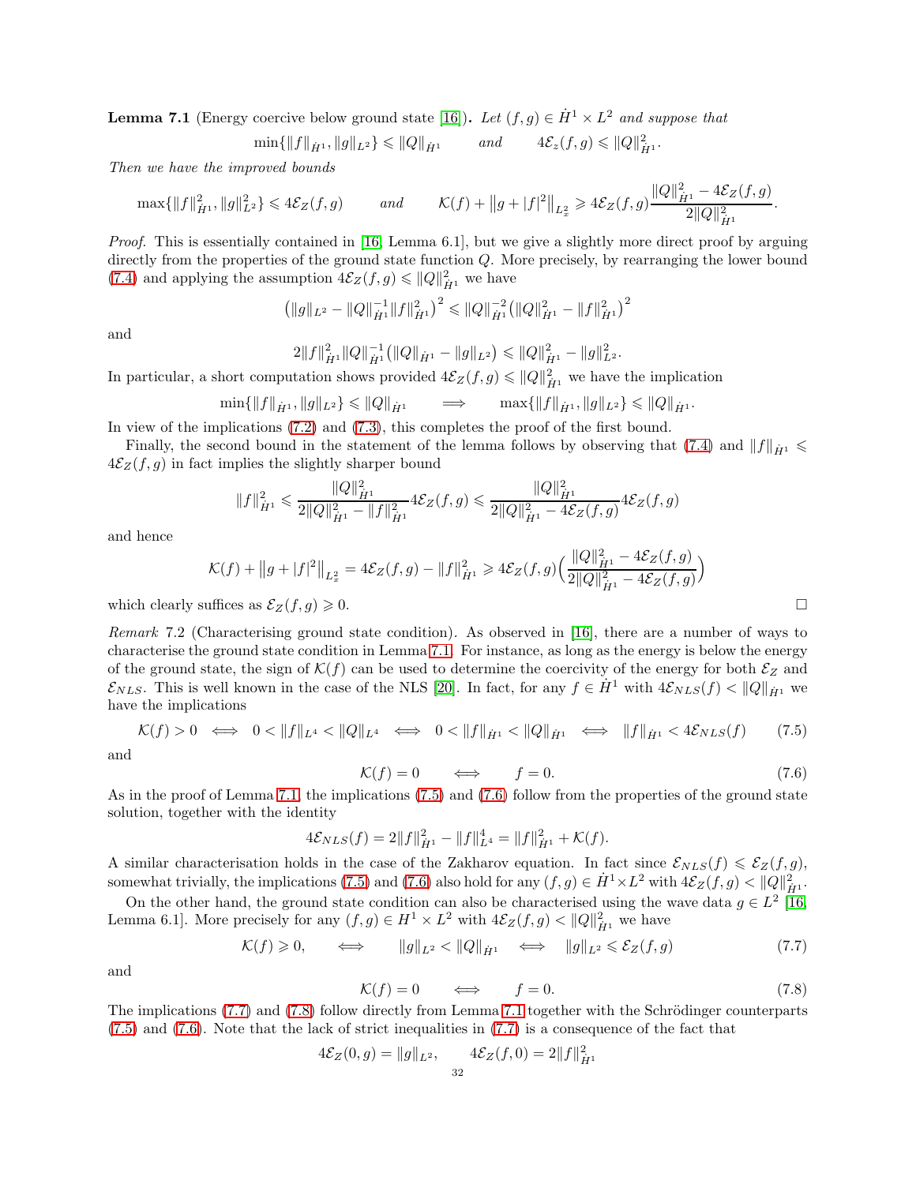**Lemma 7.1** (Energy coercive below ground state [16])**.** *Let $(f,g) \in \dot H^1 \times L^2$ and suppose that*

$$\min\{\|f\|_{\dot H^1}, \|g\|_{L^2}\} \leqslant \|Q\|_{\dot H^1} \qquad \text{and} \qquad 4\mathcal{E}_z(f,g) \leqslant \|Q\|^2_{\dot H^1}.$$

*Then we have the improved bounds*

$$\max\{\|f\|^2_{\dot H^1}, \|g\|^2_{L^2}\} \leqslant 4\mathcal{E}_Z(f,g) \qquad \text{and} \qquad \mathcal{K}(f) + \big\|g + |f|^2\big\|_{L^2_x} \geqslant 4\mathcal{E}_Z(f,g)\frac{\|Q\|^2_{\dot H^1} - 4\mathcal{E}_Z(f,g)}{2\|Q\|^2_{\dot H^1}}.$$

*Proof.* This is essentially contained in [16, Lemma 6.1], but we give a slightly more direct proof by arguing directly from the properties of the ground state function $Q$. More precisely, by rearranging the lower bound (7.4) and applying the assumption $4\mathcal{E}_Z(f,g) \leqslant \|Q\|^2_{\dot H^1}$ we have

$$\big(\|g\|_{L^2} - \|Q\|^{-1}_{\dot H^1}\|f\|^2_{\dot H^1}\big)^2 \leqslant \|Q\|^{-2}_{\dot H^1}\big(\|Q\|^2_{\dot H^1} - \|f\|^2_{\dot H^1}\big)^2$$

and

$$2\|f\|^2_{\dot H^1}\|Q\|^{-1}_{\dot H^1}\big(\|Q\|_{\dot H^1} - \|g\|_{L^2}\big) \leqslant \|Q\|^2_{\dot H^1} - \|g\|^2_{L^2}.$$

In particular, a short computation shows provided $4\mathcal{E}_Z(f,g) \leqslant \|Q\|^2_{\dot H^1}$ we have the implication

$$\min\{\|f\|_{\dot H^1}, \|g\|_{L^2}\} \leqslant \|Q\|_{\dot H^1} \qquad \Longrightarrow \qquad \max\{\|f\|_{\dot H^1}, \|g\|_{L^2}\} \leqslant \|Q\|_{\dot H^1}.$$

In view of the implications (7.2) and (7.3), this completes the proof of the first bound.

Finally, the second bound in the statement of the lemma follows by observing that (7.4) and $\|f\|_{\dot H^1} \leqslant 4\mathcal{E}_Z(f,g)$ in fact implies the slightly sharper bound

$$\|f\|^2_{\dot H^1} \leqslant \frac{\|Q\|^2_{\dot H^1}}{2\|Q\|^2_{\dot H^1} - \|f\|^2_{\dot H^1}} 4\mathcal{E}_Z(f,g) \leqslant \frac{\|Q\|^2_{\dot H^1}}{2\|Q\|^2_{\dot H^1} - 4\mathcal{E}_Z(f,g)} 4\mathcal{E}_Z(f,g)$$

and hence

$$\mathcal{K}(f) + \big\|g + |f|^2\big\|_{L^2_x} = 4\mathcal{E}_Z(f,g) - \|f\|^2_{\dot H^1} \geqslant 4\mathcal{E}_Z(f,g)\Big(\frac{\|Q\|^2_{\dot H^1} - 4\mathcal{E}_Z(f,g)}{2\|Q\|^2_{\dot H^1} - 4\mathcal{E}_Z(f,g)}\Big)$$

which clearly suffices as $\mathcal{E}_Z(f,g) \geqslant 0$. □

*Remark* 7.2 (Characterising ground state condition). As observed in [16], there are a number of ways to characterise the ground state condition in Lemma 7.1. For instance, as long as the energy is below the energy of the ground state, the sign of $\mathcal{K}(f)$ can be used to determine the coercivity of the energy for both $\mathcal{E}_Z$ and $\mathcal{E}_{NLS}$. This is well known in the case of the NLS [20]. In fact, for any $f \in \dot H^1$ with $4\mathcal{E}_{NLS}(f) < \|Q\|_{\dot H^1}$ we have the implications

$$\mathcal{K}(f) > 0 \iff 0 < \|f\|_{L^4} < \|Q\|_{L^4} \iff 0 < \|f\|_{\dot H^1} < \|Q\|_{\dot H^1} \iff \|f\|_{\dot H^1} < 4\mathcal{E}_{NLS}(f) \tag{7.5}$$

and

$$\mathcal{K}(f) = 0 \qquad \iff \qquad f = 0. \tag{7.6}$$

As in the proof of Lemma 7.1, the implications (7.5) and (7.6) follow from the properties of the ground state solution, together with the identity

$$4\mathcal{E}_{NLS}(f) = 2\|f\|^2_{\dot H^1} - \|f\|^4_{L^4} = \|f\|^2_{\dot H^1} + \mathcal{K}(f).$$

A similar characterisation holds in the case of the Zakharov equation. In fact since $\mathcal{E}_{NLS}(f) \leqslant \mathcal{E}_Z(f,g)$, somewhat trivially, the implications (7.5) and (7.6) also hold for any $(f,g) \in \dot H^1 \times L^2$ with $4\mathcal{E}_Z(f,g) < \|Q\|^2_{\dot H^1}$.

On the other hand, the ground state condition can also be characterised using the wave data $g \in L^2$ [16, Lemma 6.1]. More precisely for any $(f,g) \in H^1 \times L^2$ with $4\mathcal{E}_Z(f,g) < \|Q\|^2_{\dot H^1}$ we have

$$\mathcal{K}(f) \geqslant 0, \qquad \iff \qquad \|g\|_{L^2} < \|Q\|_{\dot H^1} \quad \iff \quad \|g\|_{L^2} \leqslant \mathcal{E}_Z(f,g) \tag{7.7}$$

and

$$\mathcal{K}(f) = 0 \qquad \iff \qquad f = 0. \tag{7.8}$$

The implications (7.7) and (7.8) follow directly from Lemma 7.1 together with the Schrödinger counterparts (7.5) and (7.6). Note that the lack of strict inequalities in (7.7) is a consequence of the fact that

$$4\mathcal{E}_Z(0,g) = \|g\|_{L^2}, \qquad 4\mathcal{E}_Z(f,0) = 2\|f\|^2_{\dot H^1}$$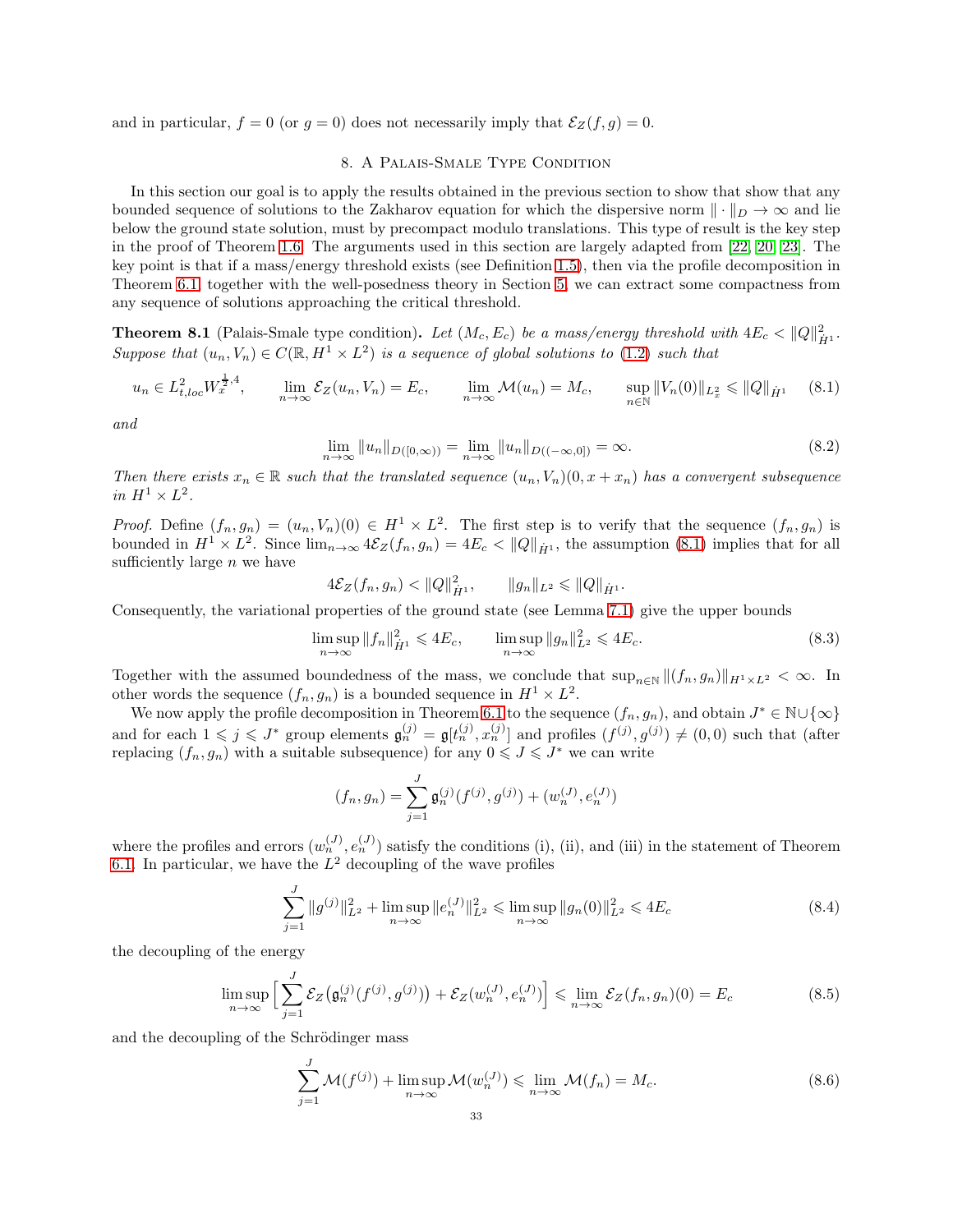and in particular, $f = 0$ (or $g = 0$) does not necessarily imply that $\mathcal{E}_Z(f, g) = 0$.

## 8. A Palais-Smale Type Condition

In this section our goal is to apply the results obtained in the previous section to show that show that any bounded sequence of solutions to the Zakharov equation for which the dispersive norm $\| \cdot \|_D \to \infty$ and lie below the ground state solution, must by precompact modulo translations. This type of result is the key step in the proof of Theorem 1.6. The arguments used in this section are largely adapted from [22, 20, 23]. The key point is that if a mass/energy threshold exists (see Definition 1.5), then via the profile decomposition in Theorem 6.1 together with the well-posedness theory in Section 5, we can extract some compactness from any sequence of solutions approaching the critical threshold.

**Theorem 8.1** (Palais-Smale type condition)**.** *Let $(M_c, E_c)$ be a mass/energy threshold with $4E_c < \|Q\|^2_{\dot{H}^1}$. Suppose that $(u_n, V_n) \in C(\mathbb{R}, H^1 \times L^2)$ is a sequence of global solutions to (1.2) such that*

$$u_n \in L^2_{t,loc} W^{\frac{1}{2},4}_x, \qquad \lim_{n\to\infty} \mathcal{E}_Z(u_n, V_n) = E_c, \qquad \lim_{n\to\infty} \mathcal{M}(u_n) = M_c, \qquad \sup_{n\in\mathbb{N}} \|V_n(0)\|_{L^2_x} \leqslant \|Q\|_{\dot{H}^1} \tag{8.1}$$

*and*

$$\lim_{n\to\infty} \|u_n\|_{D([0,\infty))} = \lim_{n\to\infty} \|u_n\|_{D((-\infty,0])} = \infty. \tag{8.2}$$

*Then there exists $x_n \in \mathbb{R}$ such that the translated sequence $(u_n, V_n)(0, x + x_n)$ has a convergent subsequence in $H^1 \times L^2$.*

*Proof.* Define $(f_n, g_n) = (u_n, V_n)(0) \in H^1 \times L^2$. The first step is to verify that the sequence $(f_n, g_n)$ is bounded in $H^1 \times L^2$. Since $\lim_{n\to\infty} 4\mathcal{E}_Z(f_n, g_n) = 4E_c < \|Q\|_{\dot{H}^1}$, the assumption (8.1) implies that for all sufficiently large $n$ we have

$$4\mathcal{E}_Z(f_n, g_n) < \|Q\|^2_{\dot{H}^1}, \qquad \|g_n\|_{L^2} \leqslant \|Q\|_{\dot{H}^1}.$$

Consequently, the variational properties of the ground state (see Lemma 7.1) give the upper bounds

$$\limsup_{n\to\infty} \|f_n\|^2_{\dot{H}^1} \leqslant 4E_c, \qquad \limsup_{n\to\infty} \|g_n\|^2_{L^2} \leqslant 4E_c. \tag{8.3}$$

Together with the assumed boundedness of the mass, we conclude that $\sup_{n\in\mathbb{N}} \|(f_n, g_n)\|_{H^1\times L^2} < \infty$. In other words the sequence $(f_n, g_n)$ is a bounded sequence in $H^1 \times L^2$.

We now apply the profile decomposition in Theorem 6.1 to the sequence $(f_n, g_n)$, and obtain $J^* \in \mathbb{N}\cup\{\infty\}$ and for each $1 \leqslant j \leqslant J^*$ group elements $\mathfrak{g}^{(j)}_n = \mathfrak{g}[t^{(j)}_n, x^{(j)}_n]$ and profiles $(f^{(j)}, g^{(j)}) \neq (0,0)$ such that (after replacing $(f_n, g_n)$ with a suitable subsequence) for any $0 \leqslant J \leqslant J^*$ we can write

$$(f_n, g_n) = \sum_{j=1}^{J} \mathfrak{g}^{(j)}_n (f^{(j)}, g^{(j)}) + (w^{(J)}_n, e^{(J)}_n)$$

where the profiles and errors $(w^{(J)}_n, e^{(J)}_n)$ satisfy the conditions (i), (ii), and (iii) in the statement of Theorem 6.1. In particular, we have the $L^2$ decoupling of the wave profiles

$$\sum_{j=1}^{J} \|g^{(j)}\|^2_{L^2} + \limsup_{n\to\infty} \|e^{(J)}_n\|^2_{L^2} \leqslant \limsup_{n\to\infty} \|g_n(0)\|^2_{L^2} \leqslant 4E_c \tag{8.4}$$

the decoupling of the energy

$$\limsup_{n\to\infty} \Big[ \sum_{j=1}^{J} \mathcal{E}_Z\big(\mathfrak{g}^{(j)}_n (f^{(j)}, g^{(j)})\big) + \mathcal{E}_Z(w^{(J)}_n, e^{(J)}_n) \Big] \leqslant \lim_{n\to\infty} \mathcal{E}_Z(f_n, g_n)(0) = E_c \tag{8.5}$$

and the decoupling of the Schrödinger mass

$$\sum_{j=1}^{J} \mathcal{M}(f^{(j)}) + \limsup_{n\to\infty} \mathcal{M}(w^{(J)}_n) \leqslant \lim_{n\to\infty} \mathcal{M}(f_n) = M_c. \tag{8.6}$$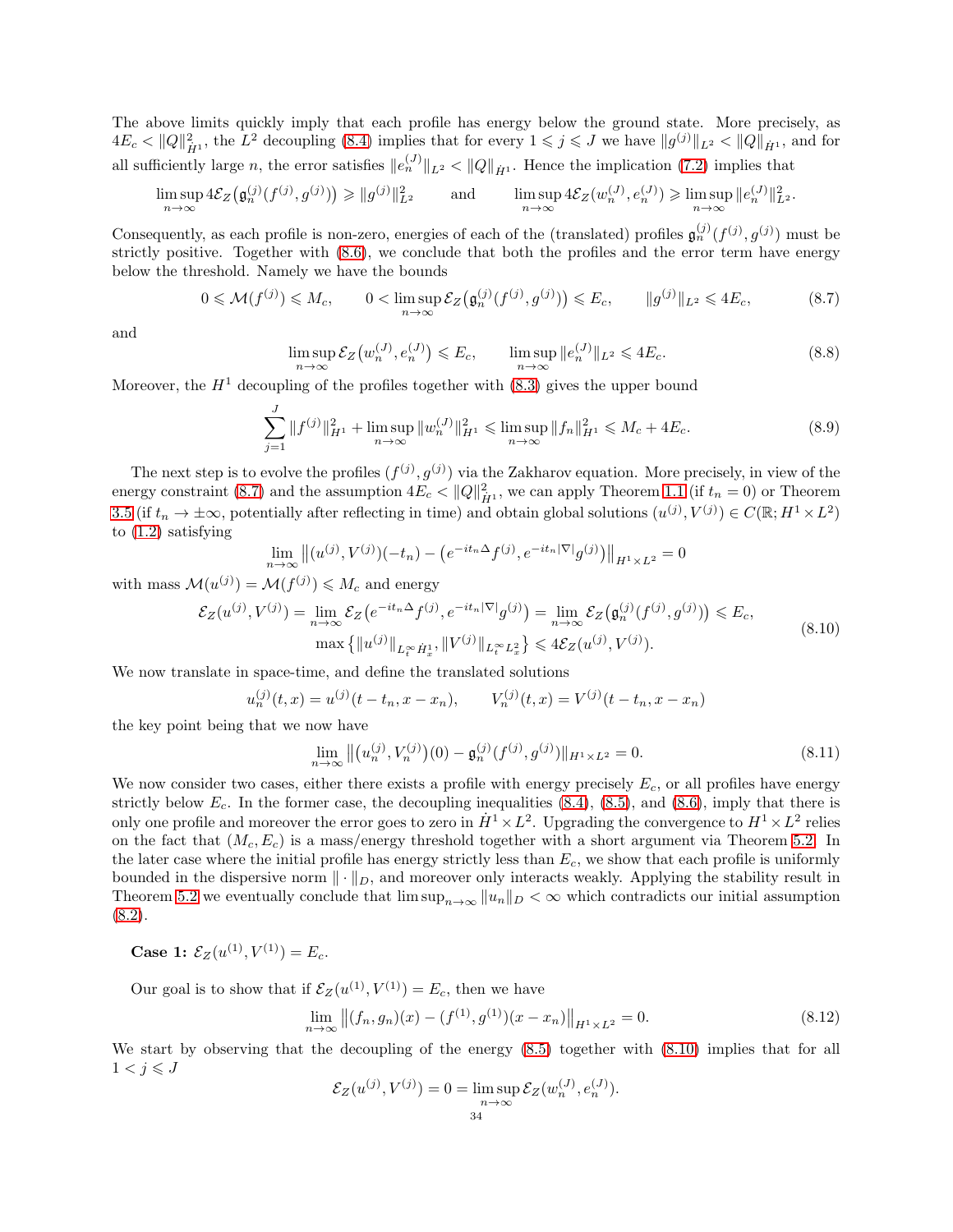The above limits quickly imply that each profile has energy below the ground state. More precisely, as $4E_c < \|Q\|_{\dot H^1}^2$, the $L^2$ decoupling (8.4) implies that for every $1 \leqslant j \leqslant J$ we have $\|g^{(j)}\|_{L^2} < \|Q\|_{\dot H^1}$, and for all sufficiently large $n$, the error satisfies $\|e_n^{(J)}\|_{L^2} < \|Q\|_{\dot H^1}$. Hence the implication (7.2) implies that

$$\limsup_{n\to\infty} 4\mathcal{E}_Z\big(\mathfrak{g}_n^{(j)}(f^{(j)}, g^{(j)})\big) \geqslant \|g^{(j)}\|_{L^2}^2 \qquad \text{and} \qquad \limsup_{n\to\infty} 4\mathcal{E}_Z(w_n^{(J)}, e_n^{(J)}) \geqslant \limsup_{n\to\infty} \|e_n^{(J)}\|_{L^2}^2.$$

Consequently, as each profile is non-zero, energies of each of the (translated) profiles $\mathfrak{g}_n^{(j)}(f^{(j)}, g^{(j)})$ must be strictly positive. Together with (8.6), we conclude that both the profiles and the error term have energy below the threshold. Namely we have the bounds

$$0 \leqslant \mathcal{M}(f^{(j)}) \leqslant M_c, \qquad 0 < \limsup_{n\to\infty} \mathcal{E}_Z\big(\mathfrak{g}_n^{(j)}(f^{(j)}, g^{(j)})\big) \leqslant E_c, \qquad \|g^{(j)}\|_{L^2} \leqslant 4E_c, \tag{8.7}$$

and

$$\limsup_{n\to\infty} \mathcal{E}_Z\big(w_n^{(J)}, e_n^{(J)}\big) \leqslant E_c, \qquad \limsup_{n\to\infty} \|e_n^{(J)}\|_{L^2} \leqslant 4E_c. \tag{8.8}$$

Moreover, the $H^1$ decoupling of the profiles together with (8.3) gives the upper bound

$$\sum_{j=1}^{J} \|f^{(j)}\|_{H^1}^2 + \limsup_{n\to\infty} \|w_n^{(J)}\|_{H^1}^2 \leqslant \limsup_{n\to\infty} \|f_n\|_{H^1}^2 \leqslant M_c + 4E_c. \tag{8.9}$$

The next step is to evolve the profiles $(f^{(j)}, g^{(j)})$ via the Zakharov equation. More precisely, in view of the energy constraint (8.7) and the assumption $4E_c < \|Q\|_{\dot H^1}^2$, we can apply Theorem 1.1 (if $t_n = 0$) or Theorem 3.5 (if $t_n \to \pm\infty$, potentially after reflecting in time) and obtain global solutions $(u^{(j)}, V^{(j)}) \in C(\mathbb{R}; H^1 \times L^2)$ to (1.2) satisfying

$$\lim_{n\to\infty} \big\| (u^{(j)}, V^{(j)})(-t_n) - \big(e^{-it_n\Delta} f^{(j)}, e^{-it_n|\nabla|} g^{(j)}\big) \big\|_{H^1\times L^2} = 0$$

with mass $\mathcal{M}(u^{(j)}) = \mathcal{M}(f^{(j)}) \leqslant M_c$ and energy

$$\begin{gathered}\mathcal{E}_Z(u^{(j)}, V^{(j)}) = \lim_{n\to\infty} \mathcal{E}_Z\big(e^{-it_n\Delta} f^{(j)}, e^{-it_n|\nabla|} g^{(j)}\big) = \lim_{n\to\infty} \mathcal{E}_Z\big(\mathfrak{g}_n^{(j)}(f^{(j)}, g^{(j)})\big) \leqslant E_c, \\ \max\big\{ \|u^{(j)}\|_{L_t^\infty \dot H_x^1}, \|V^{(j)}\|_{L_t^\infty L_x^2} \big\} \leqslant 4\mathcal{E}_Z(u^{(j)}, V^{(j)}).\end{gathered} \tag{8.10}$$

We now translate in space-time, and define the translated solutions

$$u_n^{(j)}(t,x) = u^{(j)}(t - t_n, x - x_n), \qquad V_n^{(j)}(t,x) = V^{(j)}(t - t_n, x - x_n)$$

the key point being that we now have

$$\lim_{n\to\infty} \big\| \big(u_n^{(j)}, V_n^{(j)}\big)(0) - \mathfrak{g}_n^{(j)}(f^{(j)}, g^{(j)}) \|_{H^1\times L^2} = 0. \tag{8.11}$$

We now consider two cases, either there exists a profile with energy precisely $E_c$, or all profiles have energy strictly below $E_c$. In the former case, the decoupling inequalities (8.4), (8.5), and (8.6), imply that there is only one profile and moreover the error goes to zero in $\dot H^1 \times L^2$. Upgrading the convergence to $H^1 \times L^2$ relies on the fact that $(M_c, E_c)$ is a mass/energy threshold together with a short argument via Theorem 5.2. In the later case where the initial profile has energy strictly less than $E_c$, we show that each profile is uniformly bounded in the dispersive norm $\|\cdot\|_D$, and moreover only interacts weakly. Applying the stability result in Theorem 5.2 we eventually conclude that $\limsup_{n\to\infty} \|u_n\|_D < \infty$ which contradicts our initial assumption (8.2).

**Case 1:** $\mathcal{E}_Z(u^{(1)}, V^{(1)}) = E_c$.

Our goal is to show that if $\mathcal{E}_Z(u^{(1)}, V^{(1)}) = E_c$, then we have

$$\lim_{n\to\infty} \big\| (f_n, g_n)(x) - (f^{(1)}, g^{(1)})(x - x_n) \big\|_{H^1\times L^2} = 0. \tag{8.12}$$

We start by observing that the decoupling of the energy (8.5) together with (8.10) implies that for all $1 < j \leqslant J$

$$\mathcal{E}_Z(u^{(j)}, V^{(j)}) = 0 = \limsup_{n\to\infty} \mathcal{E}_Z(w_n^{(J)}, e_n^{(J)}).$$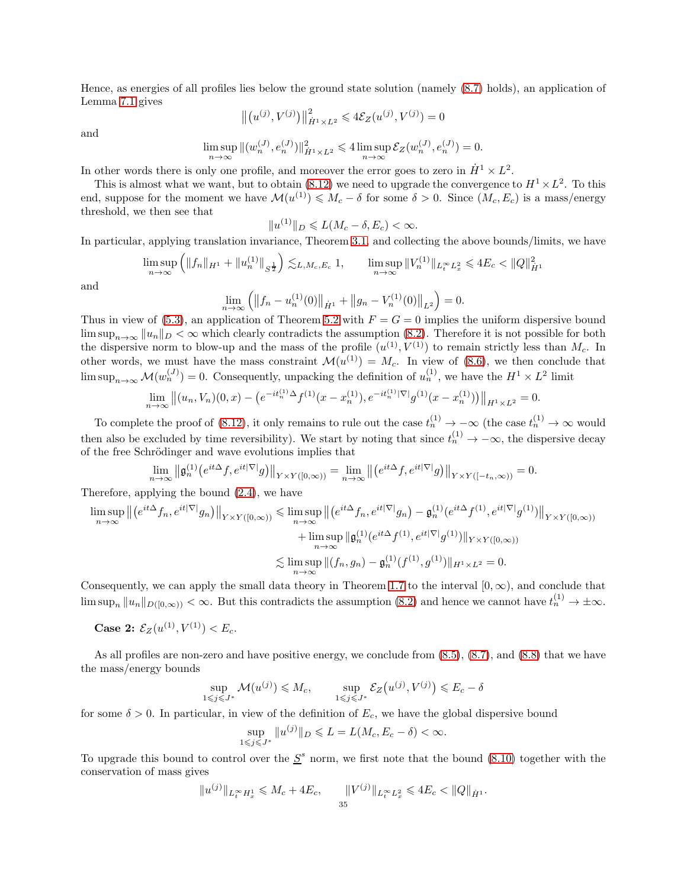Hence, as energies of all profiles lies below the ground state solution (namely (8.7) holds), an application of Lemma 7.1 gives

$$\big\|\big(u^{(j)}, V^{(j)}\big)\big\|^2_{\dot H^1\times L^2} \leqslant 4\mathcal{E}_Z(u^{(j)}, V^{(j)}) = 0$$

and

$$\limsup_{n\to\infty} \|(w_n^{(J)}, e_n^{(J)})\|^2_{\dot H^1\times L^2} \leqslant 4 \limsup_{n\to\infty} \mathcal{E}_Z(w_n^{(J)}, e_n^{(J)}) = 0.$$

In other words there is only one profile, and moreover the error goes to zero in $\dot H^1 \times L^2$.

This is almost what we want, but to obtain (8.12) we need to upgrade the convergence to $H^1\times L^2$. To this end, suppose for the moment we have $\mathcal{M}(u^{(1)}) \leqslant M_c - \delta$ for some $\delta > 0$. Since $(M_c, E_c)$ is a mass/energy threshold, we then see that

$$\|u^{(1)}\|_D \leqslant L(M_c - \delta, E_c) < \infty.$$

In particular, applying translation invariance, Theorem 3.1, and collecting the above bounds/limits, we have

$$\limsup_{n\to\infty}\Big(\|f_n\|_{H^1} + \|u_n^{(1)}\|_{S^{\frac12}}\Big) \lesssim_{L, M_c, E_c} 1, \qquad \limsup_{n\to\infty} \|V_n^{(1)}\|_{L^\infty_t L^2_x} \leqslant 4E_c < \|Q\|^2_{\dot H^1}$$

and

$$\lim_{n\to\infty}\Big(\big\|f_n - u_n^{(1)}(0)\big\|_{\dot H^1} + \big\|g_n - V_n^{(1)}(0)\big\|_{L^2}\Big) = 0.$$

Thus in view of (5.3), an application of Theorem 5.2 with $F = G = 0$ implies the uniform dispersive bound $\limsup_{n\to\infty}\|u_n\|_D < \infty$ which clearly contradicts the assumption (8.2). Therefore it is not possible for both the dispersive norm to blow-up and the mass of the profile $(u^{(1)}, V^{(1)})$ to remain strictly less than $M_c$. In other words, we must have the mass constraint $\mathcal{M}(u^{(1)}) = M_c$. In view of (8.6), we then conclude that $\limsup_{n\to\infty}\mathcal{M}(w_n^{(J)}) = 0$. Consequently, unpacking the definition of $u_n^{(1)}$, we have the $H^1\times L^2$ limit

$$\lim_{n\to\infty}\big\|(u_n, V_n)(0,x) - \big(e^{-it_n^{(1)}\Delta} f^{(1)}(x - x_n^{(1)}), e^{-it_n^{(1)}|\nabla|} g^{(1)}(x - x_n^{(1)})\big)\big\|_{H^1\times L^2} = 0.$$

To complete the proof of (8.12), it only remains to rule out the case $t_n^{(1)} \to -\infty$ (the case $t_n^{(1)} \to \infty$ would then also be excluded by time reversibility). We start by noting that since $t_n^{(1)} \to -\infty$, the dispersive decay of the free Schrödinger and wave evolutions implies that

$$\lim_{n\to\infty}\big\|\mathfrak{g}_n^{(1)}\big(e^{it\Delta} f, e^{it|\nabla|} g\big)\big\|_{Y\times Y([0,\infty))} = \lim_{n\to\infty}\big\|\big(e^{it\Delta} f, e^{it|\nabla|} g\big)\big\|_{Y\times Y([-t_n,\infty))} = 0.$$

Therefore, applying the bound (2.4), we have

$$\begin{aligned}
\limsup_{n\to\infty}\big\|\big(e^{it\Delta} f_n, e^{it|\nabla|} g_n\big)\big\|_{Y\times Y([0,\infty))} &\leqslant \limsup_{n\to\infty}\big\|\big(e^{it\Delta} f_n, e^{it|\nabla|} g_n\big) - \mathfrak{g}_n^{(1)}\big(e^{it\Delta} f^{(1)}, e^{it|\nabla|} g^{(1)}\big)\big\|_{Y\times Y([0,\infty))} \\
&\qquad + \limsup_{n\to\infty}\|\mathfrak{g}_n^{(1)}\big(e^{it\Delta} f^{(1)}, e^{it|\nabla|} g^{(1)}\big)\|_{Y\times Y([0,\infty))} \\
&\lesssim \limsup_{n\to\infty}\|(f_n, g_n) - \mathfrak{g}_n^{(1)}(f^{(1)}, g^{(1)})\|_{H^1\times L^2} = 0.
\end{aligned}$$

Consequently, we can apply the small data theory in Theorem 1.7 to the interval $[0,\infty)$, and conclude that $\limsup_n \|u_n\|_{D([0,\infty))} < \infty$. But this contradicts the assumption (8.2) and hence we cannot have $t_n^{(1)} \to \pm\infty$.

**Case 2:** $\mathcal{E}_Z(u^{(1)}, V^{(1)}) < E_c$.

As all profiles are non-zero and have positive energy, we conclude from (8.5), (8.7), and (8.8) that we have the mass/energy bounds

$$\sup_{1\leqslant j\leqslant J^*}\mathcal{M}(u^{(j)}) \leqslant M_c, \qquad \sup_{1\leqslant j\leqslant J^*}\mathcal{E}_Z\big(u^{(j)}, V^{(j)}\big) \leqslant E_c - \delta$$

for some $\delta > 0$. In particular, in view of the definition of $E_c$, we have the global dispersive bound

$$\sup_{1\leqslant j\leqslant J^*}\|u^{(j)}\|_D \leqslant L = L(M_c, E_c - \delta) < \infty.$$

To upgrade this bound to control over the $\underline{S}^s$ norm, we first note that the bound (8.10) together with the conservation of mass gives

$$\|u^{(j)}\|_{L^\infty_t H^1_x} \leqslant M_c + 4E_c, \qquad \|V^{(j)}\|_{L^\infty_t L^2_x} \leqslant 4E_c < \|Q\|_{\dot H^1}.$$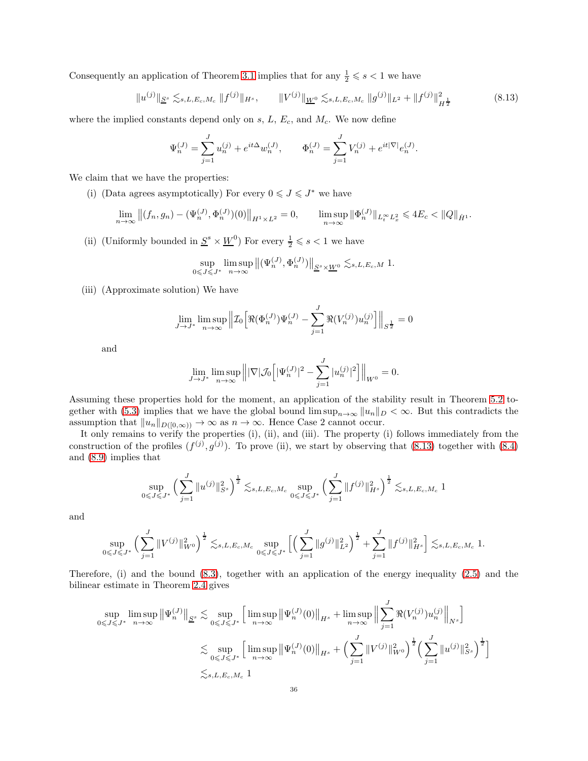Consequently an application of Theorem 3.1 implies that for any $\frac{1}{2} \leqslant s < 1$ we have

$$\|u^{(j)}\|_{\underline{S}^s} \lesssim_{s,L,E_c,M_c} \|f^{(j)}\|_{H^s}, \qquad \|V^{(j)}\|_{\underline{W}^0} \lesssim_{s,L,E_c,M_c} \|g^{(j)}\|_{L^2} + \|f^{(j)}\|^2_{H^{\frac{1}{2}}} \tag{8.13}$$

where the implied constants depend only on $s$, $L$, $E_c$, and $M_c$. We now define

$$\Psi^{(J)}_n = \sum_{j=1}^{J} u^{(j)}_n + e^{it\Delta} w^{(J)}_n, \qquad \Phi^{(J)}_n = \sum_{j=1}^{J} V^{(j)}_n + e^{it|\nabla|} e^{(J)}_n.$$

We claim that we have the properties:

(i) (Data agrees asymptotically) For every $0 \leqslant J \leqslant J^*$ we have

$$\lim_{n\to\infty} \big\|(f_n, g_n) - (\Psi^{(J)}_n, \Phi^{(J)}_n)(0)\big\|_{H^1\times L^2} = 0, \qquad \limsup_{n\to\infty} \|\Phi^{(J)}_n\|_{L^\infty_t L^2_x} \leqslant 4E_c < \|Q\|_{\dot H^1}.$$

(ii) (Uniformly bounded in $\underline{S}^s \times \underline{W}^0$) For every $\frac{1}{2} \leqslant s < 1$ we have

$$\sup_{0\leqslant J\leqslant J^*} \limsup_{n\to\infty} \big\|(\Psi^{(J)}_n, \Phi^{(J)}_n)\big\|_{\underline{S}^s\times \underline{W}^0} \lesssim_{s,L,E_c,M} 1.$$

(iii) (Approximate solution) We have

$$\lim_{J\to J^*} \limsup_{n\to\infty} \Big\| \mathcal{I}_0\Big[\Re(\Phi^{(J)}_n)\Psi^{(J)}_n - \sum_{j=1}^{J} \Re(V^{(j)}_n) u^{(j)}_n\Big]\Big\|_{S^{\frac{1}{2}}} = 0$$

and

$$\lim_{J\to J^*} \limsup_{n\to\infty} \Big\| |\nabla| \mathcal{J}_0\Big[|\Psi^{(J)}_n|^2 - \sum_{j=1}^{J} |u^{(j)}_n|^2\Big]\Big\|_{W^0} = 0.$$

Assuming these properties hold for the moment, an application of the stability result in Theorem 5.2 together with (5.3) implies that we have the global bound $\limsup_{n\to\infty}\|u_n\|_D < \infty$. But this contradicts the assumption that $\|u_n\|_{D([0,\infty))} \to \infty$ as $n \to \infty$. Hence Case 2 cannot occur.

It only remains to verify the properties (i), (ii), and (iii). The property (i) follows immediately from the construction of the profiles $(f^{(j)}, g^{(j)})$. To prove (ii), we start by observing that (8.13) together with (8.4) and (8.9) implies that

$$\sup_{0\leqslant J\leqslant J^*} \Big(\sum_{j=1}^{J} \|u^{(j)}\|^2_{S^s}\Big)^{\frac{1}{2}} \lesssim_{s,L,E_c,M_c} \sup_{0\leqslant J\leqslant J^*} \Big(\sum_{j=1}^{J} \|f^{(j)}\|^2_{H^s}\Big)^{\frac{1}{2}} \lesssim_{s,L,E_c,M_c} 1$$

and

$$\sup_{0\leqslant J\leqslant J^*} \Big(\sum_{j=1}^{J} \|V^{(j)}\|^2_{W^0}\Big)^{\frac{1}{2}} \lesssim_{s,L,E_c,M_c} \sup_{0\leqslant J\leqslant J^*} \Big[\Big(\sum_{j=1}^{J} \|g^{(j)}\|^2_{L^2}\Big)^{\frac{1}{2}} + \sum_{j=1}^{J} \|f^{(j)}\|^2_{H^s}\Big] \lesssim_{s,L,E_c,M_c} 1.$$

Therefore, (i) and the bound (8.3), together with an application of the energy inequality (2.5) and the bilinear estimate in Theorem 2.4 gives

$$\begin{aligned}
\sup_{0\leqslant J\leqslant J^*} \limsup_{n\to\infty} \big\|\Psi^{(J)}_n\big\|_{\underline{S}^s} &\lesssim \sup_{0\leqslant J\leqslant J^*} \Big[\limsup_{n\to\infty} \big\|\Psi^{(J)}_n(0)\big\|_{H^s} + \limsup_{n\to\infty} \Big\|\sum_{j=1}^{J} \Re(V^{(j)}_n) u^{(j)}_n\Big\|_{N^s}\Big] \\
&\lesssim \sup_{0\leqslant J\leqslant J^*} \Big[\limsup_{n\to\infty} \big\|\Psi^{(J)}_n(0)\big\|_{H^s} + \Big(\sum_{j=1}^{J} \|V^{(j)}\|^2_{W^0}\Big)^{\frac{1}{2}} \Big(\sum_{j=1}^{J} \|u^{(j)}\|^2_{S^s}\Big)^{\frac{1}{2}}\Big] \\
&\lesssim_{s,L,E_c,M_c} 1
\end{aligned}$$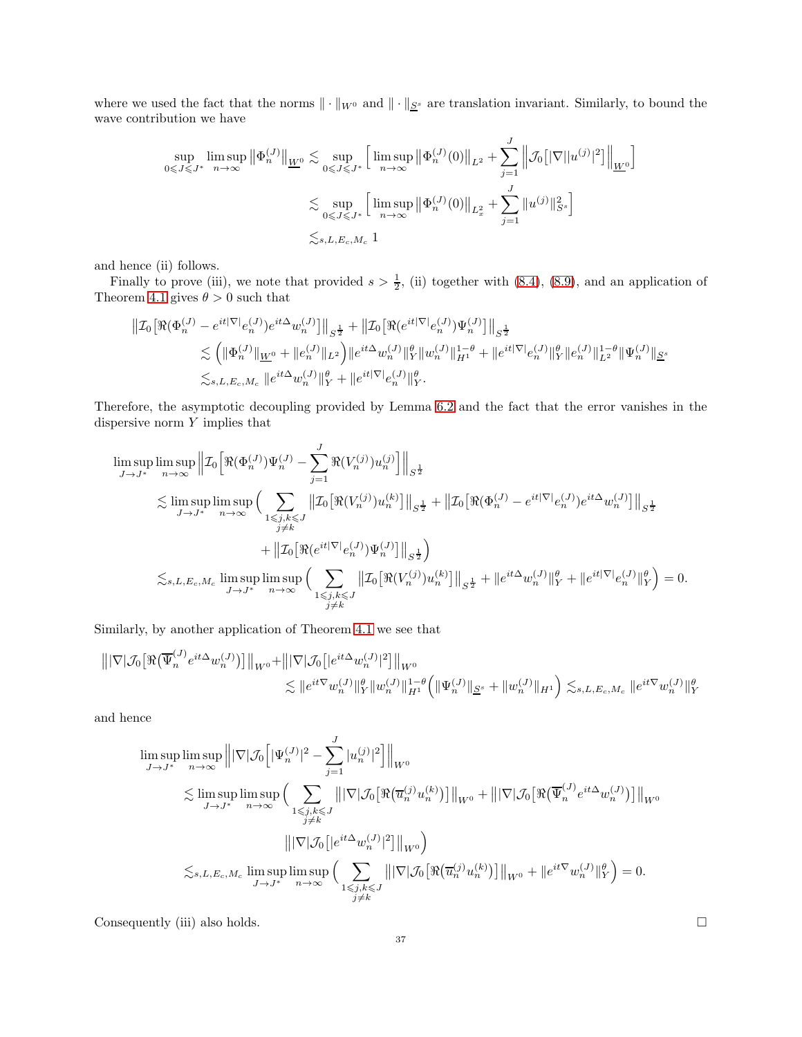where we used the fact that the norms $\|\cdot\|_{W^0}$ and $\|\cdot\|_{\underline{S}^s}$ are translation invariant. Similarly, to bound the wave contribution we have

$$
\begin{aligned}
\sup_{0\leqslant J\leqslant J^*}\limsup_{n\to\infty}\big\|\Phi_n^{(J)}\big\|_{\underline{W}^0} &\lesssim \sup_{0\leqslant J\leqslant J^*}\Big[\limsup_{n\to\infty}\big\|\Phi_n^{(J)}(0)\big\|_{L^2}+\sum_{j=1}^{J}\Big\|\mathcal{J}_0\big[|\nabla||u^{(j)}|^2\big]\Big\|_{\underline{W}^0}\Big]\\
&\lesssim \sup_{0\leqslant J\leqslant J^*}\Big[\limsup_{n\to\infty}\big\|\Phi_n^{(J)}(0)\big\|_{L^2_x}+\sum_{j=1}^{J}\|u^{(j)}\|_{S^s}^2\Big]\\
&\lesssim_{s,L,E_c,M_c} 1
\end{aligned}
$$

and hence (ii) follows.

Finally to prove (iii), we note that provided $s>\frac{1}{2}$, (ii) together with (8.4), (8.9), and an application of Theorem 4.1 gives $\theta>0$ such that

$$
\begin{aligned}
&\big\|\mathcal{I}_0\big[\Re(\Phi_n^{(J)}-e^{it|\nabla|}e_n^{(J)})e^{it\Delta}w_n^{(J)}\big]\big\|_{S^{\frac{1}{2}}}+\big\|\mathcal{I}_0\big[\Re(e^{it|\nabla|}e_n^{(J)})\Psi_n^{(J)}\big]\big\|_{S^{\frac{1}{2}}}\\
&\qquad\lesssim\Big(\|\Phi_n^{(J)}\|_{\underline{W}^0}+\|e_n^{(J)}\|_{L^2}\Big)\|e^{it\Delta}w_n^{(J)}\|_Y^{\theta}\|w_n^{(J)}\|_{H^1}^{1-\theta}+\|e^{it|\nabla|}e_n^{(J)}\|_Y^{\theta}\|e_n^{(J)}\|_{L^2}^{1-\theta}\|\Psi_n^{(J)}\|_{\underline{S}^s}\\
&\qquad\lesssim_{s,L,E_c,M_c}\|e^{it\Delta}w_n^{(J)}\|_Y^{\theta}+\|e^{it|\nabla|}e_n^{(J)}\|_Y^{\theta}.
\end{aligned}
$$

Therefore, the asymptotic decoupling provided by Lemma 6.2 and the fact that the error vanishes in the dispersive norm $Y$ implies that

$$
\begin{aligned}
&\limsup_{J\to J^*}\limsup_{n\to\infty}\Big\|\mathcal{I}_0\Big[\Re(\Phi_n^{(J)})\Psi_n^{(J)}-\sum_{j=1}^{J}\Re(V_n^{(j)})u_n^{(j)}\Big]\Big\|_{S^{\frac{1}{2}}}\\
&\quad\lesssim\limsup_{J\to J^*}\limsup_{n\to\infty}\Big(\sum_{\substack{1\leqslant j,k\leqslant J\\ j\neq k}}\big\|\mathcal{I}_0\big[\Re(V_n^{(j)})u_n^{(k)}\big]\big\|_{S^{\frac{1}{2}}}+\big\|\mathcal{I}_0\big[\Re(\Phi_n^{(J)}-e^{it|\nabla|}e_n^{(J)})e^{it\Delta}w_n^{(J)}\big]\big\|_{S^{\frac{1}{2}}}\\
&\qquad\qquad+\big\|\mathcal{I}_0\big[\Re(e^{it|\nabla|}e_n^{(J)})\Psi_n^{(J)}\big]\big\|_{S^{\frac{1}{2}}}\Big)\\
&\quad\lesssim_{s,L,E_c,M_c}\limsup_{J\to J^*}\limsup_{n\to\infty}\Big(\sum_{\substack{1\leqslant j,k\leqslant J\\ j\neq k}}\big\|\mathcal{I}_0\big[\Re(V_n^{(j)})u_n^{(k)}\big]\big\|_{S^{\frac{1}{2}}}+\|e^{it\Delta}w_n^{(J)}\|_Y^{\theta}+\|e^{it|\nabla|}e_n^{(J)}\|_Y^{\theta}\Big)=0.
\end{aligned}
$$

Similarly, by another application of Theorem 4.1 we see that

$$
\begin{aligned}
\big\||\nabla|\mathcal{J}_0\big[\Re\big(\overline{\Psi}_n^{(J)}e^{it\Delta}w_n^{(J)}\big)\big]\big\|_{W^0}&+\big\||\nabla|\mathcal{J}_0\big[|e^{it\Delta}w_n^{(J)}|^2\big]\big\|_{W^0}\\
&\lesssim\|e^{it\nabla}w_n^{(J)}\|_Y^{\theta}\|w_n^{(J)}\|_{H^1}^{1-\theta}\Big(\|\Psi_n^{(J)}\|_{\underline{S}^s}+\|w_n^{(J)}\|_{H^1}\Big)\lesssim_{s,L,E_c,M_c}\|e^{it\nabla}w_n^{(J)}\|_Y^{\theta}
\end{aligned}
$$

and hence

$$
\begin{aligned}
&\limsup_{J\to J^*}\limsup_{n\to\infty}\Big\||\nabla|\mathcal{J}_0\Big[|\Psi_n^{(J)}|^2-\sum_{j=1}^{J}|u_n^{(j)}|^2\Big]\Big\|_{W^0}\\
&\quad\lesssim\limsup_{J\to J^*}\limsup_{n\to\infty}\Big(\sum_{\substack{1\leqslant j,k\leqslant J\\ j\neq k}}\big\||\nabla|\mathcal{J}_0\big[\Re\big(\overline{u}_n^{(j)}u_n^{(k)}\big)\big]\big\|_{W^0}+\big\||\nabla|\mathcal{J}_0\big[\Re\big(\overline{\Psi}_n^{(J)}e^{it\Delta}w_n^{(J)}\big)\big]\big\|_{W^0}\\
&\qquad\qquad\big\||\nabla|\mathcal{J}_0\big[|e^{it\Delta}w_n^{(J)}|^2\big]\big\|_{W^0}\Big)\\
&\quad\lesssim_{s,L,E_c,M_c}\limsup_{J\to J^*}\limsup_{n\to\infty}\Big(\sum_{\substack{1\leqslant j,k\leqslant J\\ j\neq k}}\big\||\nabla|\mathcal{J}_0\big[\Re\big(\overline{u}_n^{(j)}u_n^{(k)}\big)\big]\big\|_{W^0}+\|e^{it\nabla}w_n^{(J)}\|_Y^{\theta}\Big)=0.
\end{aligned}
$$

Consequently (iii) also holds. $\square$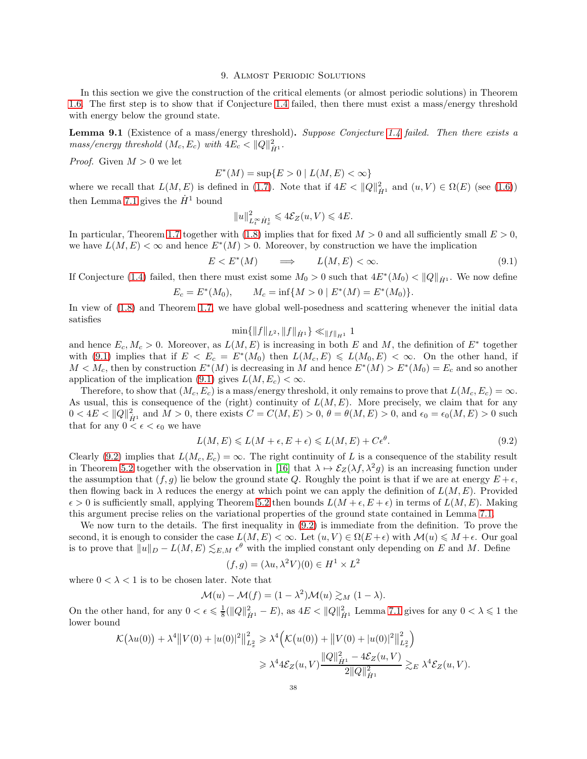## 9. Almost Periodic Solutions

In this section we give the construction of the critical elements (or almost periodic solutions) in Theorem 1.6. The first step is to show that if Conjecture 1.4 failed, then there must exist a mass/energy threshold with energy below the ground state.

**Lemma 9.1** (Existence of a mass/energy threshold)**.** *Suppose Conjecture 1.4 failed. Then there exists a mass/energy threshold $(M_c, E_c)$ with $4E_c < \|Q\|^2_{\dot H^1}$.*

*Proof.* Given $M > 0$ we let

$$E^*(M) = \sup\{E > 0 \mid L(M,E) < \infty\}$$

where we recall that $L(M,E)$ is defined in (1.7). Note that if $4E < \|Q\|^2_{\dot H^1}$ and $(u,V) \in \Omega(E)$ (see (1.6)) then Lemma 7.1 gives the $\dot H^1$ bound

$$\|u\|^2_{L^\infty_t \dot H^1_x} \leqslant 4\mathcal{E}_Z(u,V) \leqslant 4E.$$

In particular, Theorem 1.7 together with (1.8) implies that for fixed $M > 0$ and all sufficiently small $E > 0$, we have $L(M,E) < \infty$ and hence $E^*(M) > 0$. Moreover, by construction we have the implication

$$E < E^*(M) \qquad \Longrightarrow \qquad L\big(M,E\big) < \infty. \tag{9.1}$$

If Conjecture (1.4) failed, then there must exist some $M_0 > 0$ such that $4E^*(M_0) < \|Q\|_{\dot H^1}$. We now define

$$E_c = E^*(M_0), \qquad M_c = \inf\{M > 0 \mid E^*(M) = E^*(M_0)\}.$$

In view of (1.8) and Theorem 1.7, we have global well-posedness and scattering whenever the initial data satisfies

$$\min\{\|f\|_{L^2}, \|f\|_{\dot H^1}\} \ll_{\|f\|_{H^1}} 1$$

and hence $E_c, M_c > 0$. Moreover, as $L(M,E)$ is increasing in both $E$ and $M$, the definition of $E^*$ together with (9.1) implies that if $E < E_c = E^*(M_0)$ then $L(M_c, E) \leqslant L(M_0, E) < \infty$. On the other hand, if $M < M_c$, then by construction $E^*(M)$ is decreasing in $M$ and hence $E^*(M) > E^*(M_0) = E_c$ and so another application of the implication (9.1) gives $L(M, E_c) < \infty$.

Therefore, to show that $(M_c, E_c)$ is a mass/energy threshold, it only remains to prove that $L(M_c, E_c) = \infty$. As usual, this is consequence of the (right) continuity of $L(M,E)$. More precisely, we claim that for any $0 < 4E < \|Q\|^2_{\dot H^1}$ and $M > 0$, there exists $C = C(M,E) > 0$, $\theta = \theta(M,E) > 0$, and $\epsilon_0 = \epsilon_0(M,E) > 0$ such that for any $0 < \epsilon < \epsilon_0$ we have

$$L(M,E) \leqslant L(M+\epsilon, E+\epsilon) \leqslant L(M,E) + C\epsilon^\theta. \tag{9.2}$$

Clearly (9.2) implies that $L(M_c, E_c) = \infty$. The right continuity of $L$ is a consequence of the stability result in Theorem 5.2 together with the observation in [16] that $\lambda \mapsto \mathcal{E}_Z(\lambda f, \lambda^2 g)$ is an increasing function under the assumption that $(f,g)$ lie below the ground state $Q$. Roughly the point is that if we are at energy $E+\epsilon$, then flowing back in $\lambda$ reduces the energy at which point we can apply the definition of $L(M,E)$. Provided $\epsilon > 0$ is sufficiently small, applying Theorem 5.2 then bounds $L(M+\epsilon, E+\epsilon)$ in terms of $L(M,E)$. Making this argument precise relies on the variational properties of the ground state contained in Lemma 7.1.

We now turn to the details. The first inequality in (9.2) is immediate from the definition. To prove the second, it is enough to consider the case $L(M,E) < \infty$. Let $(u,V) \in \Omega(E+\epsilon)$ with $\mathcal{M}(u) \leqslant M + \epsilon$. Our goal is to prove that $\|u\|_D - L(M,E) \lesssim_{E,M} \epsilon^\theta$ with the implied constant only depending on $E$ and $M$. Define

$$(f,g) = (\lambda u, \lambda^2 V)(0) \in H^1 \times L^2$$

where $0 < \lambda < 1$ is to be chosen later. Note that

$$\mathcal{M}(u) - \mathcal{M}(f) = (1-\lambda^2)\mathcal{M}(u) \gtrsim_M (1-\lambda).$$

On the other hand, for any $0 < \epsilon \leqslant \frac{1}{8}(\|Q\|^2_{\dot H^1} - E)$, as $4E < \|Q\|^2_{\dot H^1}$ Lemma 7.1 gives for any $0 < \lambda \leqslant 1$ the lower bound

$$\begin{aligned}
\mathcal{K}\big(\lambda u(0)\big) + \lambda^4 \big\|V(0) + |u(0)|^2\big\|^2_{L^2_x} &\geqslant \lambda^4\Big(\mathcal{K}\big(u(0)\big) + \big\|V(0) + |u(0)|^2\big\|^2_{L^2_x}\Big) \\
&\geqslant \lambda^4 4\mathcal{E}_Z(u,V)\frac{\|Q\|^2_{\dot H^1} - 4\mathcal{E}_Z(u,V)}{2\|Q\|^2_{\dot H^1}} \gtrsim_E \lambda^4 \mathcal{E}_Z(u,V).
\end{aligned}$$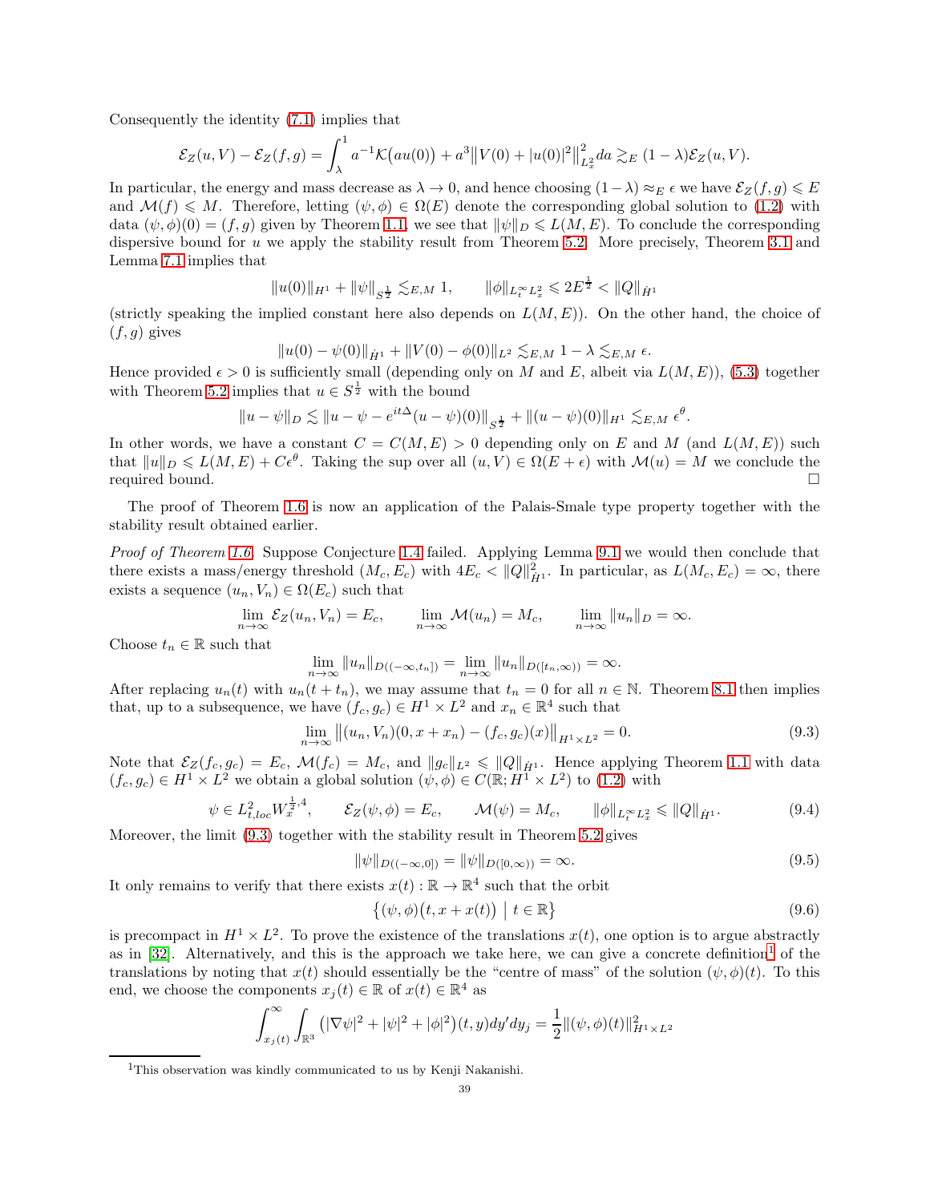Consequently the identity (7.1) implies that

$$\mathcal{E}_Z(u,V) - \mathcal{E}_Z(f,g) = \int_\lambda^1 a^{-1}\mathcal{K}\big(au(0)\big) + a^3\big\|V(0) + |u(0)|^2\big\|_{L^2_x}^2 da \gtrsim_E (1-\lambda)\mathcal{E}_Z(u,V).$$

In particular, the energy and mass decrease as $\lambda \to 0$, and hence choosing $(1-\lambda) \approx_E \epsilon$ we have $\mathcal{E}_Z(f,g) \leqslant E$ and $\mathcal{M}(f) \leqslant M$. Therefore, letting $(\psi,\phi) \in \Omega(E)$ denote the corresponding global solution to (1.2) with data $(\psi,\phi)(0) = (f,g)$ given by Theorem 1.1, we see that $\|\psi\|_D \leqslant L(M,E)$. To conclude the corresponding dispersive bound for $u$ we apply the stability result from Theorem 5.2. More precisely, Theorem 3.1 and Lemma 7.1 implies that

$$\|u(0)\|_{H^1} + \|\psi\|_{S^{\frac{1}{2}}} \lesssim_{E,M} 1, \qquad \|\phi\|_{L^\infty_t L^2_x} \leqslant 2E^{\frac{1}{2}} < \|Q\|_{\dot{H}^1}$$

(strictly speaking the implied constant here also depends on $L(M,E)$). On the other hand, the choice of $(f,g)$ gives

$$\|u(0) - \psi(0)\|_{\dot{H}^1} + \|V(0) - \phi(0)\|_{L^2} \lesssim_{E,M} 1-\lambda \lesssim_{E,M} \epsilon.$$

Hence provided $\epsilon > 0$ is sufficiently small (depending only on $M$ and $E$, albeit via $L(M,E)$), (5.3) together with Theorem 5.2 implies that $u \in S^{\frac{1}{2}}$ with the bound

$$\|u - \psi\|_D \lesssim \|u - \psi - e^{it\Delta}(u-\psi)(0)\|_{S^{\frac{1}{2}}} + \|(u-\psi)(0)\|_{H^1} \lesssim_{E,M} \epsilon^\theta.$$

In other words, we have a constant $C = C(M,E) > 0$ depending only on $E$ and $M$ (and $L(M,E)$) such that $\|u\|_D \leqslant L(M,E) + C\epsilon^\theta$. Taking the sup over all $(u,V) \in \Omega(E+\epsilon)$ with $\mathcal{M}(u) = M$ we conclude the required bound. □

The proof of Theorem 1.6 is now an application of the Palais-Smale type property together with the stability result obtained earlier.

*Proof of Theorem 1.6.* Suppose Conjecture 1.4 failed. Applying Lemma 9.1 we would then conclude that there exists a mass/energy threshold $(M_c, E_c)$ with $4E_c < \|Q\|^2_{\dot{H}^1}$. In particular, as $L(M_c,E_c) = \infty$, there exists a sequence $(u_n, V_n) \in \Omega(E_c)$ such that

$$\lim_{n\to\infty} \mathcal{E}_Z(u_n, V_n) = E_c, \qquad \lim_{n\to\infty} \mathcal{M}(u_n) = M_c, \qquad \lim_{n\to\infty} \|u_n\|_D = \infty.$$

Choose $t_n \in \mathbb{R}$ such that

$$\lim_{n\to\infty} \|u_n\|_{D((-\infty,t_n])} = \lim_{n\to\infty} \|u_n\|_{D([t_n,\infty))} = \infty.$$

After replacing $u_n(t)$ with $u_n(t+t_n)$, we may assume that $t_n = 0$ for all $n \in \mathbb{N}$. Theorem 8.1 then implies that, up to a subsequence, we have $(f_c, g_c) \in H^1 \times L^2$ and $x_n \in \mathbb{R}^4$ such that

$$\lim_{n\to\infty} \big\|(u_n, V_n)(0, x+x_n) - (f_c, g_c)(x)\big\|_{H^1\times L^2} = 0. \tag{9.3}$$

Note that $\mathcal{E}_Z(f_c, g_c) = E_c$, $\mathcal{M}(f_c) = M_c$, and $\|g_c\|_{L^2} \leqslant \|Q\|_{\dot{H}^1}$. Hence applying Theorem 1.1 with data $(f_c, g_c) \in H^1 \times L^2$ we obtain a global solution $(\psi, \phi) \in C(\mathbb{R}; H^1 \times L^2)$ to (1.2) with

$$\psi \in L^2_{t,loc} W^{\frac{1}{2},4}_x, \qquad \mathcal{E}_Z(\psi,\phi) = E_c, \qquad \mathcal{M}(\psi) = M_c, \qquad \|\phi\|_{L^\infty_t L^2_x} \leqslant \|Q\|_{\dot{H}^1}. \tag{9.4}$$

Moreover, the limit (9.3) together with the stability result in Theorem 5.2 gives

$$\|\psi\|_{D((-\infty,0])} = \|\psi\|_{D([0,\infty))} = \infty. \tag{9.5}$$

It only remains to verify that there exists $x(t) : \mathbb{R} \to \mathbb{R}^4$ such that the orbit

$$\big\{(\psi,\phi)\big(t, x + x(t)\big) \;\big|\; t \in \mathbb{R}\big\} \tag{9.6}$$

is precompact in $H^1 \times L^2$. To prove the existence of the translations $x(t)$, one option is to argue abstractly as in [32]. Alternatively, and this is the approach we take here, we can give a concrete definition[1] of the translations by noting that $x(t)$ should essentially be the "centre of mass" of the solution $(\psi,\phi)(t)$. To this end, we choose the components $x_j(t) \in \mathbb{R}$ of $x(t) \in \mathbb{R}^4$ as

$$\int_{x_j(t)}^\infty \int_{\mathbb{R}^3} \big(|\nabla\psi|^2 + |\psi|^2 + |\phi|^2\big)(t,y) dy' dy_j = \frac{1}{2}\|(\psi,\phi)(t)\|^2_{H^1\times L^2}$$

[1] This observation was kindly communicated to us by Kenji Nakanishi.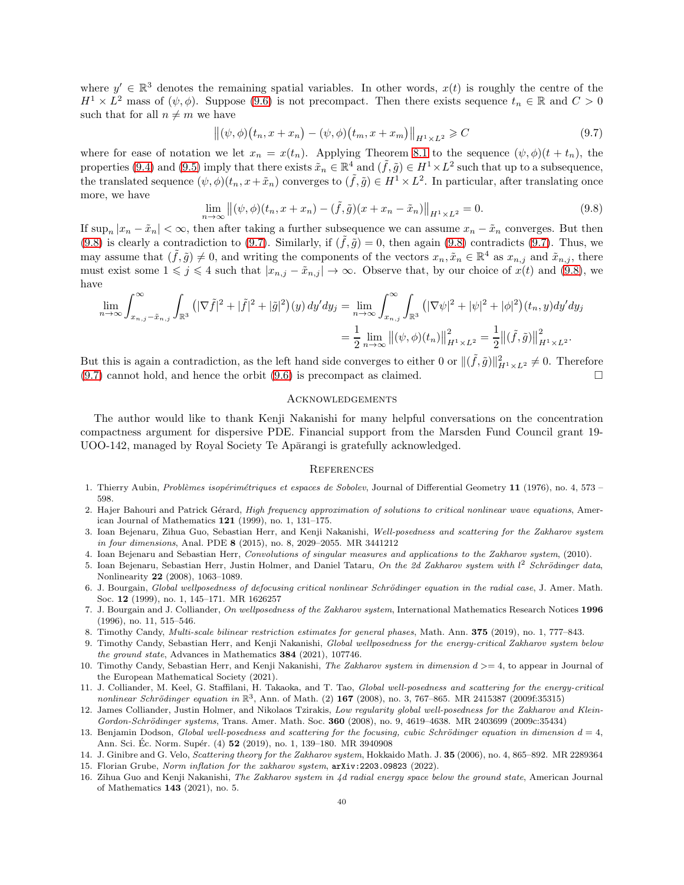where $y' \in \mathbb{R}^3$ denotes the remaining spatial variables. In other words, $x(t)$ is roughly the centre of the $H^1 \times L^2$ mass of $(\psi, \phi)$. Suppose (9.6) is not precompact. Then there exists sequence $t_n \in \mathbb{R}$ and $C > 0$ such that for all $n \neq m$ we have

$$\big\|(\psi,\phi)\big(t_n, x + x_n\big) - (\psi,\phi)\big(t_m, x + x_m\big)\big\|_{H^1\times L^2} \geqslant C \tag{9.7}$$

where for ease of notation we let $x_n = x(t_n)$. Applying Theorem 8.1 to the sequence $(\psi,\phi)(t + t_n)$, the properties (9.4) and (9.5) imply that there exists $\tilde{x}_n \in \mathbb{R}^4$ and $(\tilde{f}, \tilde{g}) \in H^1 \times L^2$ such that up to a subsequence, the translated sequence $(\psi,\phi)(t_n, x + \tilde{x}_n)$ converges to $(\tilde{f}, \tilde{g}) \in H^1 \times L^2$. In particular, after translating once more, we have

$$\lim_{n\to\infty} \big\|(\psi,\phi)(t_n, x + x_n) - (\tilde{f},\tilde{g})(x + x_n - \tilde{x}_n)\big\|_{H^1\times L^2} = 0. \tag{9.8}$$

If $\sup_n |x_n - \tilde{x}_n| < \infty$, then after taking a further subsequence we can assume $x_n - \tilde{x}_n$ converges. But then (9.8) is clearly a contradiction to (9.7). Similarly, if $(\tilde{f}, \tilde{g}) = 0$, then again (9.8) contradicts (9.7). Thus, we may assume that $(\tilde{f}, \tilde{g}) \neq 0$, and writing the components of the vectors $x_n, \tilde{x}_n \in \mathbb{R}^4$ as $x_{n,j}$ and $\tilde{x}_{n,j}$, there must exist some $1 \leqslant j \leqslant 4$ such that $|x_{n,j} - \tilde{x}_{n,j}| \to \infty$. Observe that, by our choice of $x(t)$ and (9.8), we have

$$\begin{aligned}
\lim_{n\to\infty} \int_{x_{n,j}-\tilde{x}_{n,j}}^{\infty} \int_{\mathbb{R}^3} \big(|\nabla \tilde{f}|^2 + |\tilde{f}|^2 + |\tilde{g}|^2\big)(y)\, dy' dy_j &= \lim_{n\to\infty} \int_{x_{n,j}}^{\infty} \int_{\mathbb{R}^3} \big(|\nabla \psi|^2 + |\psi|^2 + |\phi|^2\big)(t_n, y) dy' dy_j \\
&= \frac{1}{2} \lim_{n\to\infty} \big\|(\psi,\phi)(t_n)\big\|^2_{H^1\times L^2} = \frac{1}{2}\big\|(\tilde{f},\tilde{g})\big\|^2_{H^1\times L^2}.
\end{aligned}$$

But this is again a contradiction, as the left hand side converges to either 0 or $\|(\tilde{f},\tilde{g})\|^2_{H^1\times L^2} \neq 0$. Therefore (9.7) cannot hold, and hence the orbit (9.6) is precompact as claimed. □

## Acknowledgements

The author would like to thank Kenji Nakanishi for many helpful conversations on the concentration compactness argument for dispersive PDE. Financial support from the Marsden Fund Council grant 19-UOO-142, managed by Royal Society Te Apārangi is gratefully acknowledged.

## References

1. Thierry Aubin, *Problèmes isopérimétriques et espaces de Sobolev*, Journal of Differential Geometry **11** (1976), no. 4, 573 – 598.
2. Hajer Bahouri and Patrick Gérard, *High frequency approximation of solutions to critical nonlinear wave equations*, American Journal of Mathematics **121** (1999), no. 1, 131–175.
3. Ioan Bejenaru, Zihua Guo, Sebastian Herr, and Kenji Nakanishi, *Well-posedness and scattering for the Zakharov system in four dimensions*, Anal. PDE **8** (2015), no. 8, 2029–2055. MR 3441212
4. Ioan Bejenaru and Sebastian Herr, *Convolutions of singular measures and applications to the Zakharov system*, (2010).
5. Ioan Bejenaru, Sebastian Herr, Justin Holmer, and Daniel Tataru, *On the 2d Zakharov system with $l^2$ Schrödinger data*, Nonlinearity **22** (2008), 1063–1089.
6. J. Bourgain, *Global wellposedness of defocusing critical nonlinear Schrödinger equation in the radial case*, J. Amer. Math. Soc. **12** (1999), no. 1, 145–171. MR 1626257
7. J. Bourgain and J. Colliander, *On wellposedness of the Zakharov system*, International Mathematics Research Notices **1996** (1996), no. 11, 515–546.
8. Timothy Candy, *Multi-scale bilinear restriction estimates for general phases*, Math. Ann. **375** (2019), no. 1, 777–843.
9. Timothy Candy, Sebastian Herr, and Kenji Nakanishi, *Global wellposedness for the energy-critical Zakharov system below the ground state*, Advances in Mathematics **384** (2021), 107746.
10. Timothy Candy, Sebastian Herr, and Kenji Nakanishi, *The Zakharov system in dimension d >= 4*, to appear in Journal of the European Mathematical Society (2021).
11. J. Colliander, M. Keel, G. Staffilani, H. Takaoka, and T. Tao, *Global well-posedness and scattering for the energy-critical nonlinear Schrödinger equation in $\mathbb{R}^3$*, Ann. of Math. (2) **167** (2008), no. 3, 767–865. MR 2415387 (2009f:35315)
12. James Colliander, Justin Holmer, and Nikolaos Tzirakis, *Low regularity global well-posedness for the Zakharov and Klein-Gordon-Schrödinger systems*, Trans. Amer. Math. Soc. **360** (2008), no. 9, 4619–4638. MR 2403699 (2009c:35434)
13. Benjamin Dodson, *Global well-posedness and scattering for the focusing, cubic Schrödinger equation in dimension d = 4*, Ann. Sci. Éc. Norm. Supér. (4) **52** (2019), no. 1, 139–180. MR 3940908
14. J. Ginibre and G. Velo, *Scattering theory for the Zakharov system*, Hokkaido Math. J. **35** (2006), no. 4, 865–892. MR 2289364
15. Florian Grube, *Norm inflation for the zakharov system*, arXiv:2203.09823 (2022).
16. Zihua Guo and Kenji Nakanishi, *The Zakharov system in 4d radial energy space below the ground state*, American Journal of Mathematics **143** (2021), no. 5.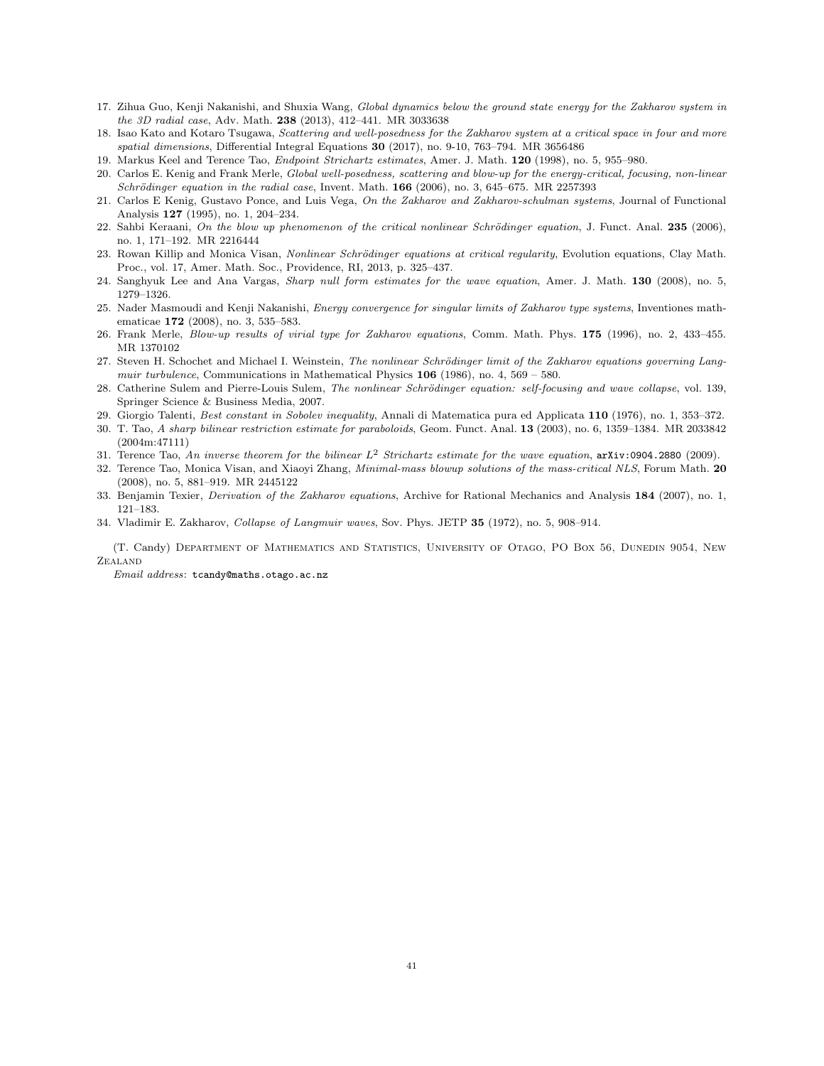17. Zihua Guo, Kenji Nakanishi, and Shuxia Wang, *Global dynamics below the ground state energy for the Zakharov system in the 3D radial case*, Adv. Math. **238** (2013), 412–441. MR 3033638
18. Isao Kato and Kotaro Tsugawa, *Scattering and well-posedness for the Zakharov system at a critical space in four and more spatial dimensions*, Differential Integral Equations **30** (2017), no. 9-10, 763–794. MR 3656486
19. Markus Keel and Terence Tao, *Endpoint Strichartz estimates*, Amer. J. Math. **120** (1998), no. 5, 955–980.
20. Carlos E. Kenig and Frank Merle, *Global well-posedness, scattering and blow-up for the energy-critical, focusing, non-linear Schrödinger equation in the radial case*, Invent. Math. **166** (2006), no. 3, 645–675. MR 2257393
21. Carlos E Kenig, Gustavo Ponce, and Luis Vega, *On the Zakharov and Zakharov-schulman systems*, Journal of Functional Analysis **127** (1995), no. 1, 204–234.
22. Sahbi Keraani, *On the blow up phenomenon of the critical nonlinear Schrödinger equation*, J. Funct. Anal. **235** (2006), no. 1, 171–192. MR 2216444
23. Rowan Killip and Monica Visan, *Nonlinear Schrödinger equations at critical regularity*, Evolution equations, Clay Math. Proc., vol. 17, Amer. Math. Soc., Providence, RI, 2013, p. 325–437.
24. Sanghyuk Lee and Ana Vargas, *Sharp null form estimates for the wave equation*, Amer. J. Math. **130** (2008), no. 5, 1279–1326.
25. Nader Masmoudi and Kenji Nakanishi, *Energy convergence for singular limits of Zakharov type systems*, Inventiones mathematicae **172** (2008), no. 3, 535–583.
26. Frank Merle, *Blow-up results of virial type for Zakharov equations*, Comm. Math. Phys. **175** (1996), no. 2, 433–455. MR 1370102
27. Steven H. Schochet and Michael I. Weinstein, *The nonlinear Schrödinger limit of the Zakharov equations governing Langmuir turbulence*, Communications in Mathematical Physics **106** (1986), no. 4, 569 – 580.
28. Catherine Sulem and Pierre-Louis Sulem, *The nonlinear Schrödinger equation: self-focusing and wave collapse*, vol. 139, Springer Science & Business Media, 2007.
29. Giorgio Talenti, *Best constant in Sobolev inequality*, Annali di Matematica pura ed Applicata **110** (1976), no. 1, 353–372.
30. T. Tao, *A sharp bilinear restriction estimate for paraboloids*, Geom. Funct. Anal. **13** (2003), no. 6, 1359–1384. MR 2033842 (2004m:47111)
31. Terence Tao, *An inverse theorem for the bilinear $L^2$ Strichartz estimate for the wave equation*, `arXiv:0904.2880` (2009).
32. Terence Tao, Monica Visan, and Xiaoyi Zhang, *Minimal-mass blowup solutions of the mass-critical NLS*, Forum Math. **20** (2008), no. 5, 881–919. MR 2445122
33. Benjamin Texier, *Derivation of the Zakharov equations*, Archive for Rational Mechanics and Analysis **184** (2007), no. 1, 121–183.
34. Vladimir E. Zakharov, *Collapse of Langmuir waves*, Sov. Phys. JETP **35** (1972), no. 5, 908–914.

(T. Candy) Department of Mathematics and Statistics, University of Otago, PO Box 56, Dunedin 9054, New Zealand

*Email address*: `tcandy@maths.otago.ac.nz`